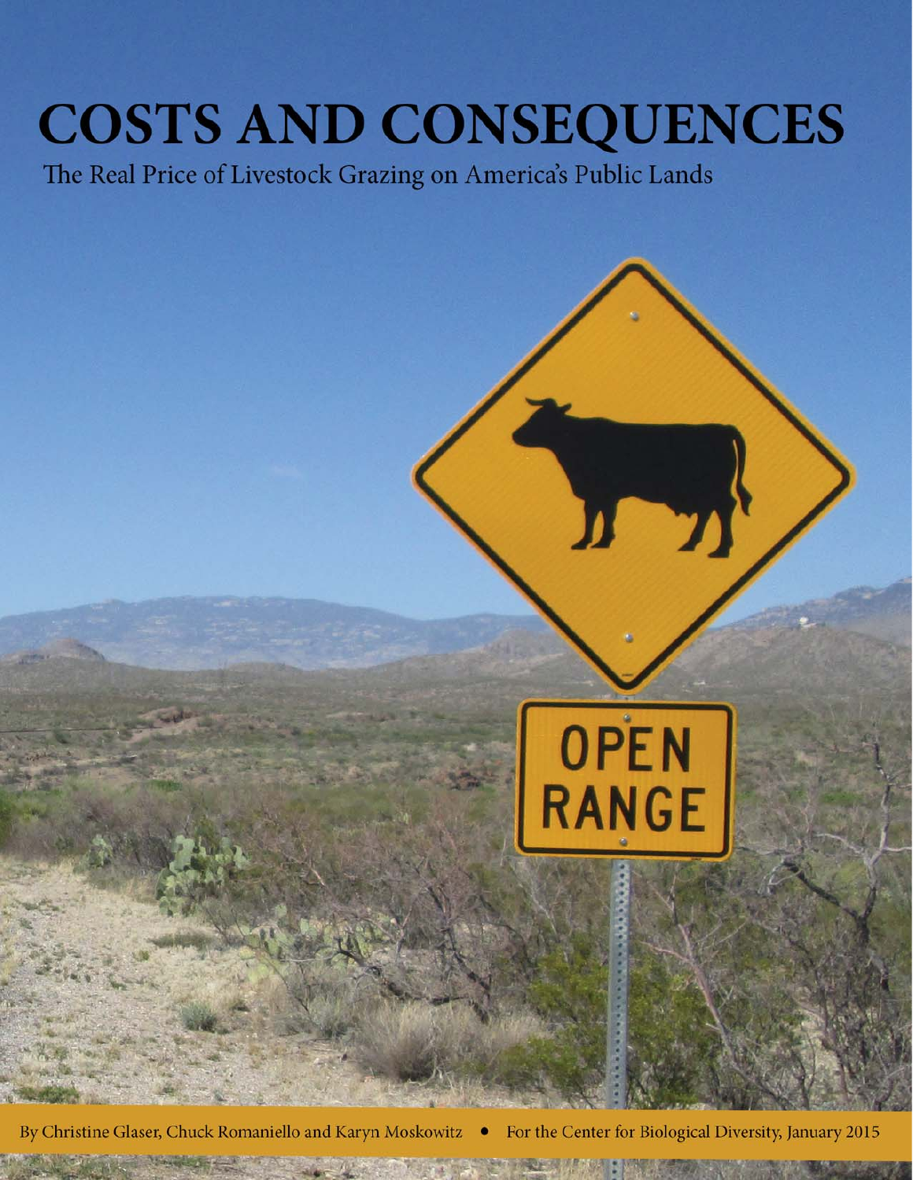# COSTS AND CONSEQUENCES

The Real Price of Livestock Grazing on America's Public Lands

By Christine Glaser, Chuck Romaniello and Karyn Moskowitz • For the Center for Biological Diversity, January 2015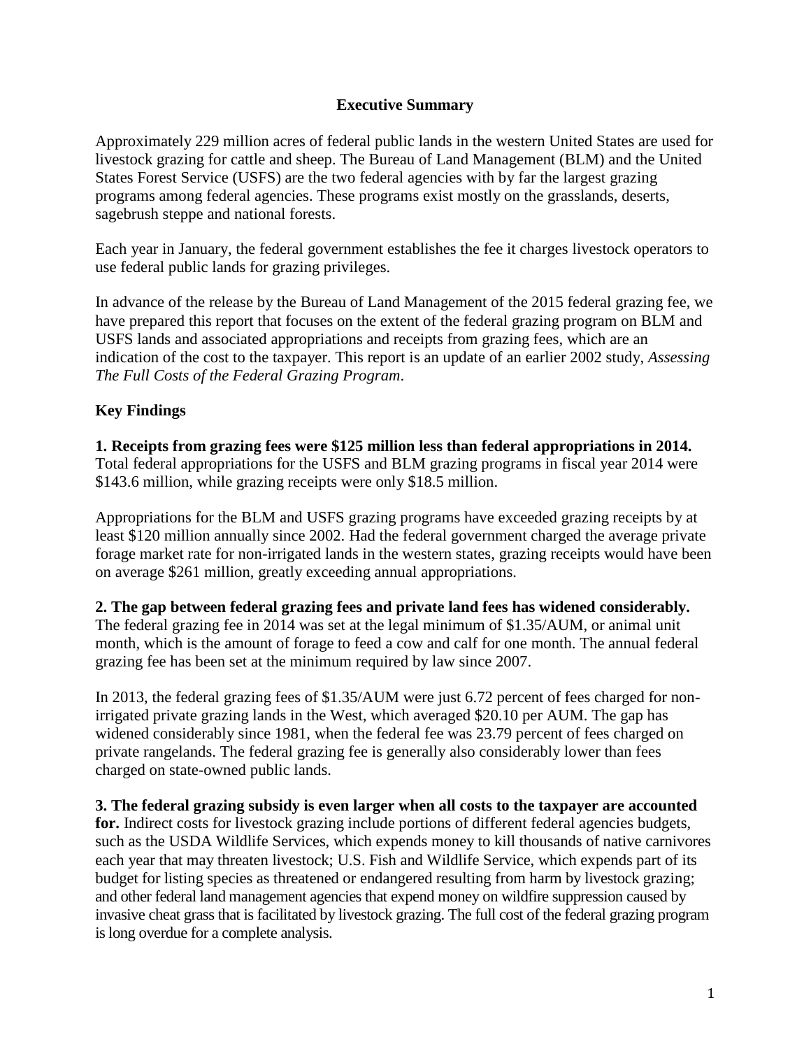## Executive Summary

Approximately 229 million acres of federal public lands in the western United States are used for livestock grazing for cattle and sheep. The Bureau of Land Management (BLM) and the United States Forest Service (USFS) are the two federal agencies with by far the largest grazing programs among federal agencies. These programs exist mostly on the grasslands, deserts, sagebrush steppe and national forests.

Each year in January, the federal government establishes the fee it charges livestock operators to use federal public lands for grazing privileges.

In advance of the release by the Bureau of Land Management of the 2015 federal grazing fee, we have prepared this report that focuses on the extent of the federal grazing program on BLM and USFS lands and associated appropriations and receipts from grazing fees, which are an indication of the cost to the taxpayer. This report is an update of an earlier 2002 study, *Assessing The Full Costs of the Federal Grazing Program*.

### Key Findings

**1. Receipts from grazing fees were $125 million less than federal appropriations in 2014.** Total federal appropriations for the USFS and BLM grazing programs in fiscal year 2014 were $143.6 million, while grazing receipts were only $18.5 million.

Appropriations for the BLM and USFS grazing programs have exceeded grazing receipts by at least $120 million annually since 2002. Had the federal government charged the average private forage market rate for non-irrigated lands in the western states, grazing receipts would have been on average $261 million, greatly exceeding annual appropriations.

**2. The gap between federal grazing fees and private land fees has widened considerably.** The federal grazing fee in 2014 was set at the legal minimum of $1.35/AUM, or animal unit month, which is the amount of forage to feed a cow and calf for one month. The annual federal grazing fee has been set at the minimum required by law since 2007.

In 2013, the federal grazing fees of $1.35/AUM were just 6.72 percent of fees charged for non-irrigated private grazing lands in the West, which averaged $20.10 per AUM. The gap has widened considerably since 1981, when the federal fee was 23.79 percent of fees charged on private rangelands. The federal grazing fee is generally also considerably lower than fees charged on state-owned public lands.

**3. The federal grazing subsidy is even larger when all costs to the taxpayer are accounted for.** Indirect costs for livestock grazing include portions of different federal agencies budgets, such as the USDA Wildlife Services, which expends money to kill thousands of native carnivores each year that may threaten livestock; U.S. Fish and Wildlife Service, which expends part of its budget for listing species as threatened or endangered resulting from harm by livestock grazing; and other federal land management agencies that expend money on wildfire suppression caused by invasive cheat grass that is facilitated by livestock grazing. The full cost of the federal grazing program is long overdue for a complete analysis.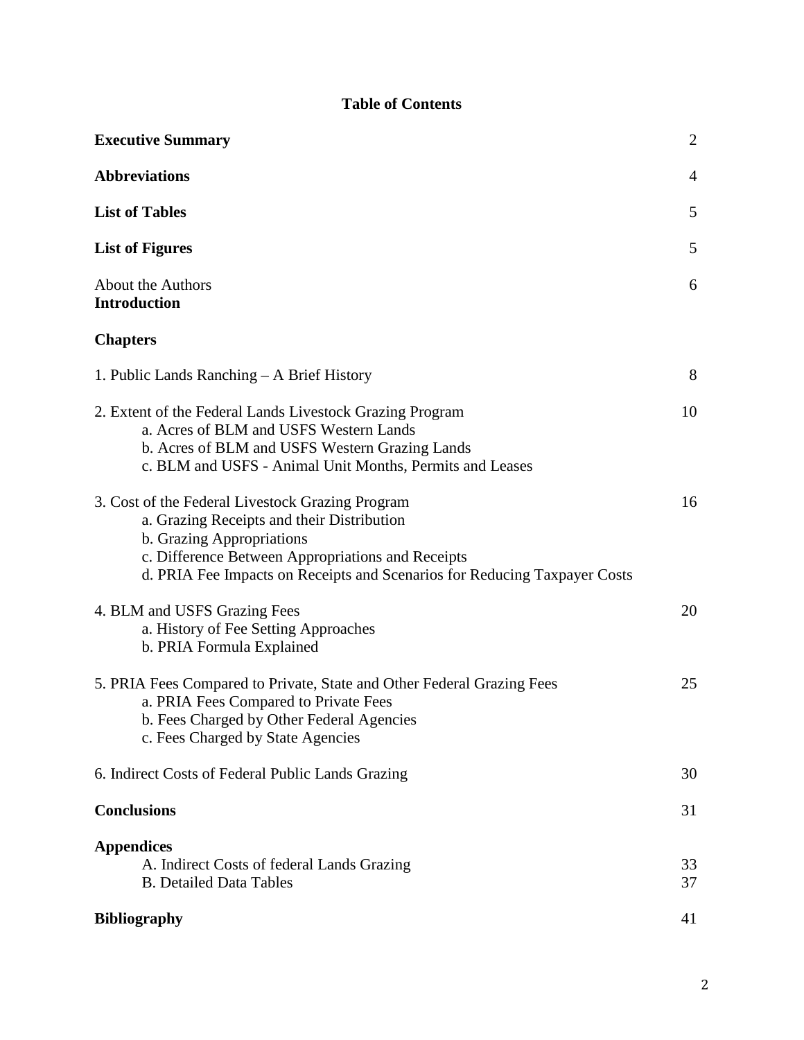# Table of Contents

| | |
|---|---|
| **Executive Summary** | 2 |
| **Abbreviations** | 4 |
| **List of Tables** | 5 |
| **List of Figures** | 5 |
| About the Authors | 6 |
| **Introduction** | |
| **Chapters** | |
| 1. Public Lands Ranching – A Brief History | 8 |
| 2. Extent of the Federal Lands Livestock Grazing Program | 10 |
| a. Acres of BLM and USFS Western Lands | |
| b. Acres of BLM and USFS Western Grazing Lands | |
| c. BLM and USFS - Animal Unit Months, Permits and Leases | |
| 3. Cost of the Federal Livestock Grazing Program | 16 |
| a. Grazing Receipts and their Distribution | |
| b. Grazing Appropriations | |
| c. Difference Between Appropriations and Receipts | |
| d. PRIA Fee Impacts on Receipts and Scenarios for Reducing Taxpayer Costs | |
| 4. BLM and USFS Grazing Fees | 20 |
| a. History of Fee Setting Approaches | |
| b. PRIA Formula Explained | |
| 5. PRIA Fees Compared to Private, State and Other Federal Grazing Fees | 25 |
| a. PRIA Fees Compared to Private Fees | |
| b. Fees Charged by Other Federal Agencies | |
| c. Fees Charged by State Agencies | |
| 6. Indirect Costs of Federal Public Lands Grazing | 30 |
| **Conclusions** | 31 |
| **Appendices** | |
| A. Indirect Costs of federal Lands Grazing | 33 |
| B. Detailed Data Tables | 37 |
| **Bibliography** | 41 |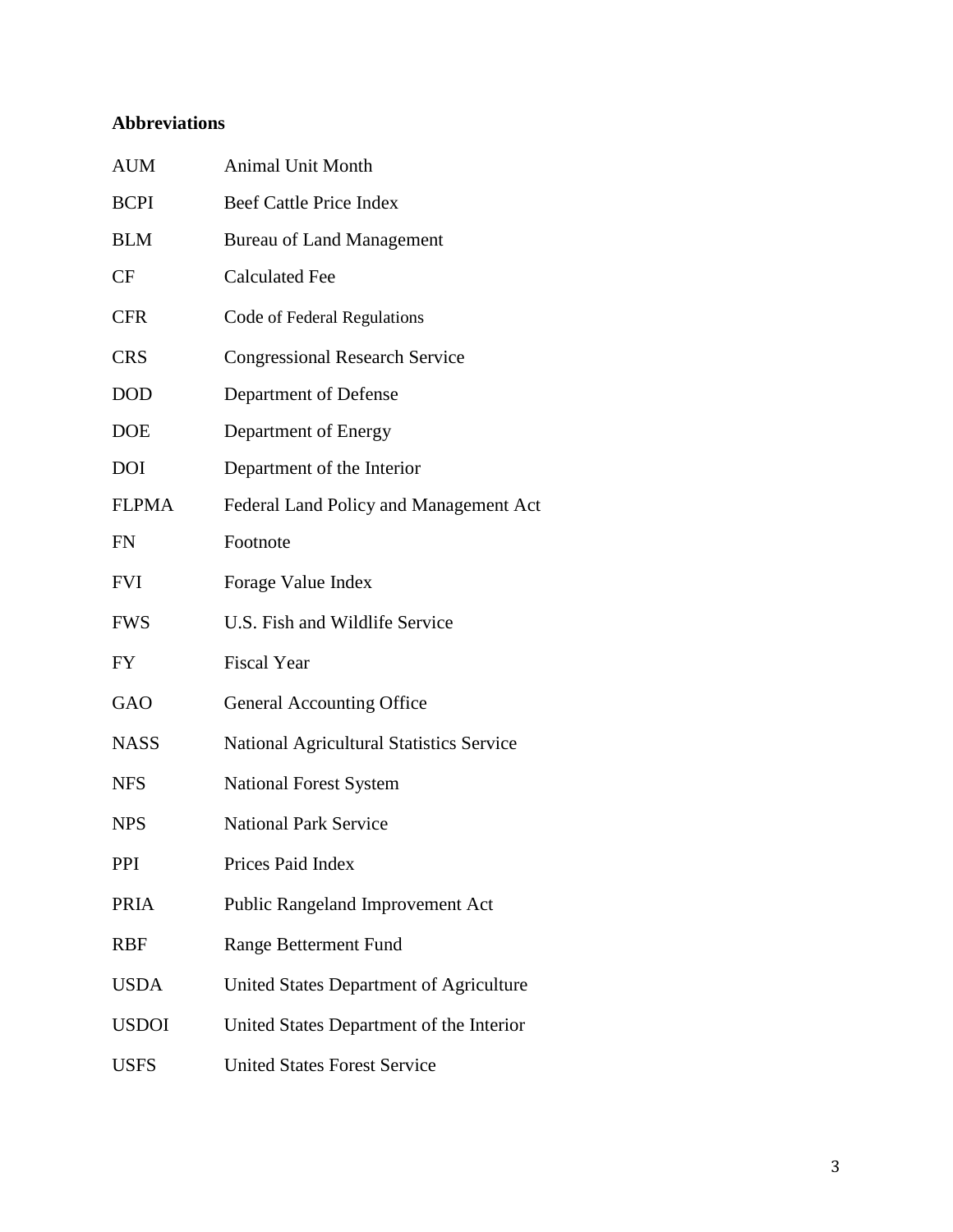## Abbreviations

| | |
|---|---|
| AUM | Animal Unit Month |
| BCPI | Beef Cattle Price Index |
| BLM | Bureau of Land Management |
| CF | Calculated Fee |
| CFR | Code of Federal Regulations |
| CRS | Congressional Research Service |
| DOD | Department of Defense |
| DOE | Department of Energy |
| DOI | Department of the Interior |
| FLPMA | Federal Land Policy and Management Act |
| FN | Footnote |
| FVI | Forage Value Index |
| FWS | U.S. Fish and Wildlife Service |
| FY | Fiscal Year |
| GAO | General Accounting Office |
| NASS | National Agricultural Statistics Service |
| NFS | National Forest System |
| NPS | National Park Service |
| PPI | Prices Paid Index |
| PRIA | Public Rangeland Improvement Act |
| RBF | Range Betterment Fund |
| USDA | United States Department of Agriculture |
| USDOI | United States Department of the Interior |
| USFS | United States Forest Service |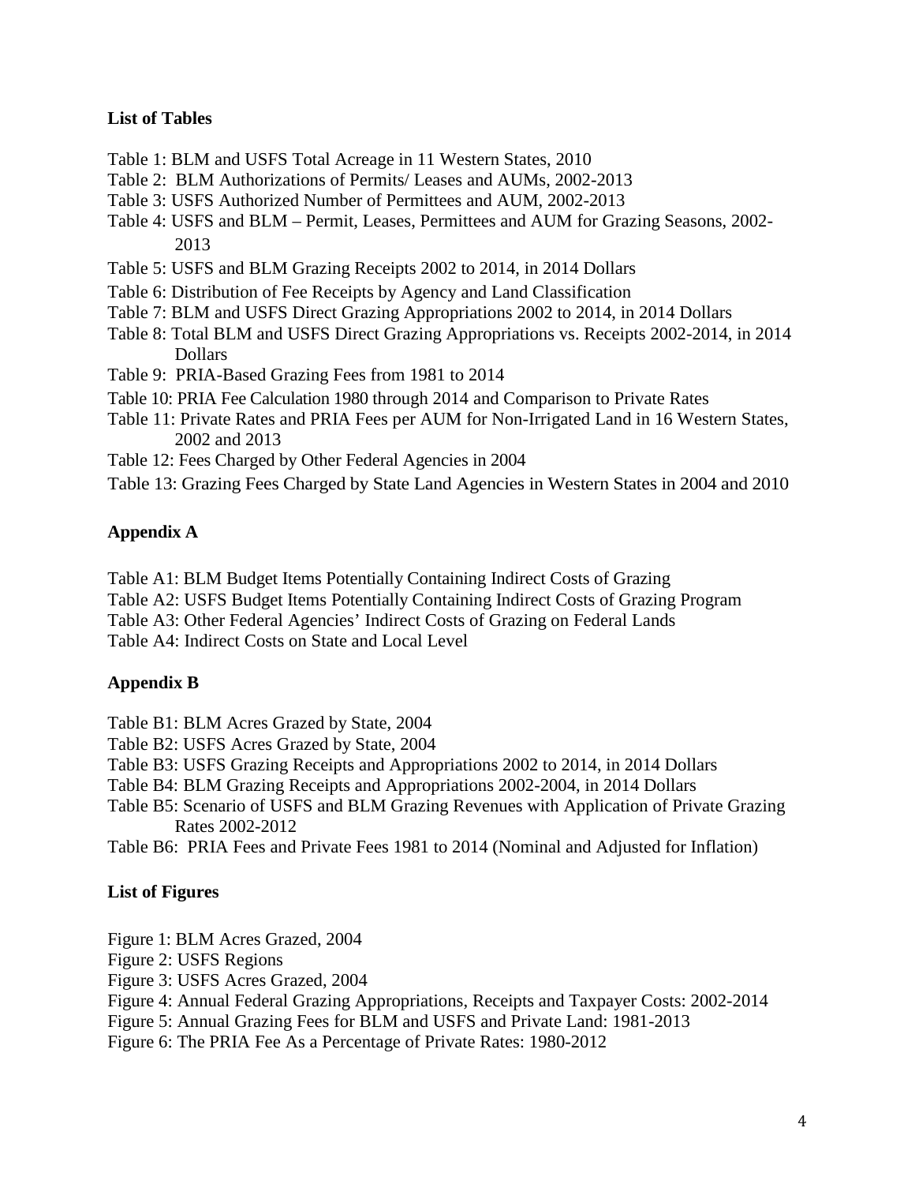**List of Tables**

Table 1: BLM and USFS Total Acreage in 11 Western States, 2010
Table 2: BLM Authorizations of Permits/ Leases and AUMs, 2002-2013
Table 3: USFS Authorized Number of Permittees and AUM, 2002-2013
Table 4: USFS and BLM – Permit, Leases, Permittees and AUM for Grazing Seasons, 2002-2013
Table 5: USFS and BLM Grazing Receipts 2002 to 2014, in 2014 Dollars
Table 6: Distribution of Fee Receipts by Agency and Land Classification
Table 7: BLM and USFS Direct Grazing Appropriations 2002 to 2014, in 2014 Dollars
Table 8: Total BLM and USFS Direct Grazing Appropriations vs. Receipts 2002-2014, in 2014 Dollars
Table 9: PRIA-Based Grazing Fees from 1981 to 2014
Table 10: PRIA Fee Calculation 1980 through 2014 and Comparison to Private Rates
Table 11: Private Rates and PRIA Fees per AUM for Non-Irrigated Land in 16 Western States, 2002 and 2013
Table 12: Fees Charged by Other Federal Agencies in 2004
Table 13: Grazing Fees Charged by State Land Agencies in Western States in 2004 and 2010

**Appendix A**

Table A1: BLM Budget Items Potentially Containing Indirect Costs of Grazing
Table A2: USFS Budget Items Potentially Containing Indirect Costs of Grazing Program
Table A3: Other Federal Agencies' Indirect Costs of Grazing on Federal Lands
Table A4: Indirect Costs on State and Local Level

**Appendix B**

Table B1: BLM Acres Grazed by State, 2004
Table B2: USFS Acres Grazed by State, 2004
Table B3: USFS Grazing Receipts and Appropriations 2002 to 2014, in 2014 Dollars
Table B4: BLM Grazing Receipts and Appropriations 2002-2004, in 2014 Dollars
Table B5: Scenario of USFS and BLM Grazing Revenues with Application of Private Grazing Rates 2002-2012
Table B6: PRIA Fees and Private Fees 1981 to 2014 (Nominal and Adjusted for Inflation)

**List of Figures**

Figure 1: BLM Acres Grazed, 2004
Figure 2: USFS Regions
Figure 3: USFS Acres Grazed, 2004
Figure 4: Annual Federal Grazing Appropriations, Receipts and Taxpayer Costs: 2002-2014
Figure 5: Annual Grazing Fees for BLM and USFS and Private Land: 1981-2013
Figure 6: The PRIA Fee As a Percentage of Private Rates: 1980-2012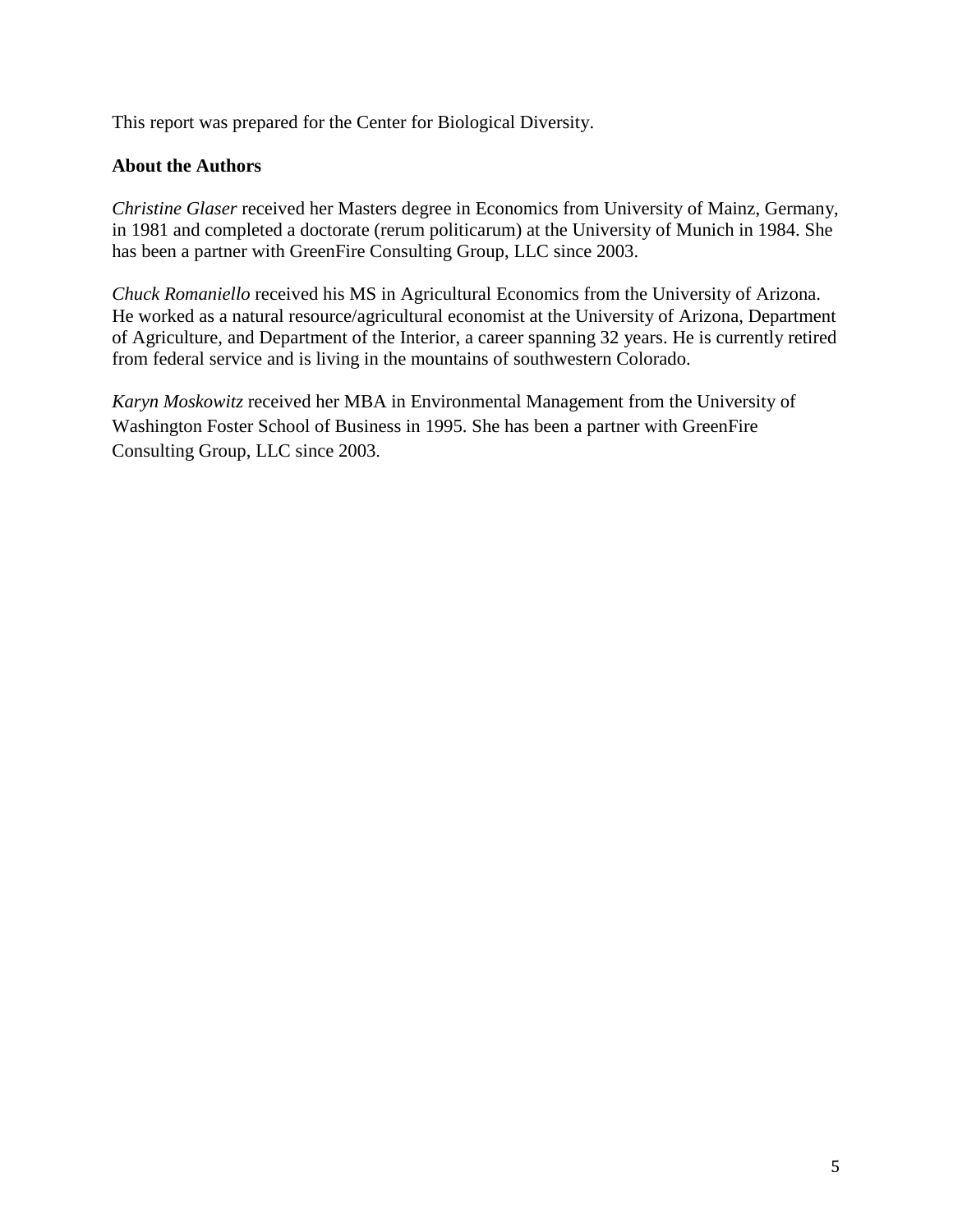This report was prepared for the Center for Biological Diversity.

**About the Authors**

*Christine Glaser* received her Masters degree in Economics from University of Mainz, Germany, in 1981 and completed a doctorate (rerum politicarum) at the University of Munich in 1984. She has been a partner with GreenFire Consulting Group, LLC since 2003.

*Chuck Romaniello* received his MS in Agricultural Economics from the University of Arizona. He worked as a natural resource/agricultural economist at the University of Arizona, Department of Agriculture, and Department of the Interior, a career spanning 32 years. He is currently retired from federal service and is living in the mountains of southwestern Colorado.

*Karyn Moskowitz* received her MBA in Environmental Management from the University of Washington Foster School of Business in 1995. She has been a partner with GreenFire Consulting Group, LLC since 2003.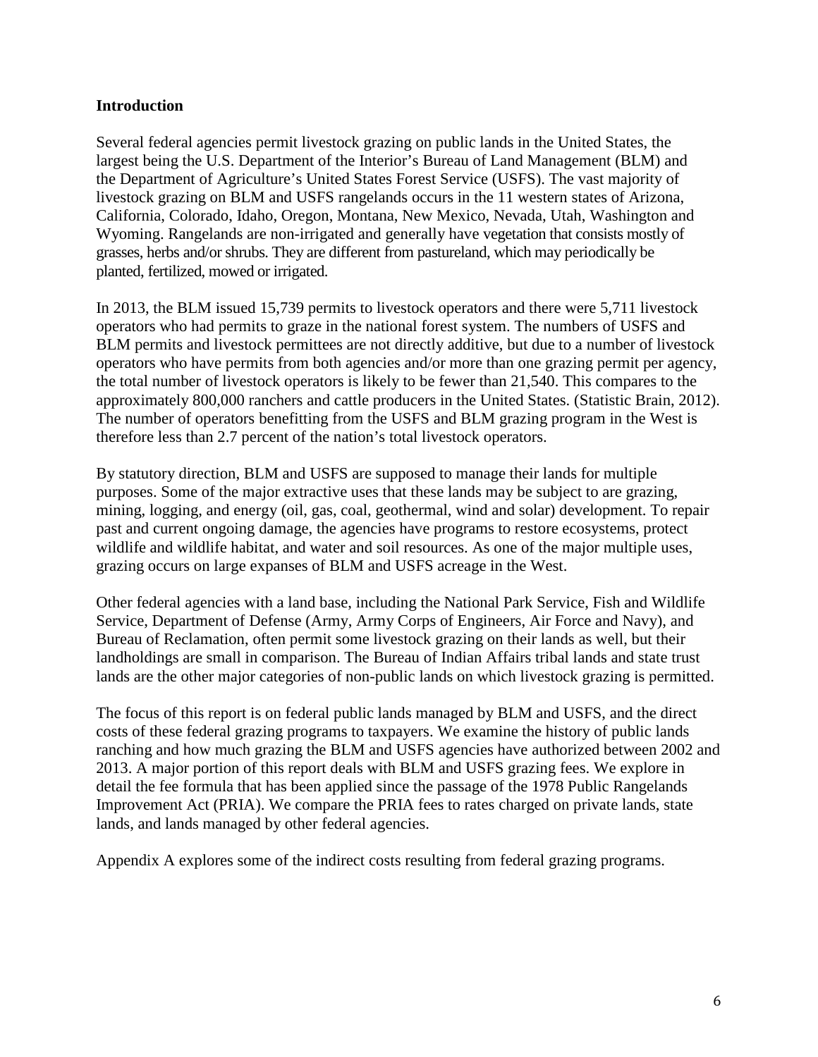## Introduction

Several federal agencies permit livestock grazing on public lands in the United States, the largest being the U.S. Department of the Interior's Bureau of Land Management (BLM) and the Department of Agriculture's United States Forest Service (USFS). The vast majority of livestock grazing on BLM and USFS rangelands occurs in the 11 western states of Arizona, California, Colorado, Idaho, Oregon, Montana, New Mexico, Nevada, Utah, Washington and Wyoming. Rangelands are non-irrigated and generally have vegetation that consists mostly of grasses, herbs and/or shrubs. They are different from pastureland, which may periodically be planted, fertilized, mowed or irrigated.

In 2013, the BLM issued 15,739 permits to livestock operators and there were 5,711 livestock operators who had permits to graze in the national forest system. The numbers of USFS and BLM permits and livestock permittees are not directly additive, but due to a number of livestock operators who have permits from both agencies and/or more than one grazing permit per agency, the total number of livestock operators is likely to be fewer than 21,540. This compares to the approximately 800,000 ranchers and cattle producers in the United States. (Statistic Brain, 2012). The number of operators benefitting from the USFS and BLM grazing program in the West is therefore less than 2.7 percent of the nation's total livestock operators.

By statutory direction, BLM and USFS are supposed to manage their lands for multiple purposes. Some of the major extractive uses that these lands may be subject to are grazing, mining, logging, and energy (oil, gas, coal, geothermal, wind and solar) development. To repair past and current ongoing damage, the agencies have programs to restore ecosystems, protect wildlife and wildlife habitat, and water and soil resources. As one of the major multiple uses, grazing occurs on large expanses of BLM and USFS acreage in the West.

Other federal agencies with a land base, including the National Park Service, Fish and Wildlife Service, Department of Defense (Army, Army Corps of Engineers, Air Force and Navy), and Bureau of Reclamation, often permit some livestock grazing on their lands as well, but their landholdings are small in comparison. The Bureau of Indian Affairs tribal lands and state trust lands are the other major categories of non-public lands on which livestock grazing is permitted.

The focus of this report is on federal public lands managed by BLM and USFS, and the direct costs of these federal grazing programs to taxpayers. We examine the history of public lands ranching and how much grazing the BLM and USFS agencies have authorized between 2002 and 2013. A major portion of this report deals with BLM and USFS grazing fees. We explore in detail the fee formula that has been applied since the passage of the 1978 Public Rangelands Improvement Act (PRIA). We compare the PRIA fees to rates charged on private lands, state lands, and lands managed by other federal agencies.

Appendix A explores some of the indirect costs resulting from federal grazing programs.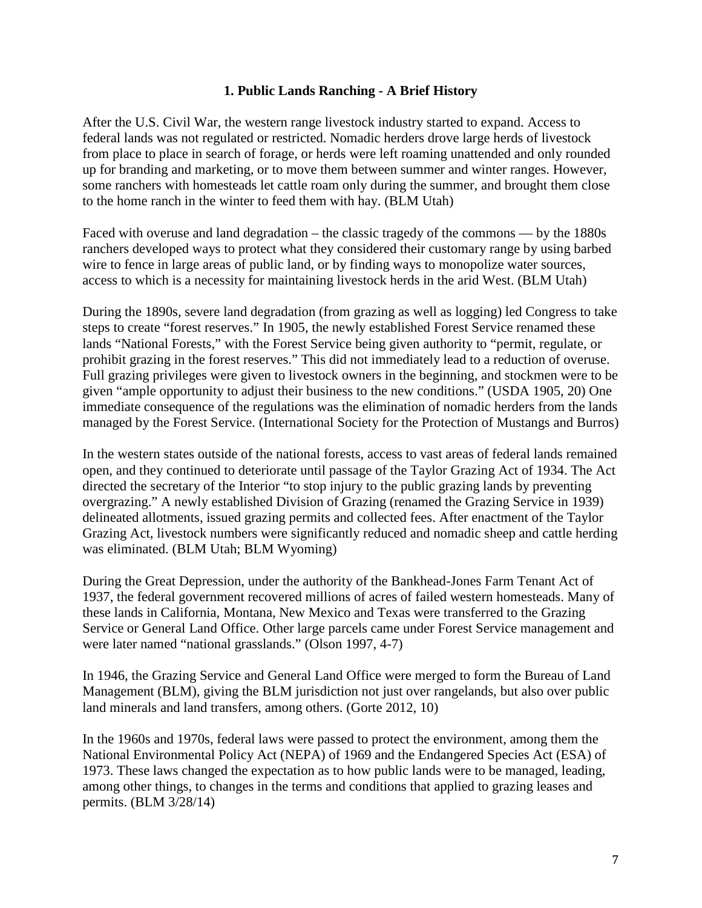## 1. Public Lands Ranching - A Brief History

After the U.S. Civil War, the western range livestock industry started to expand. Access to federal lands was not regulated or restricted. Nomadic herders drove large herds of livestock from place to place in search of forage, or herds were left roaming unattended and only rounded up for branding and marketing, or to move them between summer and winter ranges. However, some ranchers with homesteads let cattle roam only during the summer, and brought them close to the home ranch in the winter to feed them with hay. (BLM Utah)

Faced with overuse and land degradation – the classic tragedy of the commons — by the 1880s ranchers developed ways to protect what they considered their customary range by using barbed wire to fence in large areas of public land, or by finding ways to monopolize water sources, access to which is a necessity for maintaining livestock herds in the arid West. (BLM Utah)

During the 1890s, severe land degradation (from grazing as well as logging) led Congress to take steps to create "forest reserves." In 1905, the newly established Forest Service renamed these lands "National Forests," with the Forest Service being given authority to "permit, regulate, or prohibit grazing in the forest reserves." This did not immediately lead to a reduction of overuse. Full grazing privileges were given to livestock owners in the beginning, and stockmen were to be given "ample opportunity to adjust their business to the new conditions." (USDA 1905, 20) One immediate consequence of the regulations was the elimination of nomadic herders from the lands managed by the Forest Service. (International Society for the Protection of Mustangs and Burros)

In the western states outside of the national forests, access to vast areas of federal lands remained open, and they continued to deteriorate until passage of the Taylor Grazing Act of 1934. The Act directed the secretary of the Interior "to stop injury to the public grazing lands by preventing overgrazing." A newly established Division of Grazing (renamed the Grazing Service in 1939) delineated allotments, issued grazing permits and collected fees. After enactment of the Taylor Grazing Act, livestock numbers were significantly reduced and nomadic sheep and cattle herding was eliminated. (BLM Utah; BLM Wyoming)

During the Great Depression, under the authority of the Bankhead-Jones Farm Tenant Act of 1937, the federal government recovered millions of acres of failed western homesteads. Many of these lands in California, Montana, New Mexico and Texas were transferred to the Grazing Service or General Land Office. Other large parcels came under Forest Service management and were later named "national grasslands." (Olson 1997, 4-7)

In 1946, the Grazing Service and General Land Office were merged to form the Bureau of Land Management (BLM), giving the BLM jurisdiction not just over rangelands, but also over public land minerals and land transfers, among others. (Gorte 2012, 10)

In the 1960s and 1970s, federal laws were passed to protect the environment, among them the National Environmental Policy Act (NEPA) of 1969 and the Endangered Species Act (ESA) of 1973. These laws changed the expectation as to how public lands were to be managed, leading, among other things, to changes in the terms and conditions that applied to grazing leases and permits. (BLM 3/28/14)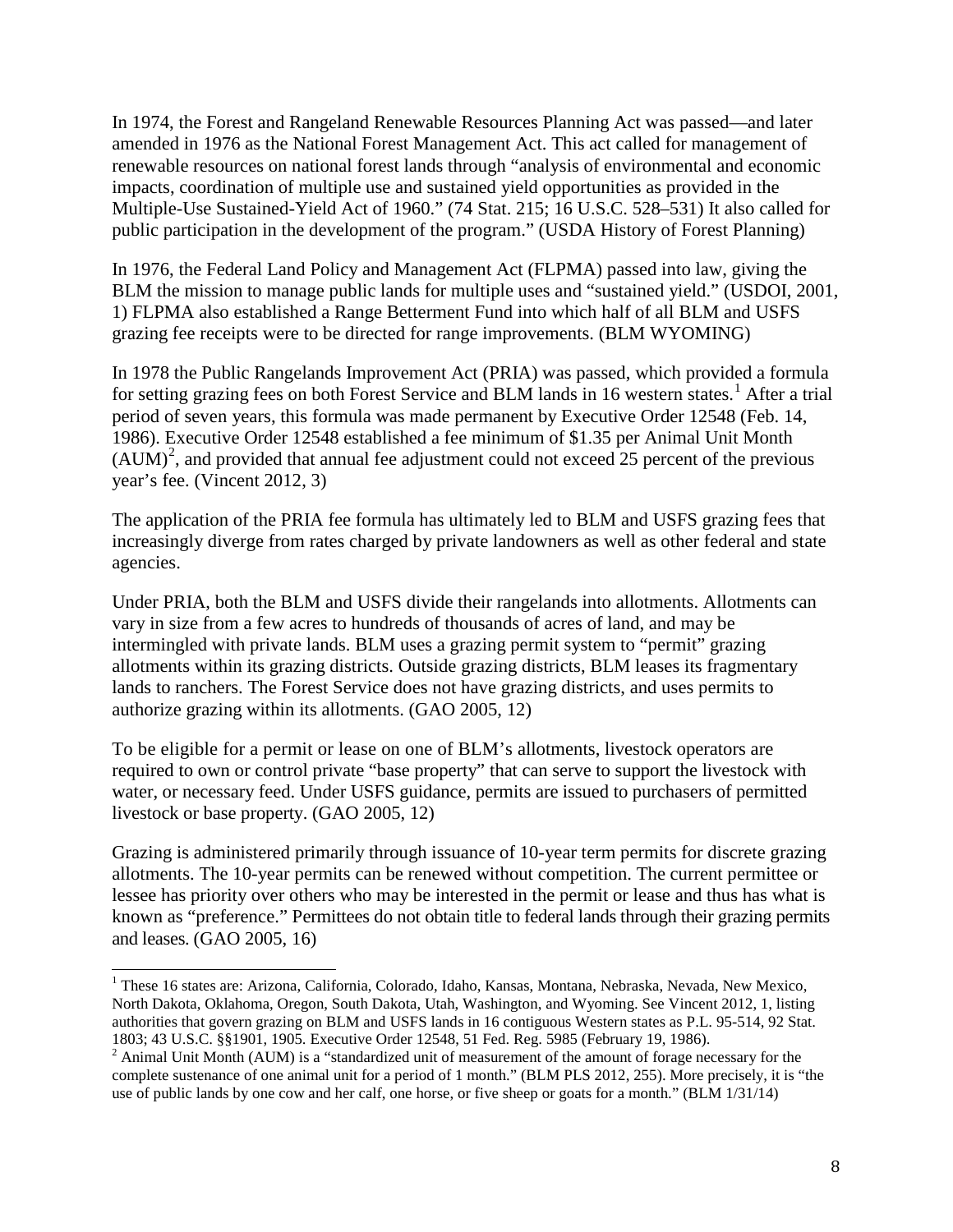In 1974, the Forest and Rangeland Renewable Resources Planning Act was passed—and later amended in 1976 as the National Forest Management Act. This act called for management of renewable resources on national forest lands through "analysis of environmental and economic impacts, coordination of multiple use and sustained yield opportunities as provided in the Multiple-Use Sustained-Yield Act of 1960." (74 Stat. 215; 16 U.S.C. 528–531) It also called for public participation in the development of the program." (USDA History of Forest Planning)

In 1976, the Federal Land Policy and Management Act (FLPMA) passed into law, giving the BLM the mission to manage public lands for multiple uses and "sustained yield." (USDOI, 2001, 1) FLPMA also established a Range Betterment Fund into which half of all BLM and USFS grazing fee receipts were to be directed for range improvements. (BLM WYOMING)

In 1978 the Public Rangelands Improvement Act (PRIA) was passed, which provided a formula for setting grazing fees on both Forest Service and BLM lands in 16 western states.[1] After a trial period of seven years, this formula was made permanent by Executive Order 12548 (Feb. 14, 1986). Executive Order 12548 established a fee minimum of $1.35 per Animal Unit Month (AUM)[2], and provided that annual fee adjustment could not exceed 25 percent of the previous year's fee. (Vincent 2012, 3)

The application of the PRIA fee formula has ultimately led to BLM and USFS grazing fees that increasingly diverge from rates charged by private landowners as well as other federal and state agencies.

Under PRIA, both the BLM and USFS divide their rangelands into allotments. Allotments can vary in size from a few acres to hundreds of thousands of acres of land, and may be intermingled with private lands. BLM uses a grazing permit system to "permit" grazing allotments within its grazing districts. Outside grazing districts, BLM leases its fragmentary lands to ranchers. The Forest Service does not have grazing districts, and uses permits to authorize grazing within its allotments. (GAO 2005, 12)

To be eligible for a permit or lease on one of BLM's allotments, livestock operators are required to own or control private "base property" that can serve to support the livestock with water, or necessary feed. Under USFS guidance, permits are issued to purchasers of permitted livestock or base property. (GAO 2005, 12)

Grazing is administered primarily through issuance of 10-year term permits for discrete grazing allotments. The 10-year permits can be renewed without competition. The current permittee or lessee has priority over others who may be interested in the permit or lease and thus has what is known as "preference." Permittees do not obtain title to federal lands through their grazing permits and leases. (GAO 2005, 16)

---

[1] These 16 states are: Arizona, California, Colorado, Idaho, Kansas, Montana, Nebraska, Nevada, New Mexico, North Dakota, Oklahoma, Oregon, South Dakota, Utah, Washington, and Wyoming. See Vincent 2012, 1, listing authorities that govern grazing on BLM and USFS lands in 16 contiguous Western states as P.L. 95-514, 92 Stat. 1803; 43 U.S.C. §§1901, 1905. Executive Order 12548, 51 Fed. Reg. 5985 (February 19, 1986).

[2] Animal Unit Month (AUM) is a "standardized unit of measurement of the amount of forage necessary for the complete sustenance of one animal unit for a period of 1 month." (BLM PLS 2012, 255). More precisely, it is "the use of public lands by one cow and her calf, one horse, or five sheep or goats for a month." (BLM 1/31/14)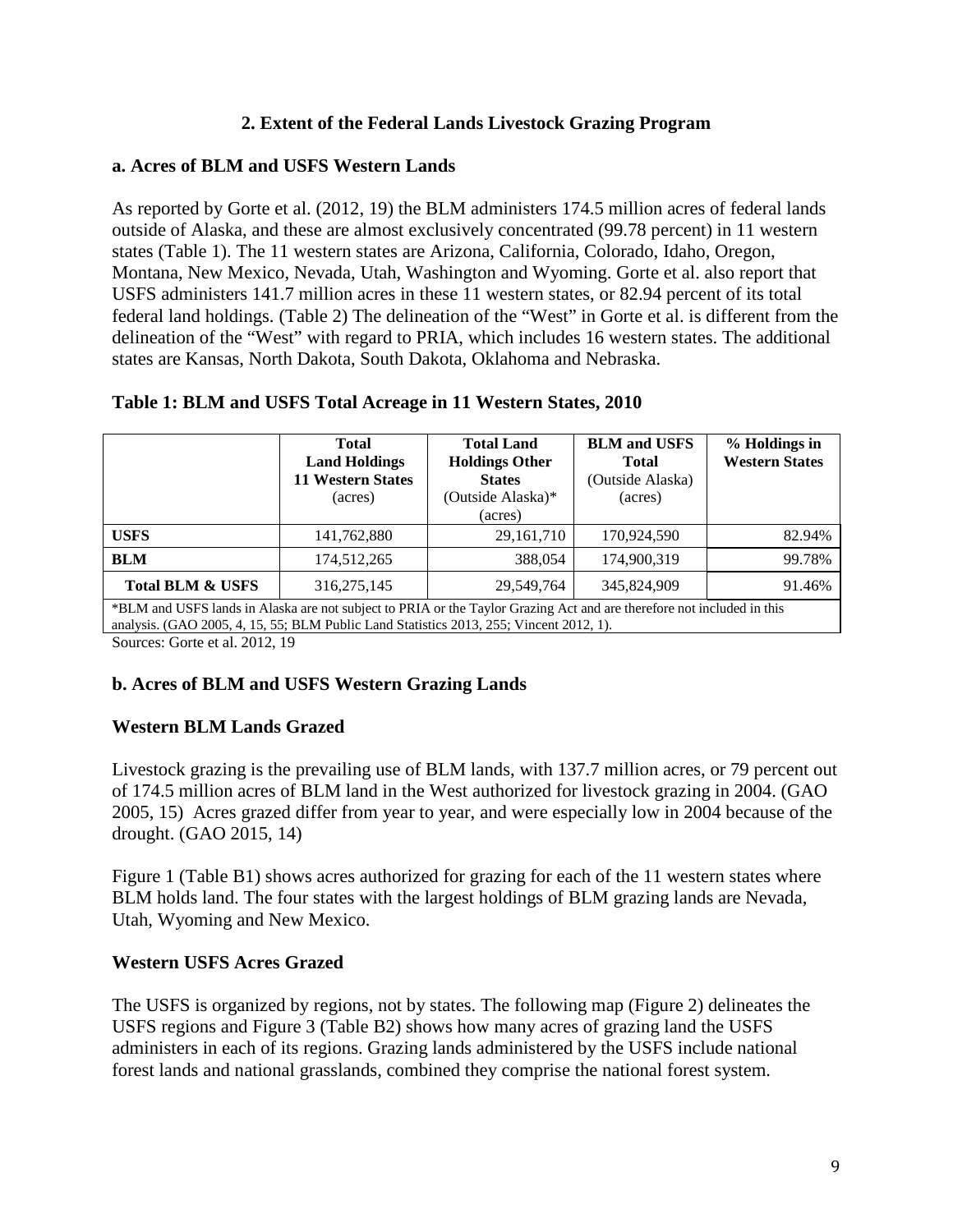## 2. Extent of the Federal Lands Livestock Grazing Program

### a. Acres of BLM and USFS Western Lands

As reported by Gorte et al. (2012, 19) the BLM administers 174.5 million acres of federal lands outside of Alaska, and these are almost exclusively concentrated (99.78 percent) in 11 western states (Table 1). The 11 western states are Arizona, California, Colorado, Idaho, Oregon, Montana, New Mexico, Nevada, Utah, Washington and Wyoming. Gorte et al. also report that USFS administers 141.7 million acres in these 11 western states, or 82.94 percent of its total federal land holdings. (Table 2) The delineation of the "West" in Gorte et al. is different from the delineation of the "West" with regard to PRIA, which includes 16 western states. The additional states are Kansas, North Dakota, South Dakota, Oklahoma and Nebraska.

**Table 1: BLM and USFS Total Acreage in 11 Western States, 2010**

| | **Total Land Holdings 11 Western States** (acres) | **Total Land Holdings Other States** (Outside Alaska)* (acres) | **BLM and USFS Total** (Outside Alaska) (acres) | **% Holdings in Western States** |
|---|---|---|---|---|
| **USFS** | 141,762,880 | 29,161,710 | 170,924,590 | 82.94% |
| **BLM** | 174,512,265 | 388,054 | 174,900,319 | 99.78% |
| **Total BLM & USFS** | 316,275,145 | 29,549,764 | 345,824,909 | 91.46% |

*BLM and USFS lands in Alaska are not subject to PRIA or the Taylor Grazing Act and are therefore not included in this analysis. (GAO 2005, 4, 15, 55; BLM Public Land Statistics 2013, 255; Vincent 2012, 1).

Sources: Gorte et al. 2012, 19

### b. Acres of BLM and USFS Western Grazing Lands

#### Western BLM Lands Grazed

Livestock grazing is the prevailing use of BLM lands, with 137.7 million acres, or 79 percent out of 174.5 million acres of BLM land in the West authorized for livestock grazing in 2004. (GAO 2005, 15) Acres grazed differ from year to year, and were especially low in 2004 because of the drought. (GAO 2015, 14)

Figure 1 (Table B1) shows acres authorized for grazing for each of the 11 western states where BLM holds land. The four states with the largest holdings of BLM grazing lands are Nevada, Utah, Wyoming and New Mexico.

#### Western USFS Acres Grazed

The USFS is organized by regions, not by states. The following map (Figure 2) delineates the USFS regions and Figure 3 (Table B2) shows how many acres of grazing land the USFS administers in each of its regions. Grazing lands administered by the USFS include national forest lands and national grasslands, combined they comprise the national forest system.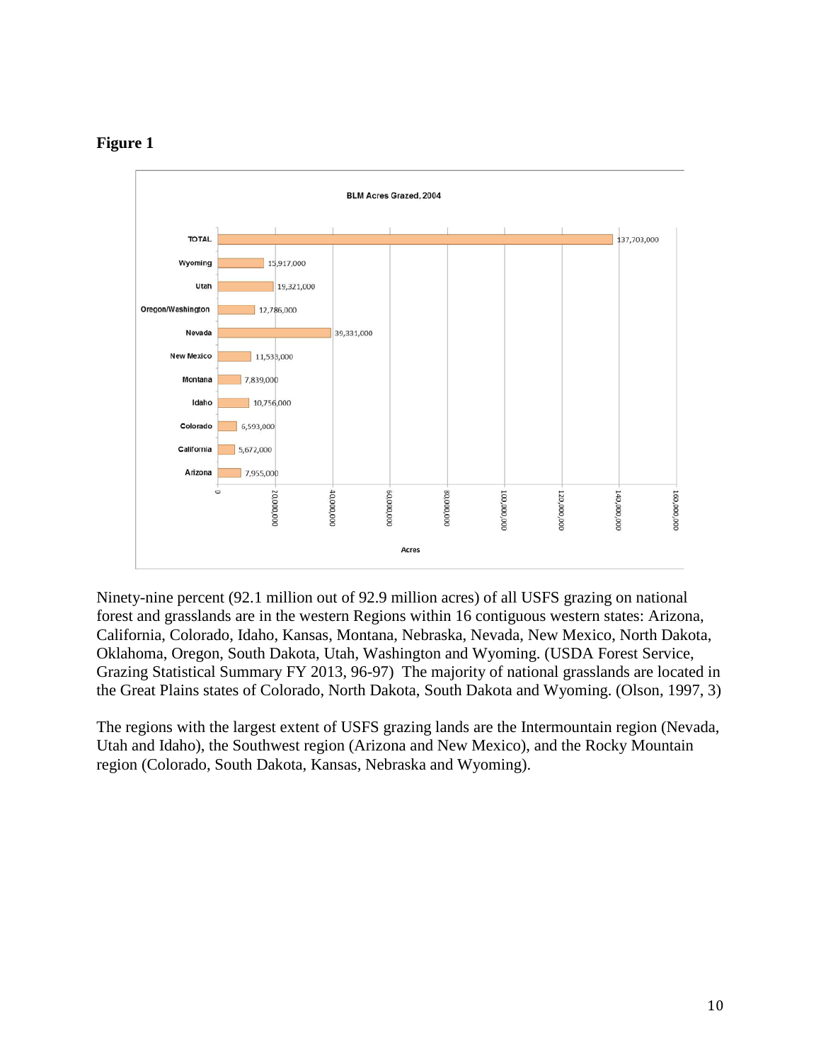**Figure 1**

BLM Acres Grazed, 2004

| State | Acres |
|---|---|
| TOTAL | 137,703,000 |
| Wyoming | 15,917,000 |
| Utah | 19,321,000 |
| Oregon/Washington | 12,786,000 |
| Nevada | 39,331,000 |
| New Mexico | 11,533,000 |
| Montana | 7,839,000 |
| Idaho | 10,756,000 |
| Colorado | 6,593,000 |
| California | 5,672,000 |
| Arizona | 7,955,000 |

Ninety-nine percent (92.1 million out of 92.9 million acres) of all USFS grazing on national forest and grasslands are in the western Regions within 16 contiguous western states: Arizona, California, Colorado, Idaho, Kansas, Montana, Nebraska, Nevada, New Mexico, North Dakota, Oklahoma, Oregon, South Dakota, Utah, Washington and Wyoming. (USDA Forest Service, Grazing Statistical Summary FY 2013, 96-97) The majority of national grasslands are located in the Great Plains states of Colorado, North Dakota, South Dakota and Wyoming. (Olson, 1997, 3)

The regions with the largest extent of USFS grazing lands are the Intermountain region (Nevada, Utah and Idaho), the Southwest region (Arizona and New Mexico), and the Rocky Mountain region (Colorado, South Dakota, Kansas, Nebraska and Wyoming).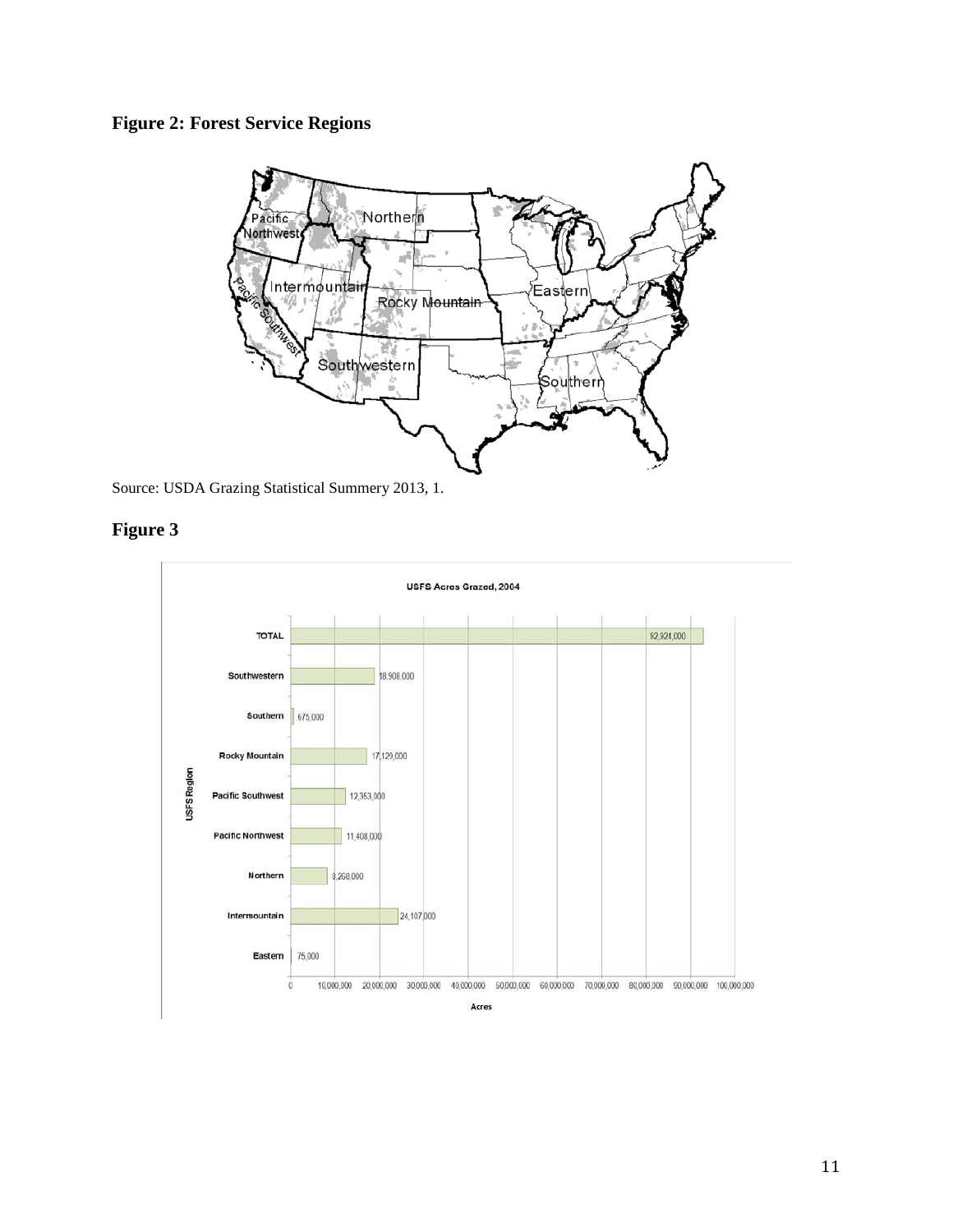**Figure 2: Forest Service Regions**

Source: USDA Grazing Statistical Summery 2013, 1.

**Figure 3**

USFS Acres Grazed, 2004

| USFS Region | Acres |
|---|---|
| TOTAL | 92,924,000 |
| Southwestern | 18,908,000 |
| Southern | 675,000 |
| Rocky Mountain | 17,129,000 |
| Pacific Southwest | 12,353,000 |
| Pacific Northwest | 11,408,000 |
| Northern | 8,268,000 |
| Intermountain | 24,107,000 |
| Eastern | 75,000 |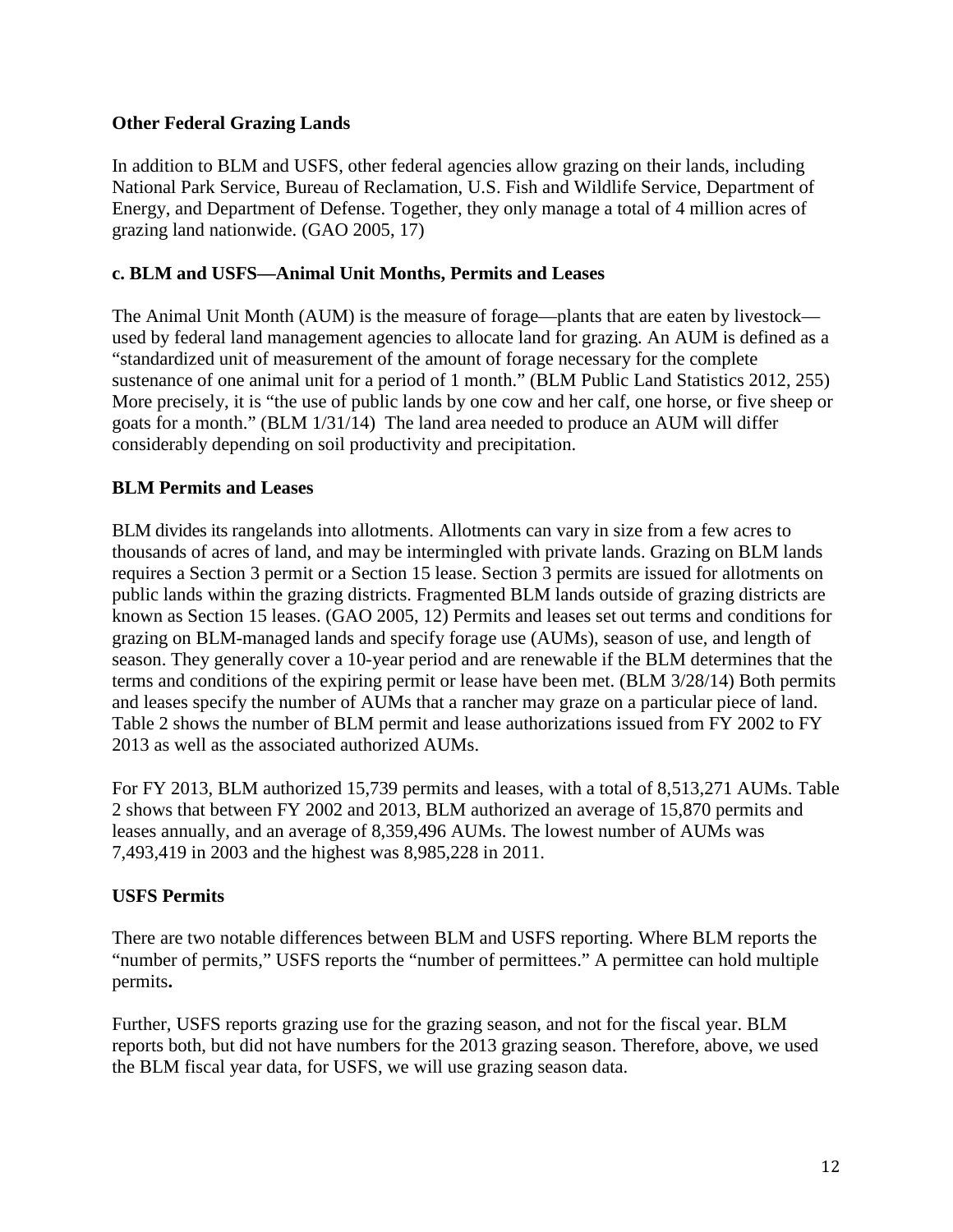### Other Federal Grazing Lands

In addition to BLM and USFS, other federal agencies allow grazing on their lands, including National Park Service, Bureau of Reclamation, U.S. Fish and Wildlife Service, Department of Energy, and Department of Defense. Together, they only manage a total of 4 million acres of grazing land nationwide. (GAO 2005, 17)

### c. BLM and USFS—Animal Unit Months, Permits and Leases

The Animal Unit Month (AUM) is the measure of forage—plants that are eaten by livestock—used by federal land management agencies to allocate land for grazing. An AUM is defined as a "standardized unit of measurement of the amount of forage necessary for the complete sustenance of one animal unit for a period of 1 month." (BLM Public Land Statistics 2012, 255) More precisely, it is "the use of public lands by one cow and her calf, one horse, or five sheep or goats for a month." (BLM 1/31/14) The land area needed to produce an AUM will differ considerably depending on soil productivity and precipitation.

### BLM Permits and Leases

BLM divides its rangelands into allotments. Allotments can vary in size from a few acres to thousands of acres of land, and may be intermingled with private lands. Grazing on BLM lands requires a Section 3 permit or a Section 15 lease. Section 3 permits are issued for allotments on public lands within the grazing districts. Fragmented BLM lands outside of grazing districts are known as Section 15 leases. (GAO 2005, 12) Permits and leases set out terms and conditions for grazing on BLM-managed lands and specify forage use (AUMs), season of use, and length of season. They generally cover a 10-year period and are renewable if the BLM determines that the terms and conditions of the expiring permit or lease have been met. (BLM 3/28/14) Both permits and leases specify the number of AUMs that a rancher may graze on a particular piece of land. Table 2 shows the number of BLM permit and lease authorizations issued from FY 2002 to FY 2013 as well as the associated authorized AUMs.

For FY 2013, BLM authorized 15,739 permits and leases, with a total of 8,513,271 AUMs. Table 2 shows that between FY 2002 and 2013, BLM authorized an average of 15,870 permits and leases annually, and an average of 8,359,496 AUMs. The lowest number of AUMs was 7,493,419 in 2003 and the highest was 8,985,228 in 2011.

### USFS Permits

There are two notable differences between BLM and USFS reporting. Where BLM reports the "number of permits," USFS reports the "number of permittees." A permittee can hold multiple permits**.**

Further, USFS reports grazing use for the grazing season, and not for the fiscal year. BLM reports both, but did not have numbers for the 2013 grazing season. Therefore, above, we used the BLM fiscal year data, for USFS, we will use grazing season data.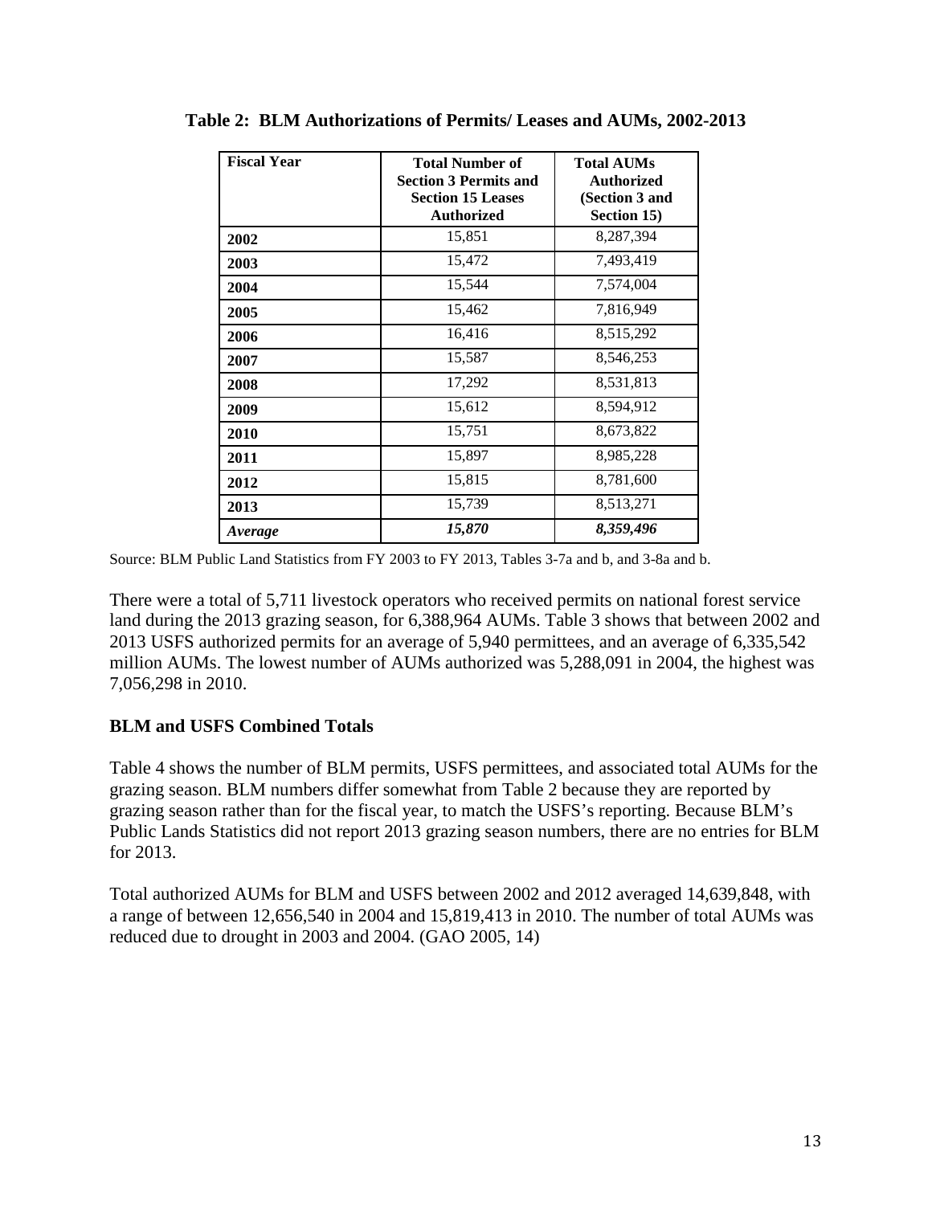**Table 2: BLM Authorizations of Permits/ Leases and AUMs, 2002-2013**

| Fiscal Year | Total Number of Section 3 Permits and Section 15 Leases Authorized | Total AUMs Authorized (Section 3 and Section 15) |
|---|---|---|
| **2002** | 15,851 | 8,287,394 |
| **2003** | 15,472 | 7,493,419 |
| **2004** | 15,544 | 7,574,004 |
| **2005** | 15,462 | 7,816,949 |
| **2006** | 16,416 | 8,515,292 |
| **2007** | 15,587 | 8,546,253 |
| **2008** | 17,292 | 8,531,813 |
| **2009** | 15,612 | 8,594,912 |
| **2010** | 15,751 | 8,673,822 |
| **2011** | 15,897 | 8,985,228 |
| **2012** | 15,815 | 8,781,600 |
| **2013** | 15,739 | 8,513,271 |
| ***Average*** | ***15,870*** | ***8,359,496*** |

Source: BLM Public Land Statistics from FY 2003 to FY 2013, Tables 3-7a and b, and 3-8a and b.

There were a total of 5,711 livestock operators who received permits on national forest service land during the 2013 grazing season, for 6,388,964 AUMs. Table 3 shows that between 2002 and 2013 USFS authorized permits for an average of 5,940 permittees, and an average of 6,335,542 million AUMs. The lowest number of AUMs authorized was 5,288,091 in 2004, the highest was 7,056,298 in 2010.

### BLM and USFS Combined Totals

Table 4 shows the number of BLM permits, USFS permittees, and associated total AUMs for the grazing season. BLM numbers differ somewhat from Table 2 because they are reported by grazing season rather than for the fiscal year, to match the USFS's reporting. Because BLM's Public Lands Statistics did not report 2013 grazing season numbers, there are no entries for BLM for 2013.

Total authorized AUMs for BLM and USFS between 2002 and 2012 averaged 14,639,848, with a range of between 12,656,540 in 2004 and 15,819,413 in 2010. The number of total AUMs was reduced due to drought in 2003 and 2004. (GAO 2005, 14)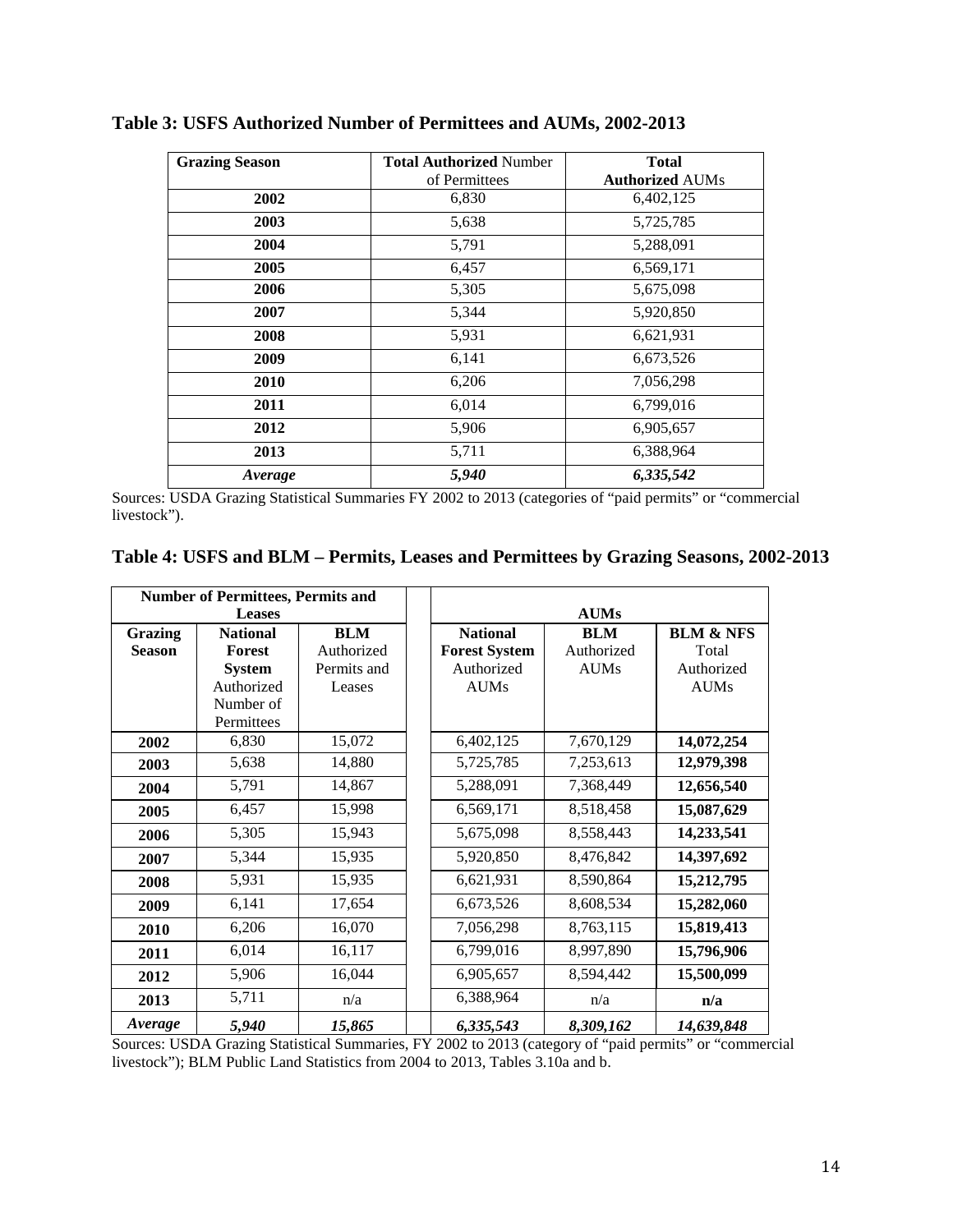**Table 3: USFS Authorized Number of Permittees and AUMs, 2002-2013**

| Grazing Season | **Total Authorized** Number of Permittees | **Total Authorized** AUMs |
|---|---|---|
| **2002** | 6,830 | 6,402,125 |
| **2003** | 5,638 | 5,725,785 |
| **2004** | 5,791 | 5,288,091 |
| **2005** | 6,457 | 6,569,171 |
| **2006** | 5,305 | 5,675,098 |
| **2007** | 5,344 | 5,920,850 |
| **2008** | 5,931 | 6,621,931 |
| **2009** | 6,141 | 6,673,526 |
| **2010** | 6,206 | 7,056,298 |
| **2011** | 6,014 | 6,799,016 |
| **2012** | 5,906 | 6,905,657 |
| **2013** | 5,711 | 6,388,964 |
| ***Average*** | ***5,940*** | ***6,335,542*** |

Sources: USDA Grazing Statistical Summaries FY 2002 to 2013 (categories of "paid permits" or "commercial livestock").

**Table 4: USFS and BLM – Permits, Leases and Permittees by Grazing Seasons, 2002-2013**

| **Number of Permittees, Permits and Leases** | | | **AUMs** | | |
|---|---|---|---|---|---|
| **Grazing Season** | **National Forest System** Authorized Number of Permittees | **BLM** Authorized Permits and Leases | **National Forest System** Authorized AUMs | **BLM** Authorized AUMs | **BLM & NFS** Total Authorized AUMs |
| **2002** | 6,830 | 15,072 | 6,402,125 | 7,670,129 | **14,072,254** |
| **2003** | 5,638 | 14,880 | 5,725,785 | 7,253,613 | **12,979,398** |
| **2004** | 5,791 | 14,867 | 5,288,091 | 7,368,449 | **12,656,540** |
| **2005** | 6,457 | 15,998 | 6,569,171 | 8,518,458 | **15,087,629** |
| **2006** | 5,305 | 15,943 | 5,675,098 | 8,558,443 | **14,233,541** |
| **2007** | 5,344 | 15,935 | 5,920,850 | 8,476,842 | **14,397,692** |
| **2008** | 5,931 | 15,935 | 6,621,931 | 8,590,864 | **15,212,795** |
| **2009** | 6,141 | 17,654 | 6,673,526 | 8,608,534 | **15,282,060** |
| **2010** | 6,206 | 16,070 | 7,056,298 | 8,763,115 | **15,819,413** |
| **2011** | 6,014 | 16,117 | 6,799,016 | 8,997,890 | **15,796,906** |
| **2012** | 5,906 | 16,044 | 6,905,657 | 8,594,442 | **15,500,099** |
| **2013** | 5,711 | n/a | 6,388,964 | n/a | **n/a** |
| ***Average*** | ***5,940*** | ***15,865*** | ***6,335,543*** | ***8,309,162*** | ***14,639,848*** |

Sources: USDA Grazing Statistical Summaries, FY 2002 to 2013 (category of "paid permits" or "commercial livestock"); BLM Public Land Statistics from 2004 to 2013, Tables 3.10a and b.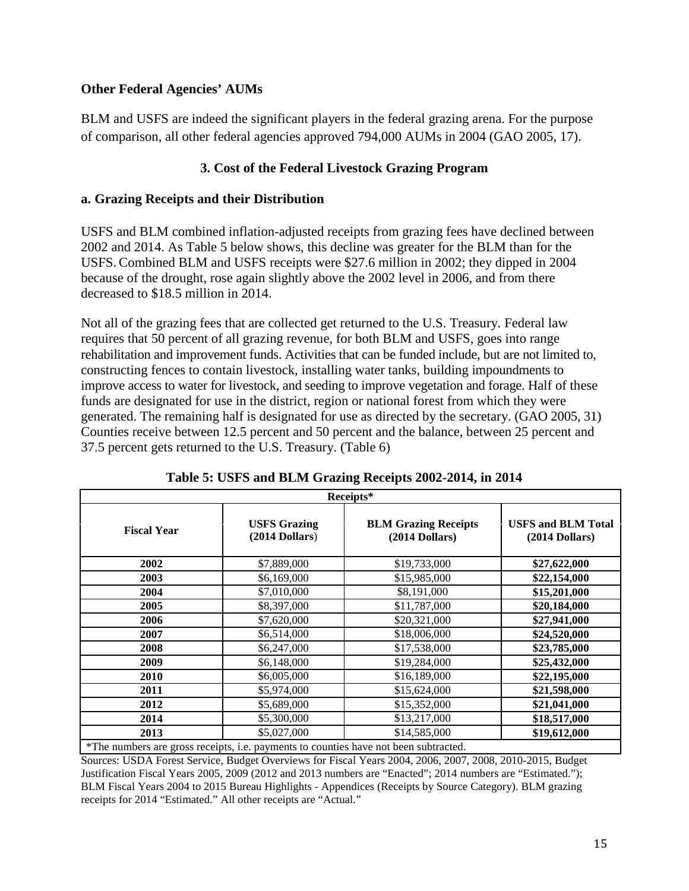**Other Federal Agencies' AUMs**

BLM and USFS are indeed the significant players in the federal grazing arena. For the purpose of comparison, all other federal agencies approved 794,000 AUMs in 2004 (GAO 2005, 17).

## 3. Cost of the Federal Livestock Grazing Program

### a. Grazing Receipts and their Distribution

USFS and BLM combined inflation-adjusted receipts from grazing fees have declined between 2002 and 2014. As Table 5 below shows, this decline was greater for the BLM than for the USFS. Combined BLM and USFS receipts were $27.6 million in 2002; they dipped in 2004 because of the drought, rose again slightly above the 2002 level in 2006, and from there decreased to $18.5 million in 2014.

Not all of the grazing fees that are collected get returned to the U.S. Treasury. Federal law requires that 50 percent of all grazing revenue, for both BLM and USFS, goes into range rehabilitation and improvement funds. Activities that can be funded include, but are not limited to, constructing fences to contain livestock, installing water tanks, building impoundments to improve access to water for livestock, and seeding to improve vegetation and forage. Half of these funds are designated for use in the district, region or national forest from which they were generated. The remaining half is designated for use as directed by the secretary. (GAO 2005, 31) Counties receive between 12.5 percent and 50 percent and the balance, between 25 percent and 37.5 percent gets returned to the U.S. Treasury. (Table 6)

**Table 5: USFS and BLM Grazing Receipts 2002-2014, in 2014**

| Receipts* | | | |
|---|---|---|---|
| **Fiscal Year** | **USFS Grazing (2014 Dollars)** | **BLM Grazing Receipts (2014 Dollars)** | **USFS and BLM Total (2014 Dollars)** |
| **2002** | $7,889,000 | $19,733,000 | **$27,622,000** |
| **2003** | $6,169,000 | $15,985,000 | **$22,154,000** |
| **2004** | $7,010,000 | $8,191,000 | **$15,201,000** |
| **2005** | $8,397,000 | $11,787,000 | **$20,184,000** |
| **2006** | $7,620,000 | $20,321,000 | **$27,941,000** |
| **2007** | $6,514,000 | $18,006,000 | **$24,520,000** |
| **2008** | $6,247,000 | $17,538,000 | **$23,785,000** |
| **2009** | $6,148,000 | $19,284,000 | **$25,432,000** |
| **2010** | $6,005,000 | $16,189,000 | **$22,195,000** |
| **2011** | $5,974,000 | $15,624,000 | **$21,598,000** |
| **2012** | $5,689,000 | $15,352,000 | **$21,041,000** |
| **2014** | $5,300,000 | $13,217,000 | **$18,517,000** |
| **2013** | $5,027,000 | $14,585,000 | **$19,612,000** |

*The numbers are gross receipts, i.e. payments to counties have not been subtracted.

Sources: USDA Forest Service, Budget Overviews for Fiscal Years 2004, 2006, 2007, 2008, 2010-2015, Budget Justification Fiscal Years 2005, 2009 (2012 and 2013 numbers are "Enacted"; 2014 numbers are "Estimated."); BLM Fiscal Years 2004 to 2015 Bureau Highlights - Appendices (Receipts by Source Category). BLM grazing receipts for 2014 "Estimated." All other receipts are "Actual."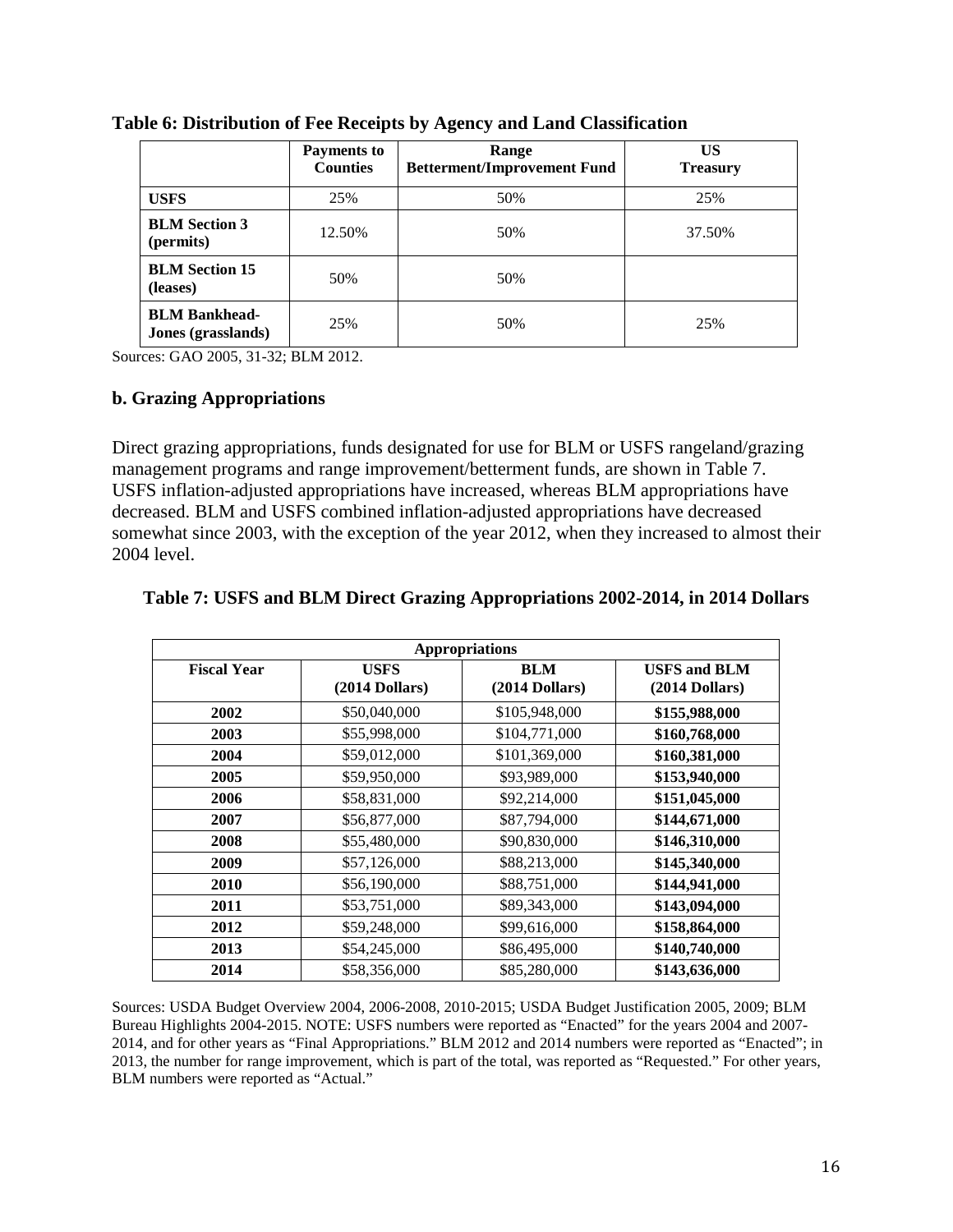**Table 6: Distribution of Fee Receipts by Agency and Land Classification**

| | Payments to Counties | Range Betterment/Improvement Fund | US Treasury |
|---|---|---|---|
| **USFS** | 25% | 50% | 25% |
| **BLM Section 3 (permits)** | 12.50% | 50% | 37.50% |
| **BLM Section 15 (leases)** | 50% | 50% | |
| **BLM Bankhead-Jones (grasslands)** | 25% | 50% | 25% |

Sources: GAO 2005, 31-32; BLM 2012.

### b. Grazing Appropriations

Direct grazing appropriations, funds designated for use for BLM or USFS rangeland/grazing management programs and range improvement/betterment funds, are shown in Table 7. USFS inflation-adjusted appropriations have increased, whereas BLM appropriations have decreased. BLM and USFS combined inflation-adjusted appropriations have decreased somewhat since 2003, with the exception of the year 2012, when they increased to almost their 2004 level.

**Table 7: USFS and BLM Direct Grazing Appropriations 2002-2014, in 2014 Dollars**

| Appropriations | | | |
|---|---|---|---|
| **Fiscal Year** | **USFS (2014 Dollars)** | **BLM (2014 Dollars)** | **USFS and BLM (2014 Dollars)** |
| **2002** | $50,040,000 | $105,948,000 | **$155,988,000** |
| **2003** | $55,998,000 | $104,771,000 | **$160,768,000** |
| **2004** | $59,012,000 | $101,369,000 | **$160,381,000** |
| **2005** | $59,950,000 | $93,989,000 | **$153,940,000** |
| **2006** | $58,831,000 | $92,214,000 | **$151,045,000** |
| **2007** | $56,877,000 | $87,794,000 | **$144,671,000** |
| **2008** | $55,480,000 | $90,830,000 | **$146,310,000** |
| **2009** | $57,126,000 | $88,213,000 | **$145,340,000** |
| **2010** | $56,190,000 | $88,751,000 | **$144,941,000** |
| **2011** | $53,751,000 | $89,343,000 | **$143,094,000** |
| **2012** | $59,248,000 | $99,616,000 | **$158,864,000** |
| **2013** | $54,245,000 | $86,495,000 | **$140,740,000** |
| **2014** | $58,356,000 | $85,280,000 | **$143,636,000** |

Sources: USDA Budget Overview 2004, 2006-2008, 2010-2015; USDA Budget Justification 2005, 2009; BLM Bureau Highlights 2004-2015. NOTE: USFS numbers were reported as "Enacted" for the years 2004 and 2007-2014, and for other years as "Final Appropriations." BLM 2012 and 2014 numbers were reported as "Enacted"; in 2013, the number for range improvement, which is part of the total, was reported as "Requested." For other years, BLM numbers were reported as "Actual."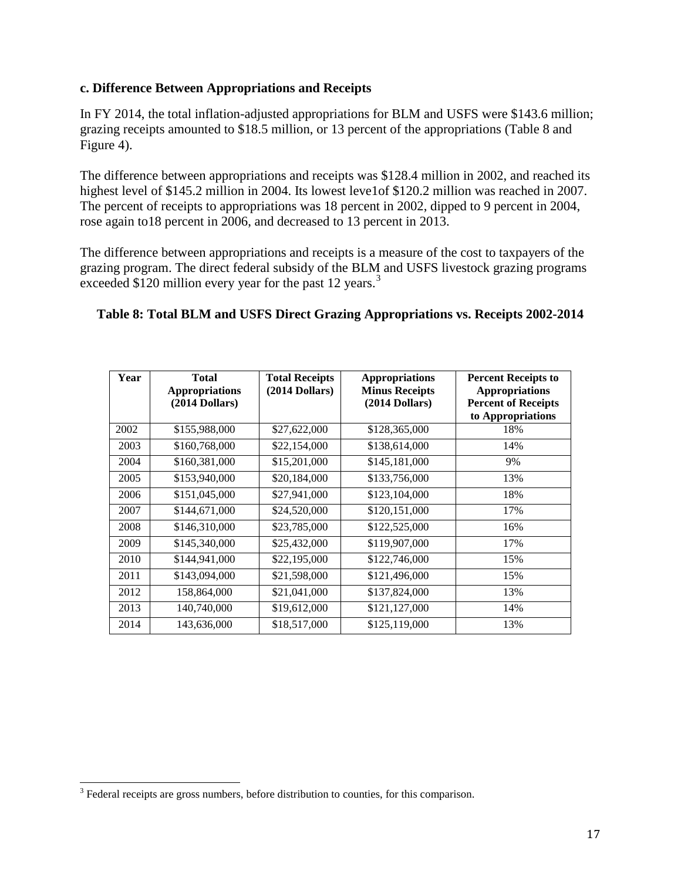### c. Difference Between Appropriations and Receipts

In FY 2014, the total inflation-adjusted appropriations for BLM and USFS were $143.6 million; grazing receipts amounted to $18.5 million, or 13 percent of the appropriations (Table 8 and Figure 4).

The difference between appropriations and receipts was $128.4 million in 2002, and reached its highest level of $145.2 million in 2004. Its lowest leve1of $120.2 million was reached in 2007. The percent of receipts to appropriations was 18 percent in 2002, dipped to 9 percent in 2004, rose again to18 percent in 2006, and decreased to 13 percent in 2013.

The difference between appropriations and receipts is a measure of the cost to taxpayers of the grazing program. The direct federal subsidy of the BLM and USFS livestock grazing programs exceeded $120 million every year for the past 12 years.[3]

**Table 8: Total BLM and USFS Direct Grazing Appropriations vs. Receipts 2002-2014**

| Year | Total Appropriations (2014 Dollars) | Total Receipts (2014 Dollars) | Appropriations Minus Receipts (2014 Dollars) | Percent Receipts to Appropriations Percent of Receipts to Appropriations |
|---|---|---|---|---|
| 2002 | $155,988,000 | $27,622,000 | $128,365,000 | 18% |
| 2003 | $160,768,000 | $22,154,000 | $138,614,000 | 14% |
| 2004 | $160,381,000 | $15,201,000 | $145,181,000 | 9% |
| 2005 | $153,940,000 | $20,184,000 | $133,756,000 | 13% |
| 2006 | $151,045,000 | $27,941,000 | $123,104,000 | 18% |
| 2007 | $144,671,000 | $24,520,000 | $120,151,000 | 17% |
| 2008 | $146,310,000 | $23,785,000 | $122,525,000 | 16% |
| 2009 | $145,340,000 | $25,432,000 | $119,907,000 | 17% |
| 2010 | $144,941,000 | $22,195,000 | $122,746,000 | 15% |
| 2011 | $143,094,000 | $21,598,000 | $121,496,000 | 15% |
| 2012 | 158,864,000 | $21,041,000 | $137,824,000 | 13% |
| 2013 | 140,740,000 | $19,612,000 | $121,127,000 | 14% |
| 2014 | 143,636,000 | $18,517,000 | $125,119,000 | 13% |

[3] Federal receipts are gross numbers, before distribution to counties, for this comparison.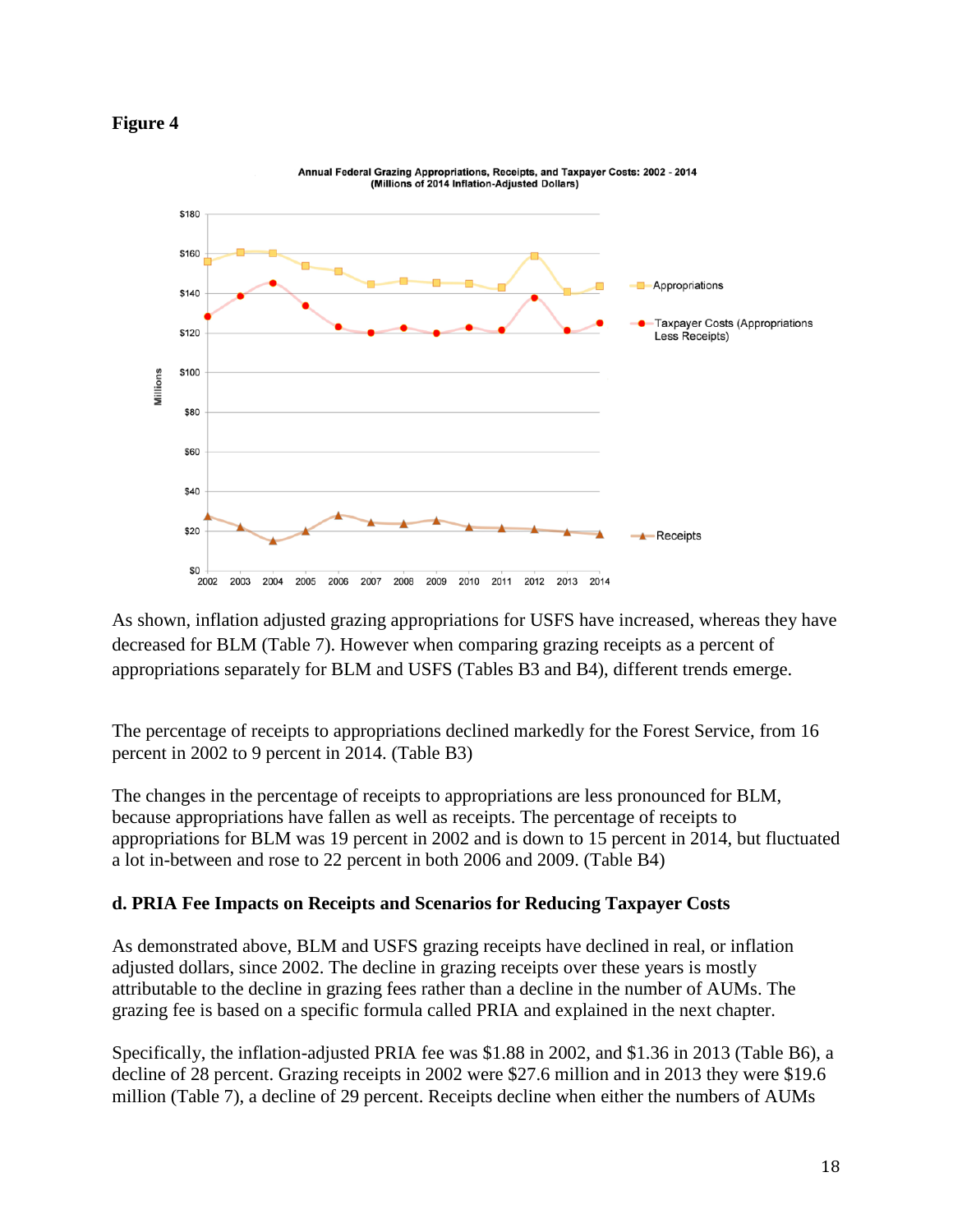**Figure 4**

Annual Federal Grazing Appropriations, Receipts, and Taxpayer Costs: 2002 - 2014
(Millions of 2014 Inflation-Adjusted Dollars)

As shown, inflation adjusted grazing appropriations for USFS have increased, whereas they have decreased for BLM (Table 7). However when comparing grazing receipts as a percent of appropriations separately for BLM and USFS (Tables B3 and B4), different trends emerge.

The percentage of receipts to appropriations declined markedly for the Forest Service, from 16 percent in 2002 to 9 percent in 2014. (Table B3)

The changes in the percentage of receipts to appropriations are less pronounced for BLM, because appropriations have fallen as well as receipts. The percentage of receipts to appropriations for BLM was 19 percent in 2002 and is down to 15 percent in 2014, but fluctuated a lot in-between and rose to 22 percent in both 2006 and 2009. (Table B4)

**d. PRIA Fee Impacts on Receipts and Scenarios for Reducing Taxpayer Costs**

As demonstrated above, BLM and USFS grazing receipts have declined in real, or inflation adjusted dollars, since 2002. The decline in grazing receipts over these years is mostly attributable to the decline in grazing fees rather than a decline in the number of AUMs. The grazing fee is based on a specific formula called PRIA and explained in the next chapter.

Specifically, the inflation-adjusted PRIA fee was $1.88 in 2002, and $1.36 in 2013 (Table B6), a decline of 28 percent. Grazing receipts in 2002 were $27.6 million and in 2013 they were $19.6 million (Table 7), a decline of 29 percent. Receipts decline when either the numbers of AUMs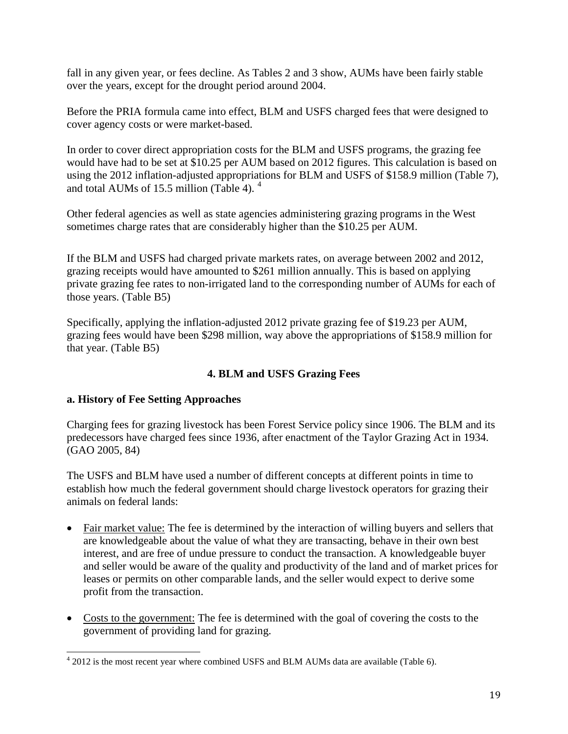fall in any given year, or fees decline. As Tables 2 and 3 show, AUMs have been fairly stable over the years, except for the drought period around 2004.

Before the PRIA formula came into effect, BLM and USFS charged fees that were designed to cover agency costs or were market-based.

In order to cover direct appropriation costs for the BLM and USFS programs, the grazing fee would have had to be set at $10.25 per AUM based on 2012 figures. This calculation is based on using the 2012 inflation-adjusted appropriations for BLM and USFS of $158.9 million (Table 7), and total AUMs of 15.5 million (Table 4). [4]

Other federal agencies as well as state agencies administering grazing programs in the West sometimes charge rates that are considerably higher than the $10.25 per AUM.

If the BLM and USFS had charged private markets rates, on average between 2002 and 2012, grazing receipts would have amounted to $261 million annually. This is based on applying private grazing fee rates to non-irrigated land to the corresponding number of AUMs for each of those years. (Table B5)

Specifically, applying the inflation-adjusted 2012 private grazing fee of $19.23 per AUM, grazing fees would have been $298 million, way above the appropriations of $158.9 million for that year. (Table B5)

## 4. BLM and USFS Grazing Fees

### a. History of Fee Setting Approaches

Charging fees for grazing livestock has been Forest Service policy since 1906. The BLM and its predecessors have charged fees since 1936, after enactment of the Taylor Grazing Act in 1934. (GAO 2005, 84)

The USFS and BLM have used a number of different concepts at different points in time to establish how much the federal government should charge livestock operators for grazing their animals on federal lands:

- Fair market value: The fee is determined by the interaction of willing buyers and sellers that are knowledgeable about the value of what they are transacting, behave in their own best interest, and are free of undue pressure to conduct the transaction. A knowledgeable buyer and seller would be aware of the quality and productivity of the land and of market prices for leases or permits on other comparable lands, and the seller would expect to derive some profit from the transaction.
- Costs to the government: The fee is determined with the goal of covering the costs to the government of providing land for grazing.

[4] 2012 is the most recent year where combined USFS and BLM AUMs data are available (Table 6).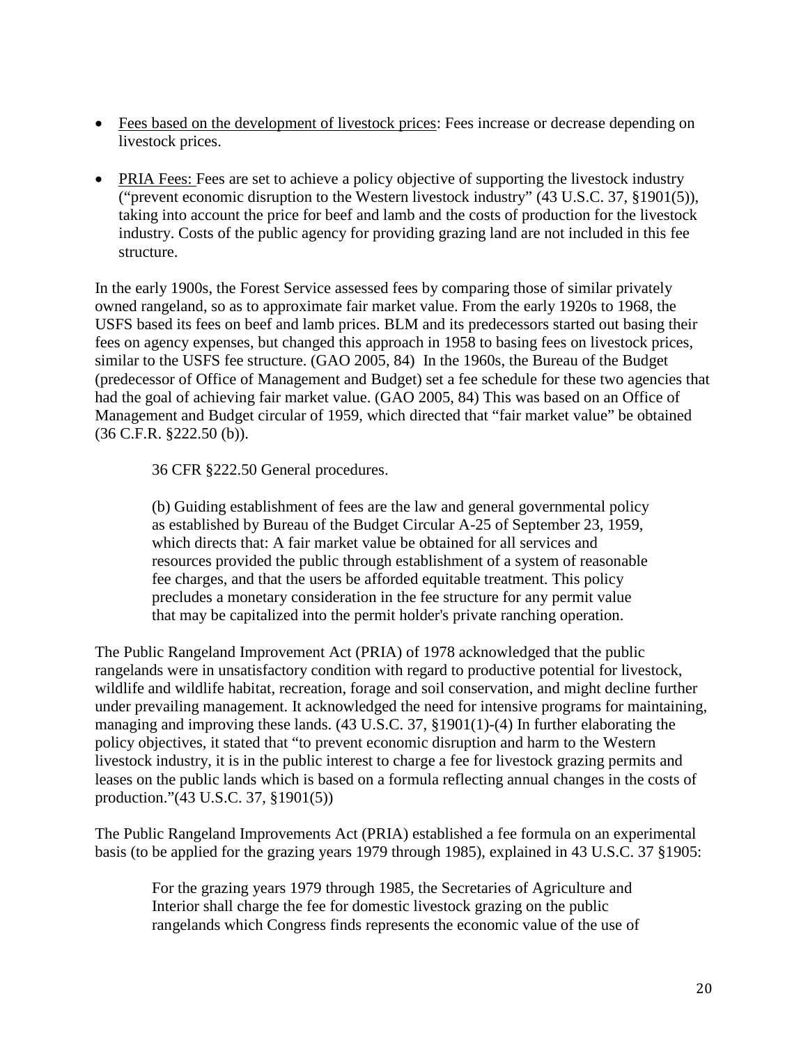- Fees based on the development of livestock prices: Fees increase or decrease depending on livestock prices.

- PRIA Fees: Fees are set to achieve a policy objective of supporting the livestock industry ("prevent economic disruption to the Western livestock industry" (43 U.S.C. 37, §1901(5)), taking into account the price for beef and lamb and the costs of production for the livestock industry. Costs of the public agency for providing grazing land are not included in this fee structure.

In the early 1900s, the Forest Service assessed fees by comparing those of similar privately owned rangeland, so as to approximate fair market value. From the early 1920s to 1968, the USFS based its fees on beef and lamb prices. BLM and its predecessors started out basing their fees on agency expenses, but changed this approach in 1958 to basing fees on livestock prices, similar to the USFS fee structure. (GAO 2005, 84) In the 1960s, the Bureau of the Budget (predecessor of Office of Management and Budget) set a fee schedule for these two agencies that had the goal of achieving fair market value. (GAO 2005, 84) This was based on an Office of Management and Budget circular of 1959, which directed that "fair market value" be obtained (36 C.F.R. §222.50 (b)).

> 36 CFR §222.50 General procedures.
>
> (b) Guiding establishment of fees are the law and general governmental policy as established by Bureau of the Budget Circular A-25 of September 23, 1959, which directs that: A fair market value be obtained for all services and resources provided the public through establishment of a system of reasonable fee charges, and that the users be afforded equitable treatment. This policy precludes a monetary consideration in the fee structure for any permit value that may be capitalized into the permit holder's private ranching operation.

The Public Rangeland Improvement Act (PRIA) of 1978 acknowledged that the public rangelands were in unsatisfactory condition with regard to productive potential for livestock, wildlife and wildlife habitat, recreation, forage and soil conservation, and might decline further under prevailing management. It acknowledged the need for intensive programs for maintaining, managing and improving these lands. (43 U.S.C. 37, §1901(1)-(4) In further elaborating the policy objectives, it stated that "to prevent economic disruption and harm to the Western livestock industry, it is in the public interest to charge a fee for livestock grazing permits and leases on the public lands which is based on a formula reflecting annual changes in the costs of production."(43 U.S.C. 37, §1901(5))

The Public Rangeland Improvements Act (PRIA) established a fee formula on an experimental basis (to be applied for the grazing years 1979 through 1985), explained in 43 U.S.C. 37 §1905:

> For the grazing years 1979 through 1985, the Secretaries of Agriculture and Interior shall charge the fee for domestic livestock grazing on the public rangelands which Congress finds represents the economic value of the use of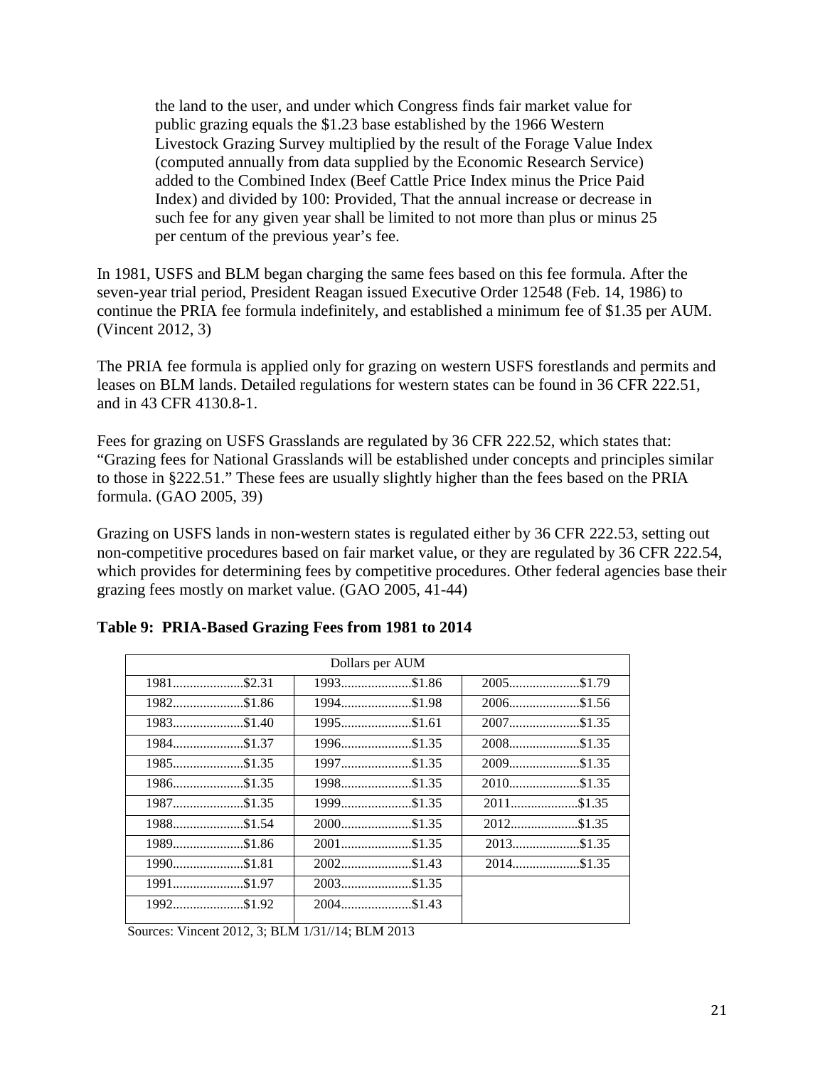> the land to the user, and under which Congress finds fair market value for public grazing equals the $1.23 base established by the 1966 Western Livestock Grazing Survey multiplied by the result of the Forage Value Index (computed annually from data supplied by the Economic Research Service) added to the Combined Index (Beef Cattle Price Index minus the Price Paid Index) and divided by 100: Provided, That the annual increase or decrease in such fee for any given year shall be limited to not more than plus or minus 25 per centum of the previous year's fee.

In 1981, USFS and BLM began charging the same fees based on this fee formula. After the seven-year trial period, President Reagan issued Executive Order 12548 (Feb. 14, 1986) to continue the PRIA fee formula indefinitely, and established a minimum fee of $1.35 per AUM. (Vincent 2012, 3)

The PRIA fee formula is applied only for grazing on western USFS forestlands and permits and leases on BLM lands. Detailed regulations for western states can be found in 36 CFR 222.51, and in 43 CFR 4130.8-1.

Fees for grazing on USFS Grasslands are regulated by 36 CFR 222.52, which states that: "Grazing fees for National Grasslands will be established under concepts and principles similar to those in §222.51." These fees are usually slightly higher than the fees based on the PRIA formula. (GAO 2005, 39)

Grazing on USFS lands in non-western states is regulated either by 36 CFR 222.53, setting out non-competitive procedures based on fair market value, or they are regulated by 36 CFR 222.54, which provides for determining fees by competitive procedures. Other federal agencies base their grazing fees mostly on market value. (GAO 2005, 41-44)

**Table 9: PRIA-Based Grazing Fees from 1981 to 2014**

| Dollars per AUM | | |
|---|---|---|
| 1981.....................$2.31 | 1993.....................$1.86 | 2005.....................$1.79 |
| 1982.....................$1.86 | 1994.....................$1.98 | 2006.....................$1.56 |
| 1983.....................$1.40 | 1995.....................$1.61 | 2007.....................$1.35 |
| 1984.....................$1.37 | 1996.....................$1.35 | 2008.....................$1.35 |
| 1985.....................$1.35 | 1997.....................$1.35 | 2009.....................$1.35 |
| 1986.....................$1.35 | 1998.....................$1.35 | 2010.....................$1.35 |
| 1987.....................$1.35 | 1999.....................$1.35 | 2011....................$1.35 |
| 1988.....................$1.54 | 2000.....................$1.35 | 2012....................$1.35 |
| 1989.....................$1.86 | 2001.....................$1.35 | 2013....................$1.35 |
| 1990.....................$1.81 | 2002.....................$1.43 | 2014....................$1.35 |
| 1991.....................$1.97 | 2003.....................$1.35 | |
| 1992.....................$1.92 | 2004.....................$1.43 | |

Sources: Vincent 2012, 3; BLM 1/31//14; BLM 2013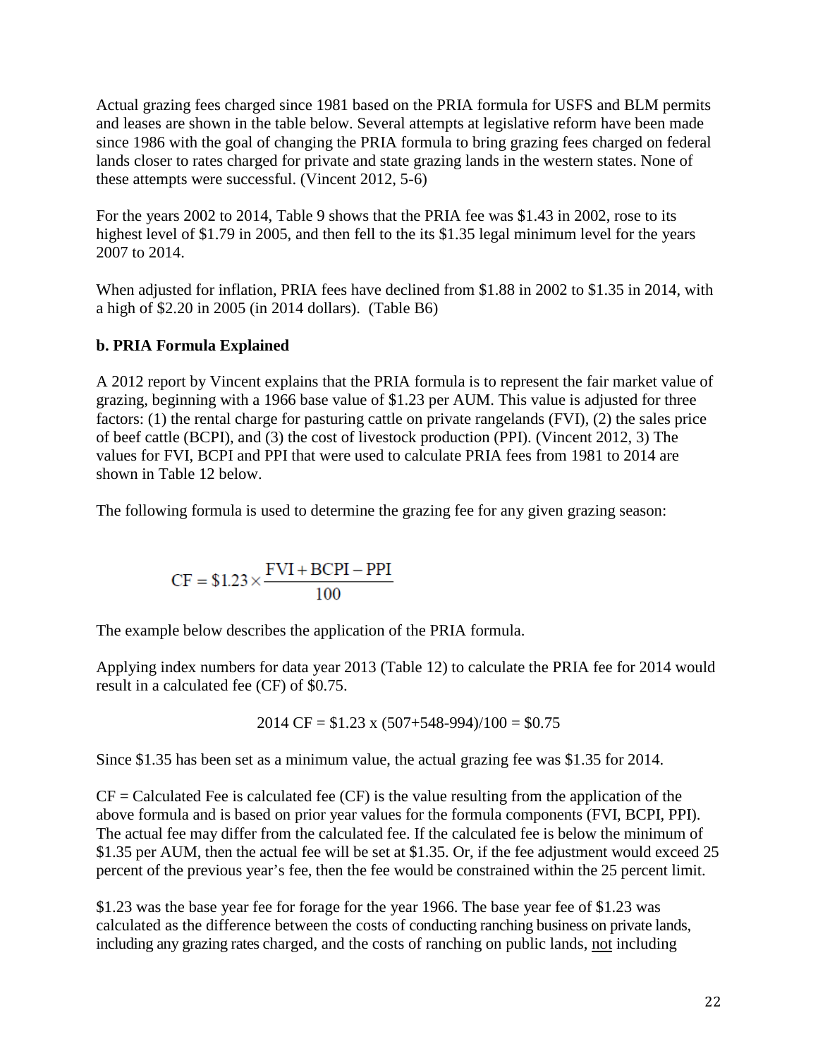Actual grazing fees charged since 1981 based on the PRIA formula for USFS and BLM permits and leases are shown in the table below. Several attempts at legislative reform have been made since 1986 with the goal of changing the PRIA formula to bring grazing fees charged on federal lands closer to rates charged for private and state grazing lands in the western states. None of these attempts were successful. (Vincent 2012, 5-6)

For the years 2002 to 2014, Table 9 shows that the PRIA fee was $1.43 in 2002, rose to its highest level of $1.79 in 2005, and then fell to the its $1.35 legal minimum level for the years 2007 to 2014.

When adjusted for inflation, PRIA fees have declined from $1.88 in 2002 to $1.35 in 2014, with a high of $2.20 in 2005 (in 2014 dollars). (Table B6)

**b. PRIA Formula Explained**

A 2012 report by Vincent explains that the PRIA formula is to represent the fair market value of grazing, beginning with a 1966 base value of $1.23 per AUM. This value is adjusted for three factors: (1) the rental charge for pasturing cattle on private rangelands (FVI), (2) the sales price of beef cattle (BCPI), and (3) the cost of livestock production (PPI). (Vincent 2012, 3) The values for FVI, BCPI and PPI that were used to calculate PRIA fees from 1981 to 2014 are shown in Table 12 below.

The following formula is used to determine the grazing fee for any given grazing season:

$$\text{CF} = \$1.23 \times \frac{\text{FVI} + \text{BCPI} - \text{PPI}}{100}$$

The example below describes the application of the PRIA formula.

Applying index numbers for data year 2013 (Table 12) to calculate the PRIA fee for 2014 would result in a calculated fee (CF) of $0.75.

$$2014 \text{ CF} = \$1.23 \text{ x } (507+548-994)/100 = \$0.75$$

Since $1.35 has been set as a minimum value, the actual grazing fee was $1.35 for 2014.

CF = Calculated Fee is calculated fee (CF) is the value resulting from the application of the above formula and is based on prior year values for the formula components (FVI, BCPI, PPI). The actual fee may differ from the calculated fee. If the calculated fee is below the minimum of $1.35 per AUM, then the actual fee will be set at $1.35. Or, if the fee adjustment would exceed 25 percent of the previous year's fee, then the fee would be constrained within the 25 percent limit.

$1.23 was the base year fee for forage for the year 1966. The base year fee of $1.23 was calculated as the difference between the costs of conducting ranching business on private lands, including any grazing rates charged, and the costs of ranching on public lands, <u>not</u> including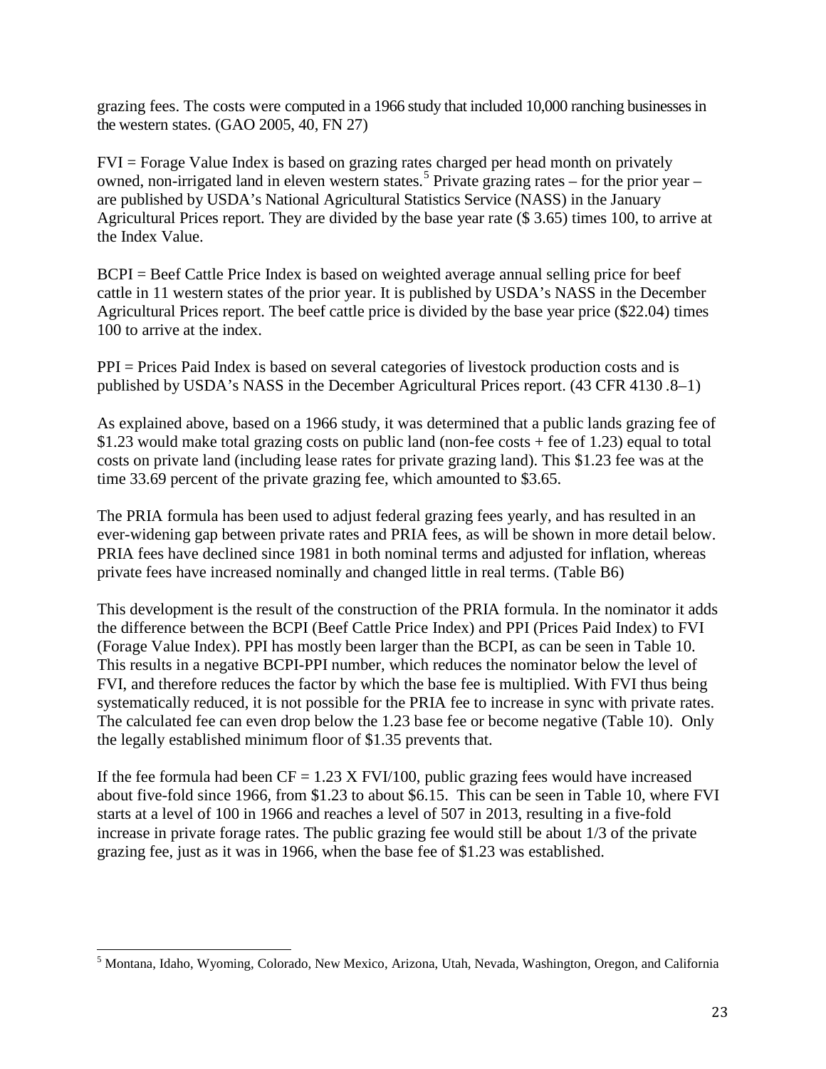grazing fees. The costs were computed in a 1966 study that included 10,000 ranching businesses in the western states. (GAO 2005, 40, FN 27)

FVI = Forage Value Index is based on grazing rates charged per head month on privately owned, non-irrigated land in eleven western states.[5] Private grazing rates – for the prior year – are published by USDA's National Agricultural Statistics Service (NASS) in the January Agricultural Prices report. They are divided by the base year rate ($ 3.65) times 100, to arrive at the Index Value.

BCPI = Beef Cattle Price Index is based on weighted average annual selling price for beef cattle in 11 western states of the prior year. It is published by USDA's NASS in the December Agricultural Prices report. The beef cattle price is divided by the base year price ($22.04) times 100 to arrive at the index.

PPI = Prices Paid Index is based on several categories of livestock production costs and is published by USDA's NASS in the December Agricultural Prices report. (43 CFR 4130 .8–1)

As explained above, based on a 1966 study, it was determined that a public lands grazing fee of $1.23 would make total grazing costs on public land (non-fee costs + fee of 1.23) equal to total costs on private land (including lease rates for private grazing land). This $1.23 fee was at the time 33.69 percent of the private grazing fee, which amounted to $3.65.

The PRIA formula has been used to adjust federal grazing fees yearly, and has resulted in an ever-widening gap between private rates and PRIA fees, as will be shown in more detail below. PRIA fees have declined since 1981 in both nominal terms and adjusted for inflation, whereas private fees have increased nominally and changed little in real terms. (Table B6)

This development is the result of the construction of the PRIA formula. In the nominator it adds the difference between the BCPI (Beef Cattle Price Index) and PPI (Prices Paid Index) to FVI (Forage Value Index). PPI has mostly been larger than the BCPI, as can be seen in Table 10. This results in a negative BCPI-PPI number, which reduces the nominator below the level of FVI, and therefore reduces the factor by which the base fee is multiplied. With FVI thus being systematically reduced, it is not possible for the PRIA fee to increase in sync with private rates. The calculated fee can even drop below the 1.23 base fee or become negative (Table 10). Only the legally established minimum floor of $1.35 prevents that.

If the fee formula had been $CF = 1.23 \text{ X } FVI/100$, public grazing fees would have increased about five-fold since 1966, from $1.23 to about $6.15. This can be seen in Table 10, where FVI starts at a level of 100 in 1966 and reaches a level of 507 in 2013, resulting in a five-fold increase in private forage rates. The public grazing fee would still be about 1/3 of the private grazing fee, just as it was in 1966, when the base fee of $1.23 was established.

---

[5] Montana, Idaho, Wyoming, Colorado, New Mexico, Arizona, Utah, Nevada, Washington, Oregon, and California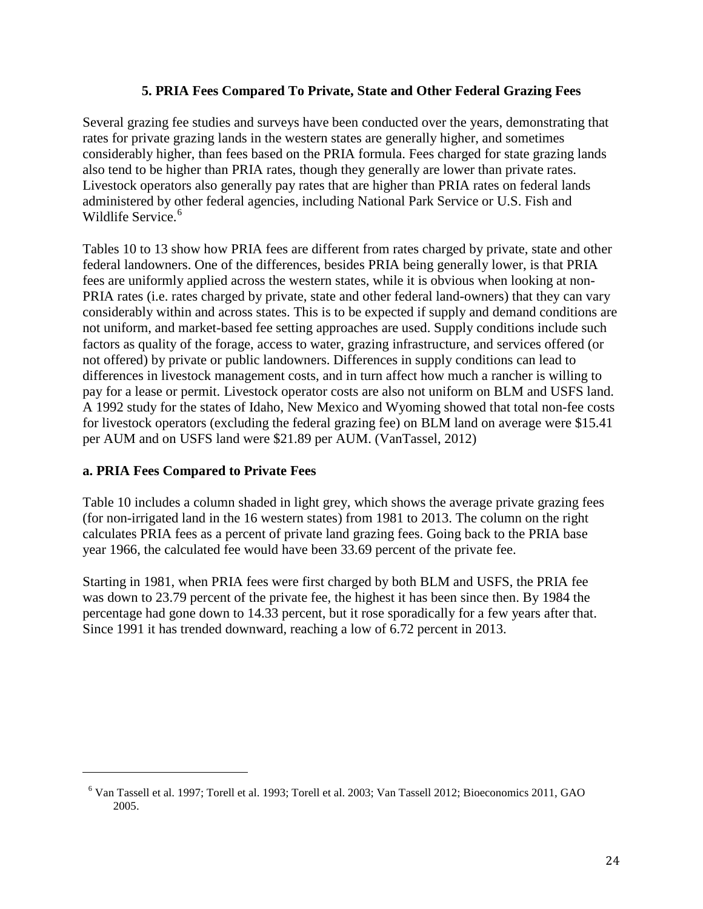## 5. PRIA Fees Compared To Private, State and Other Federal Grazing Fees

Several grazing fee studies and surveys have been conducted over the years, demonstrating that rates for private grazing lands in the western states are generally higher, and sometimes considerably higher, than fees based on the PRIA formula. Fees charged for state grazing lands also tend to be higher than PRIA rates, though they generally are lower than private rates. Livestock operators also generally pay rates that are higher than PRIA rates on federal lands administered by other federal agencies, including National Park Service or U.S. Fish and Wildlife Service.[6]

Tables 10 to 13 show how PRIA fees are different from rates charged by private, state and other federal landowners. One of the differences, besides PRIA being generally lower, is that PRIA fees are uniformly applied across the western states, while it is obvious when looking at non-PRIA rates (i.e. rates charged by private, state and other federal land-owners) that they can vary considerably within and across states. This is to be expected if supply and demand conditions are not uniform, and market-based fee setting approaches are used. Supply conditions include such factors as quality of the forage, access to water, grazing infrastructure, and services offered (or not offered) by private or public landowners. Differences in supply conditions can lead to differences in livestock management costs, and in turn affect how much a rancher is willing to pay for a lease or permit. Livestock operator costs are also not uniform on BLM and USFS land. A 1992 study for the states of Idaho, New Mexico and Wyoming showed that total non-fee costs for livestock operators (excluding the federal grazing fee) on BLM land on average were $15.41 per AUM and on USFS land were $21.89 per AUM. (VanTassel, 2012)

### a. PRIA Fees Compared to Private Fees

Table 10 includes a column shaded in light grey, which shows the average private grazing fees (for non-irrigated land in the 16 western states) from 1981 to 2013. The column on the right calculates PRIA fees as a percent of private land grazing fees. Going back to the PRIA base year 1966, the calculated fee would have been 33.69 percent of the private fee.

Starting in 1981, when PRIA fees were first charged by both BLM and USFS, the PRIA fee was down to 23.79 percent of the private fee, the highest it has been since then. By 1984 the percentage had gone down to 14.33 percent, but it rose sporadically for a few years after that. Since 1991 it has trended downward, reaching a low of 6.72 percent in 2013.

[6] Van Tassell et al. 1997; Torell et al. 1993; Torell et al. 2003; Van Tassell 2012; Bioeconomics 2011, GAO 2005.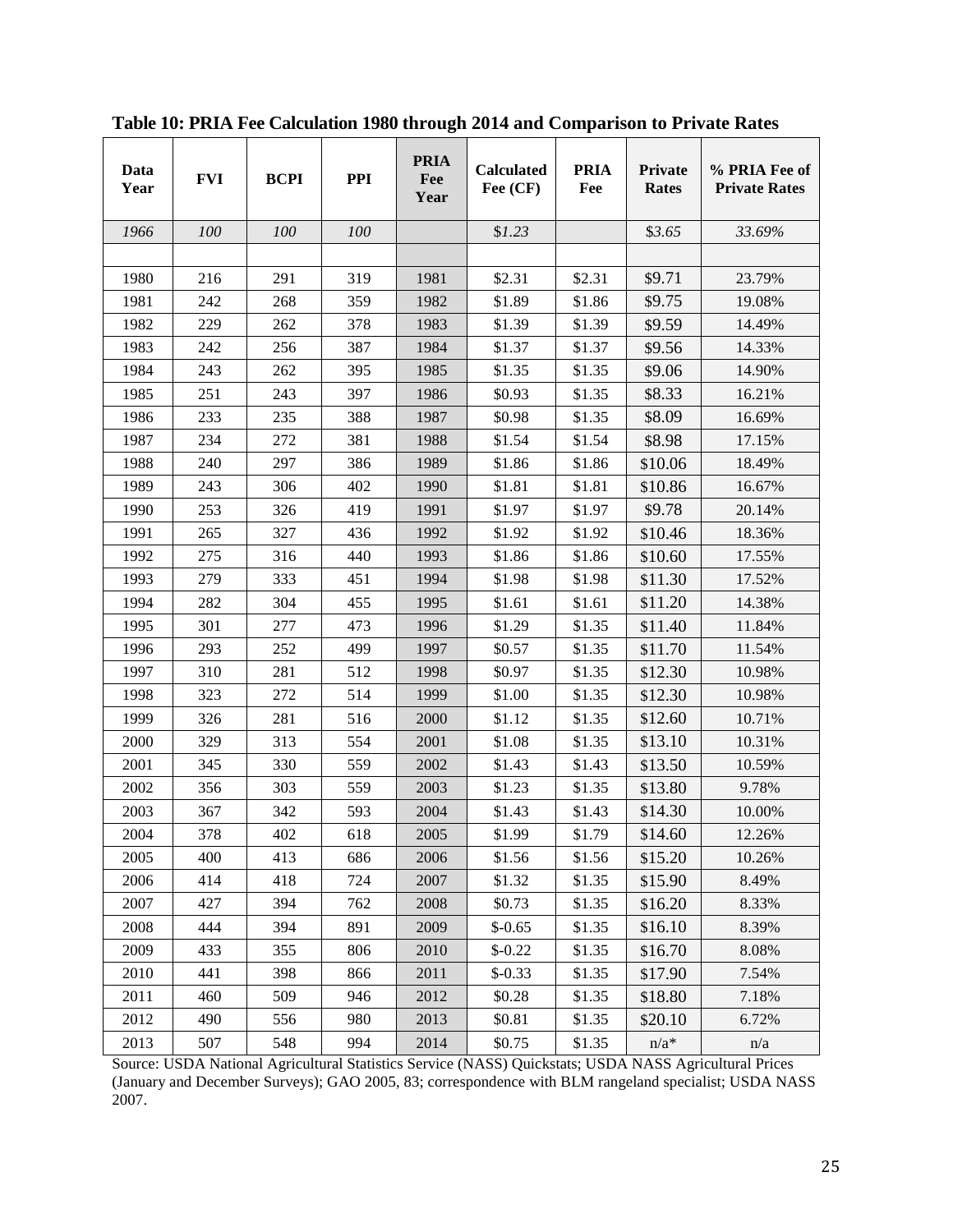**Table 10: PRIA Fee Calculation 1980 through 2014 and Comparison to Private Rates**

| Data Year | FVI | BCPI | PPI | PRIA Fee Year | Calculated Fee (CF) | PRIA Fee | Private Rates | % PRIA Fee of Private Rates |
|---|---|---|---|---|---|---|---|---|
| *1966* | *100* | *100* | *100* | | *$1.23* | | *$3.65* | *33.69%* |
| | | | | | | | | |
| 1980 | 216 | 291 | 319 | 1981 | $2.31 | $2.31 | $9.71 | 23.79% |
| 1981 | 242 | 268 | 359 | 1982 | $1.89 | $1.86 | $9.75 | 19.08% |
| 1982 | 229 | 262 | 378 | 1983 | $1.39 | $1.39 | $9.59 | 14.49% |
| 1983 | 242 | 256 | 387 | 1984 | $1.37 | $1.37 | $9.56 | 14.33% |
| 1984 | 243 | 262 | 395 | 1985 | $1.35 | $1.35 | $9.06 | 14.90% |
| 1985 | 251 | 243 | 397 | 1986 | $0.93 | $1.35 | $8.33 | 16.21% |
| 1986 | 233 | 235 | 388 | 1987 | $0.98 | $1.35 | $8.09 | 16.69% |
| 1987 | 234 | 272 | 381 | 1988 | $1.54 | $1.54 | $8.98 | 17.15% |
| 1988 | 240 | 297 | 386 | 1989 | $1.86 | $1.86 | $10.06 | 18.49% |
| 1989 | 243 | 306 | 402 | 1990 | $1.81 | $1.81 | $10.86 | 16.67% |
| 1990 | 253 | 326 | 419 | 1991 | $1.97 | $1.97 | $9.78 | 20.14% |
| 1991 | 265 | 327 | 436 | 1992 | $1.92 | $1.92 | $10.46 | 18.36% |
| 1992 | 275 | 316 | 440 | 1993 | $1.86 | $1.86 | $10.60 | 17.55% |
| 1993 | 279 | 333 | 451 | 1994 | $1.98 | $1.98 | $11.30 | 17.52% |
| 1994 | 282 | 304 | 455 | 1995 | $1.61 | $1.61 | $11.20 | 14.38% |
| 1995 | 301 | 277 | 473 | 1996 | $1.29 | $1.35 | $11.40 | 11.84% |
| 1996 | 293 | 252 | 499 | 1997 | $0.57 | $1.35 | $11.70 | 11.54% |
| 1997 | 310 | 281 | 512 | 1998 | $0.97 | $1.35 | $12.30 | 10.98% |
| 1998 | 323 | 272 | 514 | 1999 | $1.00 | $1.35 | $12.30 | 10.98% |
| 1999 | 326 | 281 | 516 | 2000 | $1.12 | $1.35 | $12.60 | 10.71% |
| 2000 | 329 | 313 | 554 | 2001 | $1.08 | $1.35 | $13.10 | 10.31% |
| 2001 | 345 | 330 | 559 | 2002 | $1.43 | $1.43 | $13.50 | 10.59% |
| 2002 | 356 | 303 | 559 | 2003 | $1.23 | $1.35 | $13.80 | 9.78% |
| 2003 | 367 | 342 | 593 | 2004 | $1.43 | $1.43 | $14.30 | 10.00% |
| 2004 | 378 | 402 | 618 | 2005 | $1.99 | $1.79 | $14.60 | 12.26% |
| 2005 | 400 | 413 | 686 | 2006 | $1.56 | $1.56 | $15.20 | 10.26% |
| 2006 | 414 | 418 | 724 | 2007 | $1.32 | $1.35 | $15.90 | 8.49% |
| 2007 | 427 | 394 | 762 | 2008 | $0.73 | $1.35 | $16.20 | 8.33% |
| 2008 | 444 | 394 | 891 | 2009 | $-0.65 | $1.35 | $16.10 | 8.39% |
| 2009 | 433 | 355 | 806 | 2010 | $-0.22 | $1.35 | $16.70 | 8.08% |
| 2010 | 441 | 398 | 866 | 2011 | $-0.33 | $1.35 | $17.90 | 7.54% |
| 2011 | 460 | 509 | 946 | 2012 | $0.28 | $1.35 | $18.80 | 7.18% |
| 2012 | 490 | 556 | 980 | 2013 | $0.81 | $1.35 | $20.10 | 6.72% |
| 2013 | 507 | 548 | 994 | 2014 | $0.75 | $1.35 | n/a* | n/a |

Source: USDA National Agricultural Statistics Service (NASS) Quickstats; USDA NASS Agricultural Prices (January and December Surveys); GAO 2005, 83; correspondence with BLM rangeland specialist; USDA NASS 2007.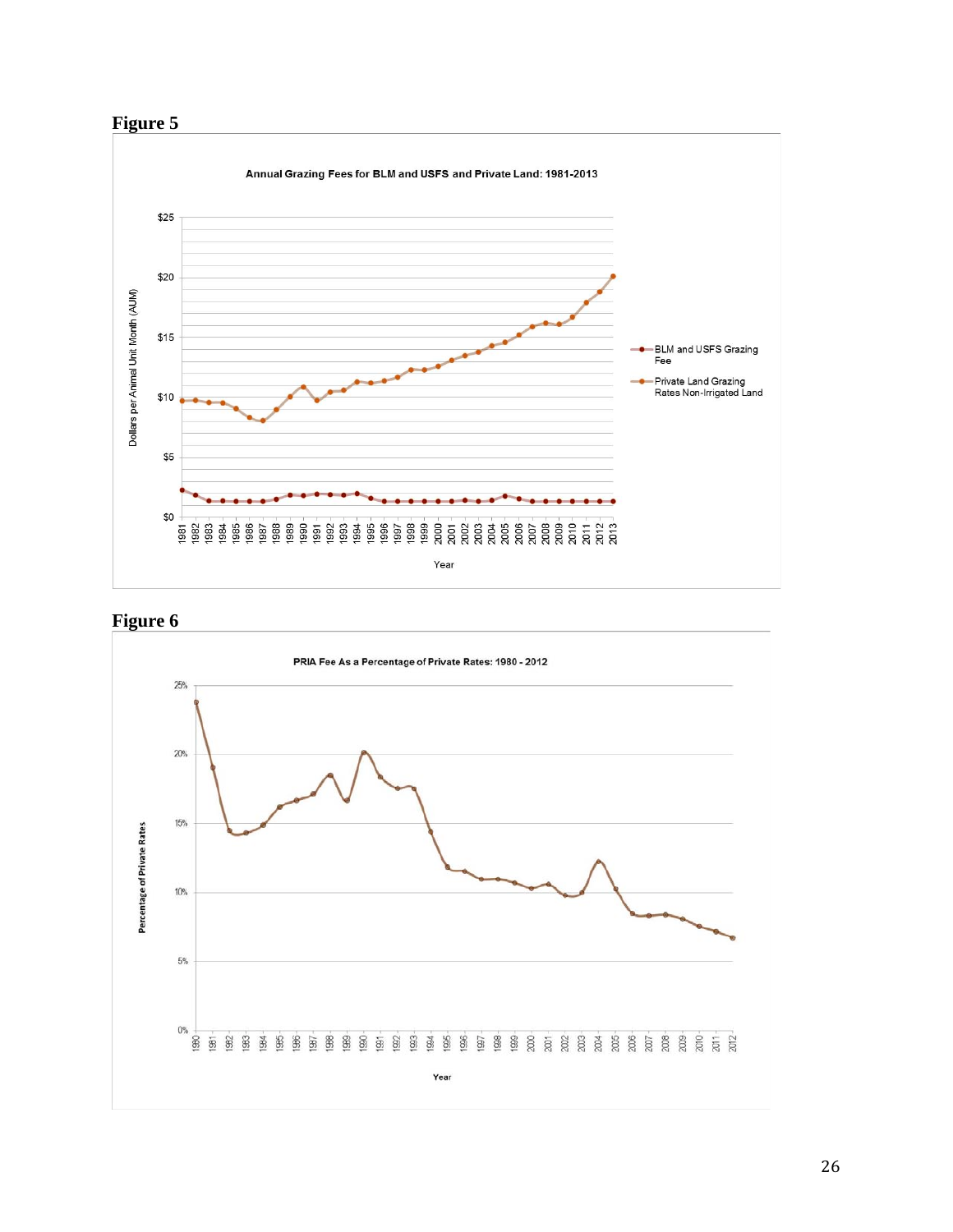**Figure 5**

Annual Grazing Fees for BLM and USFS and Private Land: 1981-2013

**Figure 6**

PRIA Fee As a Percentage of Private Rates: 1980 - 2012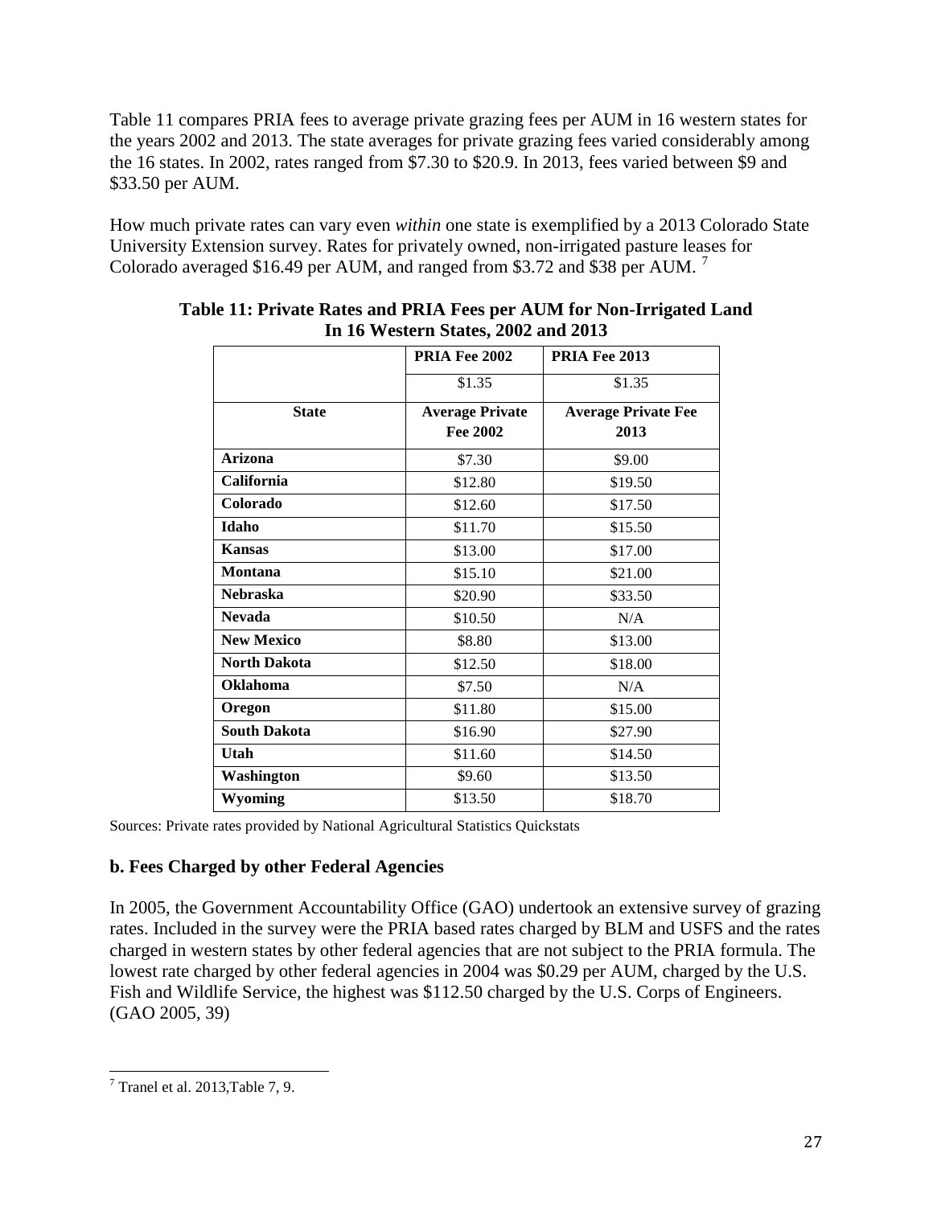Table 11 compares PRIA fees to average private grazing fees per AUM in 16 western states for the years 2002 and 2013. The state averages for private grazing fees varied considerably among the 16 states. In 2002, rates ranged from $7.30 to $20.9. In 2013, fees varied between $9 and $33.50 per AUM.

How much private rates can vary even *within* one state is exemplified by a 2013 Colorado State University Extension survey. Rates for privately owned, non-irrigated pasture leases for Colorado averaged $16.49 per AUM, and ranged from $3.72 and $38 per AUM. [7]

**Table 11: Private Rates and PRIA Fees per AUM for Non-Irrigated Land In 16 Western States, 2002 and 2013**

| | **PRIA Fee 2002** | **PRIA Fee 2013** |
|---|---|---|
| | $1.35 | $1.35 |
| **State** | **Average Private Fee 2002** | **Average Private Fee 2013** |
| **Arizona** | $7.30 | $9.00 |
| **California** | $12.80 | $19.50 |
| **Colorado** | $12.60 | $17.50 |
| **Idaho** | $11.70 | $15.50 |
| **Kansas** | $13.00 | $17.00 |
| **Montana** | $15.10 | $21.00 |
| **Nebraska** | $20.90 | $33.50 |
| **Nevada** | $10.50 | N/A |
| **New Mexico** | $8.80 | $13.00 |
| **North Dakota** | $12.50 | $18.00 |
| **Oklahoma** | $7.50 | N/A |
| **Oregon** | $11.80 | $15.00 |
| **South Dakota** | $16.90 | $27.90 |
| **Utah** | $11.60 | $14.50 |
| **Washington** | $9.60 | $13.50 |
| **Wyoming** | $13.50 | $18.70 |

Sources: Private rates provided by National Agricultural Statistics Quickstats

### b. Fees Charged by other Federal Agencies

In 2005, the Government Accountability Office (GAO) undertook an extensive survey of grazing rates. Included in the survey were the PRIA based rates charged by BLM and USFS and the rates charged in western states by other federal agencies that are not subject to the PRIA formula. The lowest rate charged by other federal agencies in 2004 was $0.29 per AUM, charged by the U.S. Fish and Wildlife Service, the highest was $112.50 charged by the U.S. Corps of Engineers. (GAO 2005, 39)

---

[7] Tranel et al. 2013,Table 7, 9.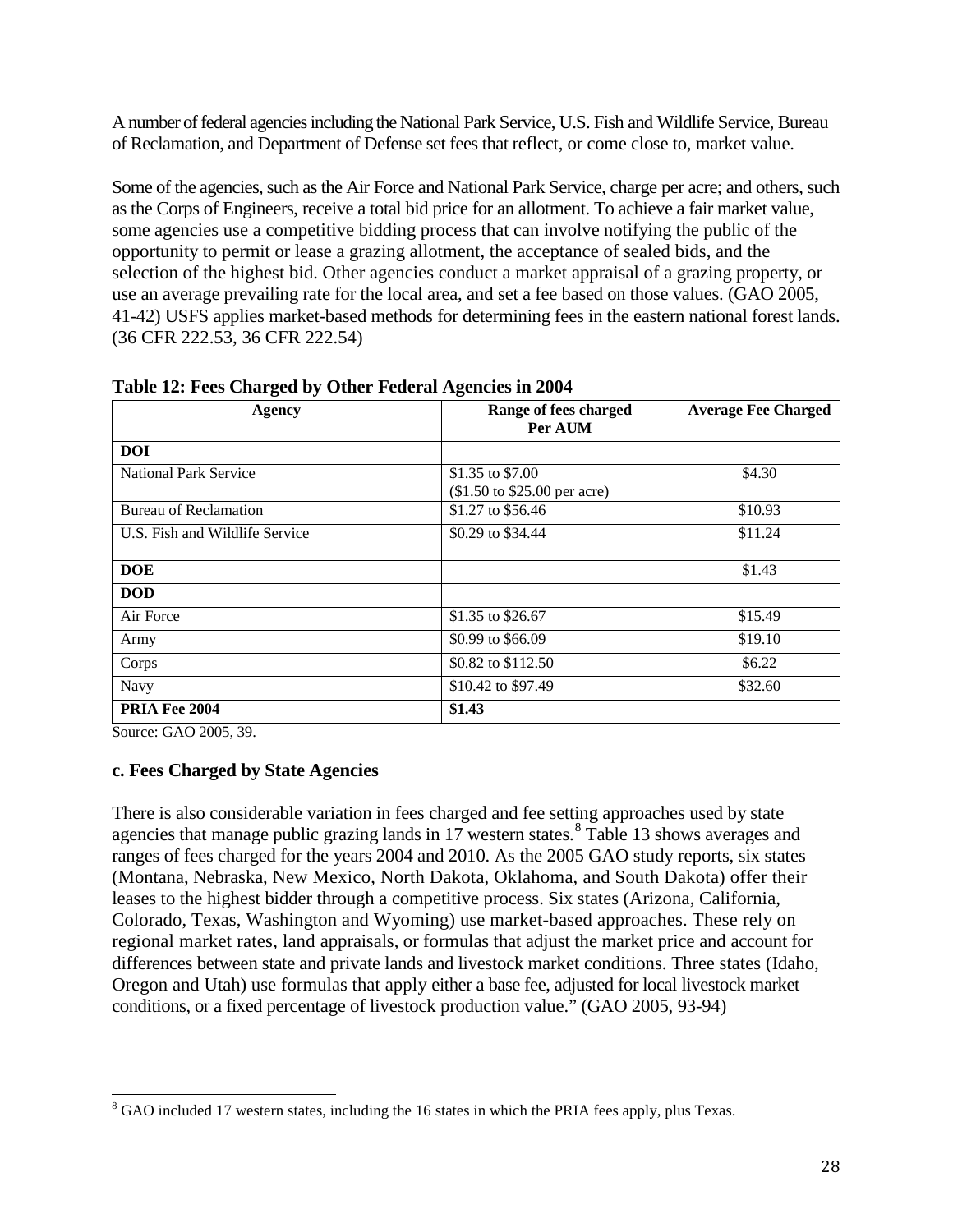A number of federal agencies including the National Park Service, U.S. Fish and Wildlife Service, Bureau of Reclamation, and Department of Defense set fees that reflect, or come close to, market value.

Some of the agencies, such as the Air Force and National Park Service, charge per acre; and others, such as the Corps of Engineers, receive a total bid price for an allotment. To achieve a fair market value, some agencies use a competitive bidding process that can involve notifying the public of the opportunity to permit or lease a grazing allotment, the acceptance of sealed bids, and the selection of the highest bid. Other agencies conduct a market appraisal of a grazing property, or use an average prevailing rate for the local area, and set a fee based on those values. (GAO 2005, 41-42) USFS applies market-based methods for determining fees in the eastern national forest lands. (36 CFR 222.53, 36 CFR 222.54)

**Table 12: Fees Charged by Other Federal Agencies in 2004**

| Agency | Range of fees charged Per AUM | Average Fee Charged |
|---|---|---|
| **DOI** | | |
| National Park Service | $1.35 to $7.00 ($1.50 to $25.00 per acre) | $4.30 |
| Bureau of Reclamation | $1.27 to $56.46 | $10.93 |
| U.S. Fish and Wildlife Service | $0.29 to $34.44 | $11.24 |
| **DOE** | | $1.43 |
| **DOD** | | |
| Air Force | $1.35 to $26.67 | $15.49 |
| Army | $0.99 to $66.09 | $19.10 |
| Corps | $0.82 to $112.50 | $6.22 |
| Navy | $10.42 to $97.49 | $32.60 |
| **PRIA Fee 2004** | **$1.43** | |

Source: GAO 2005, 39.

### c. Fees Charged by State Agencies

There is also considerable variation in fees charged and fee setting approaches used by state agencies that manage public grazing lands in 17 western states.[8] Table 13 shows averages and ranges of fees charged for the years 2004 and 2010. As the 2005 GAO study reports, six states (Montana, Nebraska, New Mexico, North Dakota, Oklahoma, and South Dakota) offer their leases to the highest bidder through a competitive process. Six states (Arizona, California, Colorado, Texas, Washington and Wyoming) use market-based approaches. These rely on regional market rates, land appraisals, or formulas that adjust the market price and account for differences between state and private lands and livestock market conditions. Three states (Idaho, Oregon and Utah) use formulas that apply either a base fee, adjusted for local livestock market conditions, or a fixed percentage of livestock production value." (GAO 2005, 93-94)

[8] GAO included 17 western states, including the 16 states in which the PRIA fees apply, plus Texas.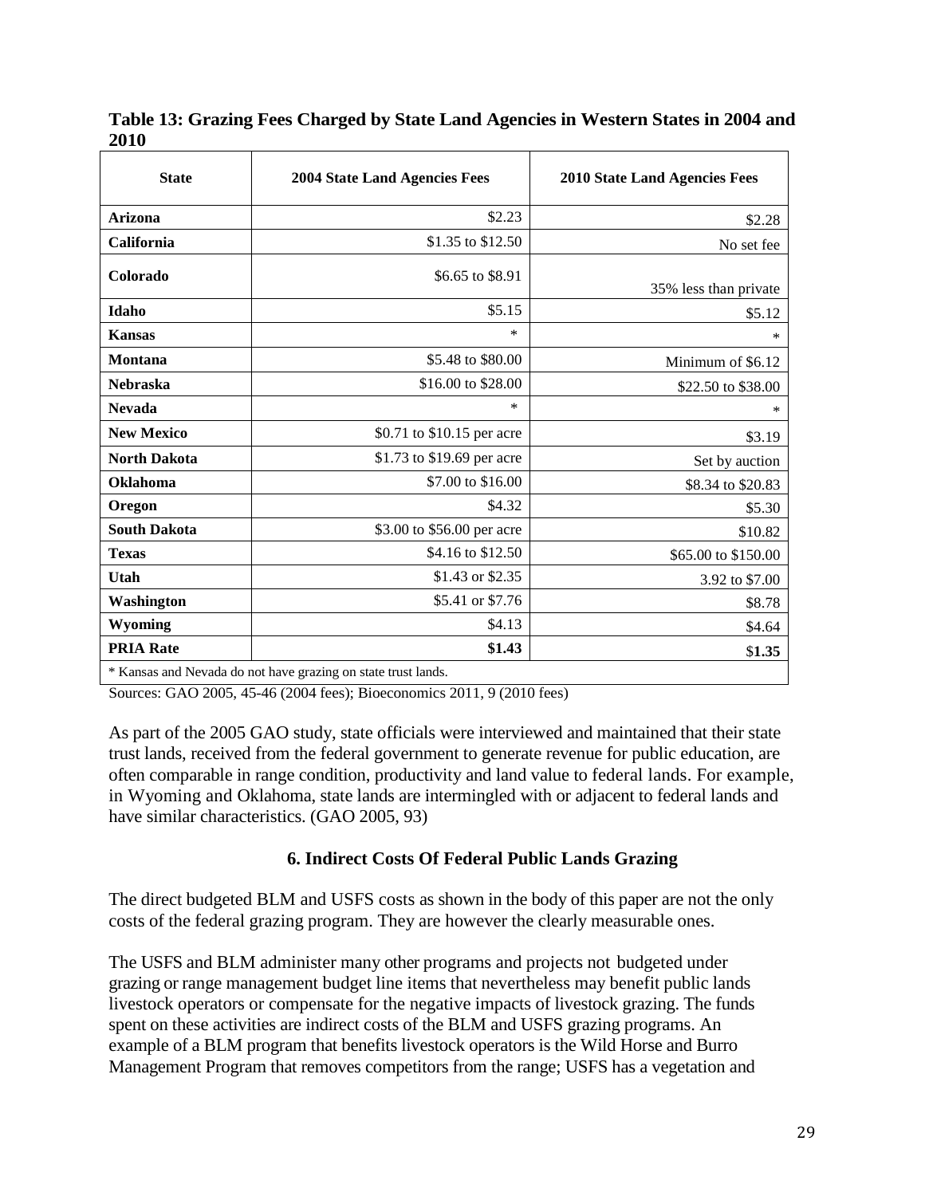**Table 13: Grazing Fees Charged by State Land Agencies in Western States in 2004 and 2010**

| State | 2004 State Land Agencies Fees | 2010 State Land Agencies Fees |
|---|---|---|
| **Arizona** | $2.23 | $2.28 |
| **California** | $1.35 to $12.50 | No set fee |
| **Colorado** | $6.65 to $8.91 | 35% less than private |
| **Idaho** | $5.15 | $5.12 |
| **Kansas** | * | * |
| **Montana** | $5.48 to $80.00 | Minimum of $6.12 |
| **Nebraska** | $16.00 to $28.00 | $22.50 to $38.00 |
| **Nevada** | * | * |
| **New Mexico** | $0.71 to $10.15 per acre | $3.19 |
| **North Dakota** | $1.73 to $19.69 per acre | Set by auction |
| **Oklahoma** | $7.00 to $16.00 | $8.34 to $20.83 |
| **Oregon** | $4.32 | $5.30 |
| **South Dakota** | $3.00 to $56.00 per acre | $10.82 |
| **Texas** | $4.16 to $12.50 | $65.00 to $150.00 |
| **Utah** | $1.43 or $2.35 | 3.92 to $7.00 |
| **Washington** | $5.41 or $7.76 | $8.78 |
| **Wyoming** | $4.13 | $4.64 |
| **PRIA Rate** | **$1.43** | $**1.35** |

* Kansas and Nevada do not have grazing on state trust lands.

Sources: GAO 2005, 45-46 (2004 fees); Bioeconomics 2011, 9 (2010 fees)

As part of the 2005 GAO study, state officials were interviewed and maintained that their state trust lands, received from the federal government to generate revenue for public education, are often comparable in range condition, productivity and land value to federal lands. For example, in Wyoming and Oklahoma, state lands are intermingled with or adjacent to federal lands and have similar characteristics. (GAO 2005, 93)

## 6. Indirect Costs Of Federal Public Lands Grazing

The direct budgeted BLM and USFS costs as shown in the body of this paper are not the only costs of the federal grazing program. They are however the clearly measurable ones.

The USFS and BLM administer many other programs and projects not budgeted under grazing or range management budget line items that nevertheless may benefit public lands livestock operators or compensate for the negative impacts of livestock grazing. The funds spent on these activities are indirect costs of the BLM and USFS grazing programs. An example of a BLM program that benefits livestock operators is the Wild Horse and Burro Management Program that removes competitors from the range; USFS has a vegetation and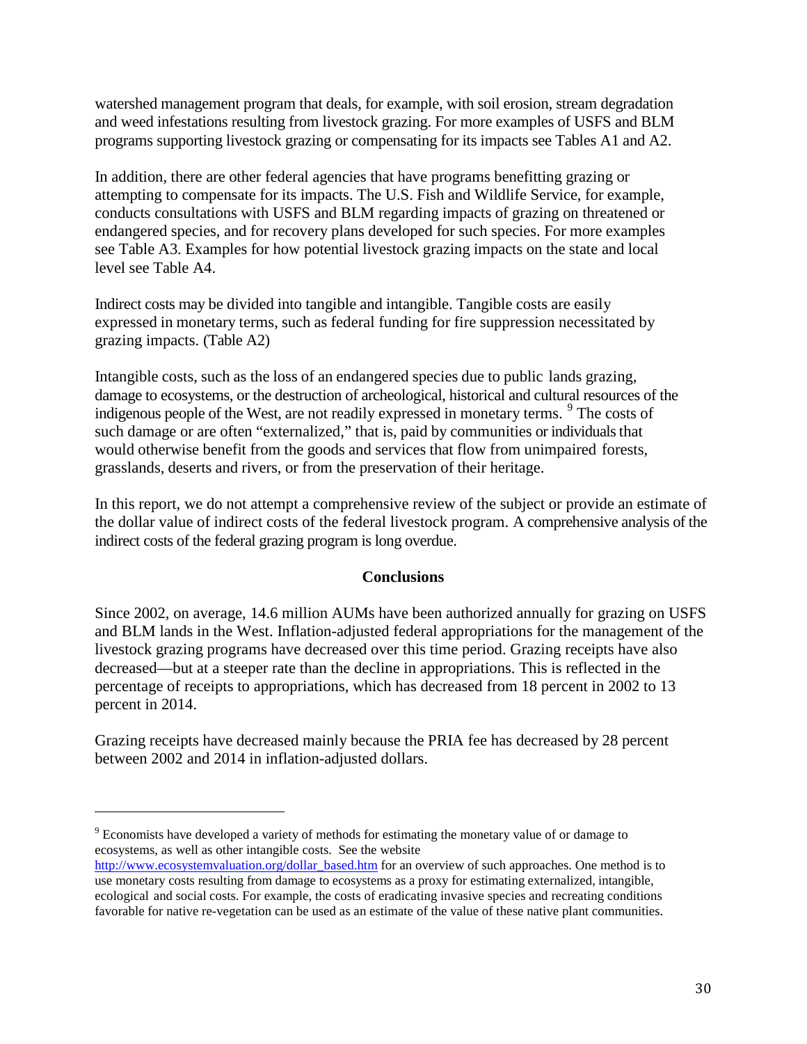watershed management program that deals, for example, with soil erosion, stream degradation and weed infestations resulting from livestock grazing. For more examples of USFS and BLM programs supporting livestock grazing or compensating for its impacts see Tables A1 and A2.

In addition, there are other federal agencies that have programs benefitting grazing or attempting to compensate for its impacts. The U.S. Fish and Wildlife Service, for example, conducts consultations with USFS and BLM regarding impacts of grazing on threatened or endangered species, and for recovery plans developed for such species. For more examples see Table A3. Examples for how potential livestock grazing impacts on the state and local level see Table A4.

Indirect costs may be divided into tangible and intangible. Tangible costs are easily expressed in monetary terms, such as federal funding for fire suppression necessitated by grazing impacts. (Table A2)

Intangible costs, such as the loss of an endangered species due to public lands grazing, damage to ecosystems, or the destruction of archeological, historical and cultural resources of the indigenous people of the West, are not readily expressed in monetary terms. [9] The costs of such damage or are often "externalized," that is, paid by communities or individuals that would otherwise benefit from the goods and services that flow from unimpaired forests, grasslands, deserts and rivers, or from the preservation of their heritage.

In this report, we do not attempt a comprehensive review of the subject or provide an estimate of the dollar value of indirect costs of the federal livestock program. A comprehensive analysis of the indirect costs of the federal grazing program is long overdue.

## Conclusions

Since 2002, on average, 14.6 million AUMs have been authorized annually for grazing on USFS and BLM lands in the West. Inflation-adjusted federal appropriations for the management of the livestock grazing programs have decreased over this time period. Grazing receipts have also decreased—but at a steeper rate than the decline in appropriations. This is reflected in the percentage of receipts to appropriations, which has decreased from 18 percent in 2002 to 13 percent in 2014.

Grazing receipts have decreased mainly because the PRIA fee has decreased by 28 percent between 2002 and 2014 in inflation-adjusted dollars.

---

[9] Economists have developed a variety of methods for estimating the monetary value of or damage to ecosystems, as well as other intangible costs. See the website http://www.ecosystemvaluation.org/dollar_based.htm for an overview of such approaches. One method is to use monetary costs resulting from damage to ecosystems as a proxy for estimating externalized, intangible, ecological and social costs. For example, the costs of eradicating invasive species and recreating conditions favorable for native re-vegetation can be used as an estimate of the value of these native plant communities.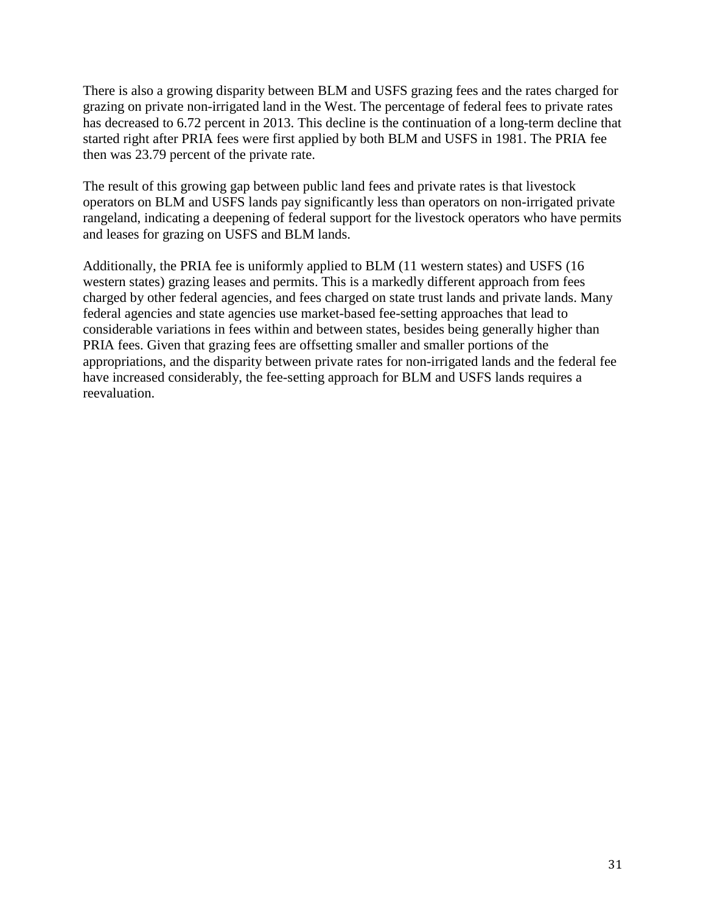There is also a growing disparity between BLM and USFS grazing fees and the rates charged for grazing on private non-irrigated land in the West. The percentage of federal fees to private rates has decreased to 6.72 percent in 2013. This decline is the continuation of a long-term decline that started right after PRIA fees were first applied by both BLM and USFS in 1981. The PRIA fee then was 23.79 percent of the private rate.

The result of this growing gap between public land fees and private rates is that livestock operators on BLM and USFS lands pay significantly less than operators on non-irrigated private rangeland, indicating a deepening of federal support for the livestock operators who have permits and leases for grazing on USFS and BLM lands.

Additionally, the PRIA fee is uniformly applied to BLM (11 western states) and USFS (16 western states) grazing leases and permits. This is a markedly different approach from fees charged by other federal agencies, and fees charged on state trust lands and private lands. Many federal agencies and state agencies use market-based fee-setting approaches that lead to considerable variations in fees within and between states, besides being generally higher than PRIA fees. Given that grazing fees are offsetting smaller and smaller portions of the appropriations, and the disparity between private rates for non-irrigated lands and the federal fee have increased considerably, the fee-setting approach for BLM and USFS lands requires a reevaluation.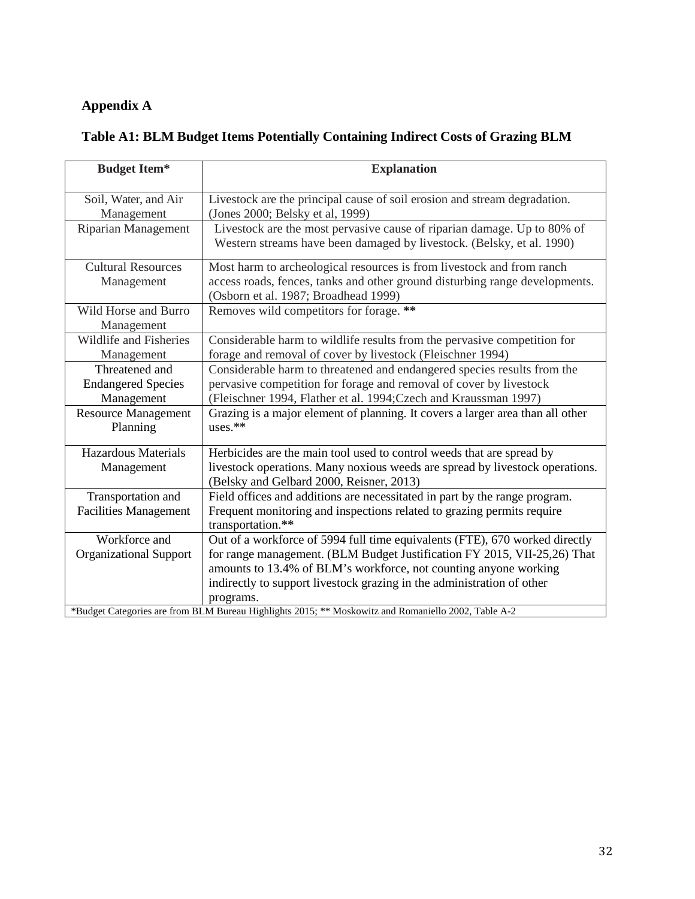## Appendix A

### Table A1: BLM Budget Items Potentially Containing Indirect Costs of Grazing BLM

| Budget Item* | Explanation |
|---|---|
| Soil, Water, and Air Management | Livestock are the principal cause of soil erosion and stream degradation. (Jones 2000; Belsky et al, 1999) |
| Riparian Management | Livestock are the most pervasive cause of riparian damage. Up to 80% of Western streams have been damaged by livestock. (Belsky, et al. 1990) |
| Cultural Resources Management | Most harm to archeological resources is from livestock and from ranch access roads, fences, tanks and other ground disturbing range developments. (Osborn et al. 1987; Broadhead 1999) |
| Wild Horse and Burro Management | Removes wild competitors for forage. ** |
| Wildlife and Fisheries Management | Considerable harm to wildlife results from the pervasive competition for forage and removal of cover by livestock (Fleischner 1994) |
| Threatened and Endangered Species Management | Considerable harm to threatened and endangered species results from the pervasive competition for forage and removal of cover by livestock (Fleischner 1994, Flather et al. 1994;Czech and Kraussman 1997) |
| Resource Management Planning | Grazing is a major element of planning. It covers a larger area than all other uses.** |
| Hazardous Materials Management | Herbicides are the main tool used to control weeds that are spread by livestock operations. Many noxious weeds are spread by livestock operations. (Belsky and Gelbard 2000, Reisner, 2013) |
| Transportation and Facilities Management | Field offices and additions are necessitated in part by the range program. Frequent monitoring and inspections related to grazing permits require transportation.** |
| Workforce and Organizational Support | Out of a workforce of 5994 full time equivalents (FTE), 670 worked directly for range management. (BLM Budget Justification FY 2015, VII-25,26) That amounts to 13.4% of BLM's workforce, not counting anyone working indirectly to support livestock grazing in the administration of other programs. |

*Budget Categories are from BLM Bureau Highlights 2015; ** Moskowitz and Romaniello 2002, Table A-2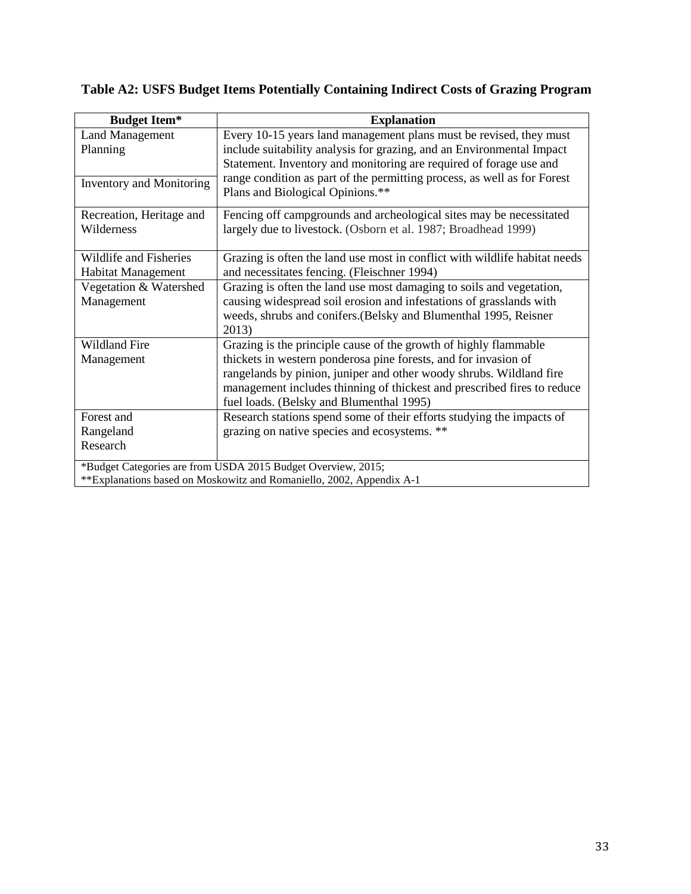**Table A2: USFS Budget Items Potentially Containing Indirect Costs of Grazing Program**

| Budget Item* | Explanation |
|---|---|
| Land Management Planning<br><br>Inventory and Monitoring | Every 10-15 years land management plans must be revised, they must include suitability analysis for grazing, and an Environmental Impact Statement. Inventory and monitoring are required of forage use and range condition as part of the permitting process, as well as for Forest Plans and Biological Opinions.** |
| Recreation, Heritage and Wilderness | Fencing off campgrounds and archeological sites may be necessitated largely due to livestock. (Osborn et al. 1987; Broadhead 1999) |
| Wildlife and Fisheries Habitat Management | Grazing is often the land use most in conflict with wildlife habitat needs and necessitates fencing. (Fleischner 1994) |
| Vegetation & Watershed Management | Grazing is often the land use most damaging to soils and vegetation, causing widespread soil erosion and infestations of grasslands with weeds, shrubs and conifers.(Belsky and Blumenthal 1995, Reisner 2013) |
| Wildland Fire Management | Grazing is the principle cause of the growth of highly flammable thickets in western ponderosa pine forests, and for invasion of rangelands by pinion, juniper and other woody shrubs. Wildland fire management includes thinning of thickest and prescribed fires to reduce fuel loads. (Belsky and Blumenthal 1995) |
| Forest and Rangeland Research | Research stations spend some of their efforts studying the impacts of grazing on native species and ecosystems. ** |

*Budget Categories are from USDA 2015 Budget Overview, 2015;
**Explanations based on Moskowitz and Romaniello, 2002, Appendix A-1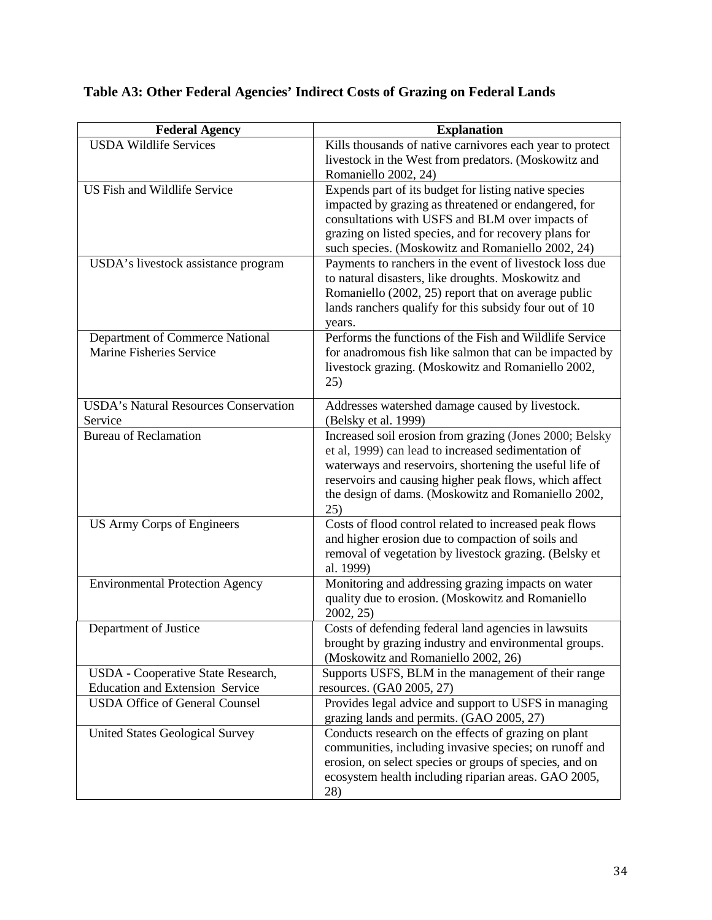**Table A3: Other Federal Agencies' Indirect Costs of Grazing on Federal Lands**

| Federal Agency | Explanation |
|---|---|
| USDA Wildlife Services | Kills thousands of native carnivores each year to protect livestock in the West from predators. (Moskowitz and Romaniello 2002, 24) |
| US Fish and Wildlife Service | Expends part of its budget for listing native species impacted by grazing as threatened or endangered, for consultations with USFS and BLM over impacts of grazing on listed species, and for recovery plans for such species. (Moskowitz and Romaniello 2002, 24) |
| USDA's livestock assistance program | Payments to ranchers in the event of livestock loss due to natural disasters, like droughts. Moskowitz and Romaniello (2002, 25) report that on average public lands ranchers qualify for this subsidy four out of 10 years. |
| Department of Commerce National Marine Fisheries Service | Performs the functions of the Fish and Wildlife Service for anadromous fish like salmon that can be impacted by livestock grazing. (Moskowitz and Romaniello 2002, 25) |
| USDA's Natural Resources Conservation Service | Addresses watershed damage caused by livestock. (Belsky et al. 1999) |
| Bureau of Reclamation | Increased soil erosion from grazing (Jones 2000; Belsky et al, 1999) can lead to increased sedimentation of waterways and reservoirs, shortening the useful life of reservoirs and causing higher peak flows, which affect the design of dams. (Moskowitz and Romaniello 2002, 25) |
| US Army Corps of Engineers | Costs of flood control related to increased peak flows and higher erosion due to compaction of soils and removal of vegetation by livestock grazing. (Belsky et al. 1999) |
| Environmental Protection Agency | Monitoring and addressing grazing impacts on water quality due to erosion. (Moskowitz and Romaniello 2002, 25) |
| Department of Justice | Costs of defending federal land agencies in lawsuits brought by grazing industry and environmental groups. (Moskowitz and Romaniello 2002, 26) |
| USDA - Cooperative State Research, Education and Extension Service | Supports USFS, BLM in the management of their range resources. (GA0 2005, 27) |
| USDA Office of General Counsel | Provides legal advice and support to USFS in managing grazing lands and permits. (GAO 2005, 27) |
| United States Geological Survey | Conducts research on the effects of grazing on plant communities, including invasive species; on runoff and erosion, on select species or groups of species, and on ecosystem health including riparian areas. GAO 2005, 28) |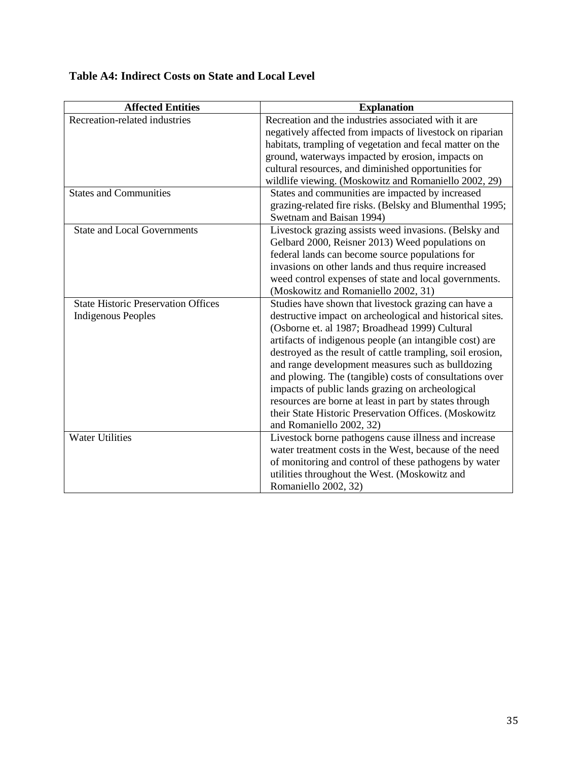**Table A4: Indirect Costs on State and Local Level**

| Affected Entities | Explanation |
| --- | --- |
| Recreation-related industries | Recreation and the industries associated with it are negatively affected from impacts of livestock on riparian habitats, trampling of vegetation and fecal matter on the ground, waterways impacted by erosion, impacts on cultural resources, and diminished opportunities for wildlife viewing. (Moskowitz and Romaniello 2002, 29) |
| States and Communities | States and communities are impacted by increased grazing-related fire risks. (Belsky and Blumenthal 1995; Swetnam and Baisan 1994) |
| State and Local Governments | Livestock grazing assists weed invasions. (Belsky and Gelbard 2000, Reisner 2013) Weed populations on federal lands can become source populations for invasions on other lands and thus require increased weed control expenses of state and local governments. (Moskowitz and Romaniello 2002, 31) |
| State Historic Preservation Offices Indigenous Peoples | Studies have shown that livestock grazing can have a destructive impact on archeological and historical sites. (Osborne et. al 1987; Broadhead 1999) Cultural artifacts of indigenous people (an intangible cost) are destroyed as the result of cattle trampling, soil erosion, and range development measures such as bulldozing and plowing. The (tangible) costs of consultations over impacts of public lands grazing on archeological resources are borne at least in part by states through their State Historic Preservation Offices. (Moskowitz and Romaniello 2002, 32) |
| Water Utilities | Livestock borne pathogens cause illness and increase water treatment costs in the West, because of the need of monitoring and control of these pathogens by water utilities throughout the West. (Moskowitz and Romaniello 2002, 32) |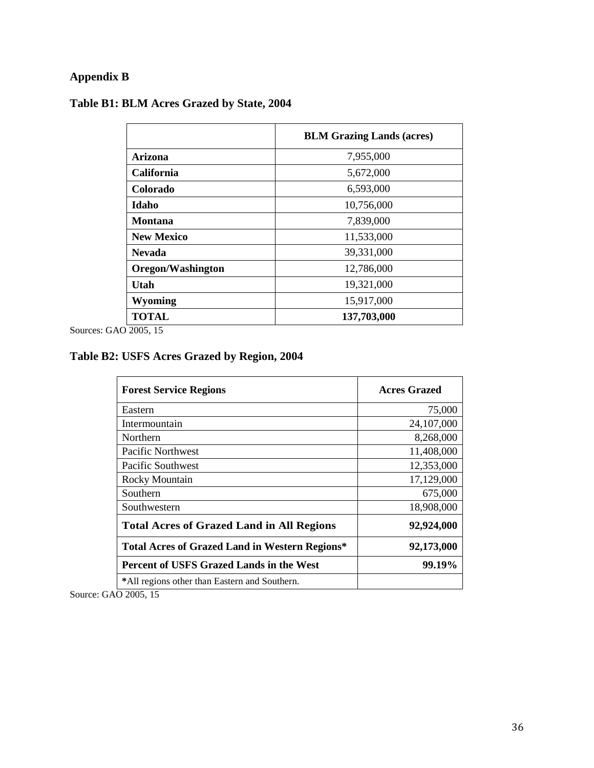## Appendix B

### Table B1: BLM Acres Grazed by State, 2004

| | BLM Grazing Lands (acres) |
|---|---|
| **Arizona** | 7,955,000 |
| **California** | 5,672,000 |
| **Colorado** | 6,593,000 |
| **Idaho** | 10,756,000 |
| **Montana** | 7,839,000 |
| **New Mexico** | 11,533,000 |
| **Nevada** | 39,331,000 |
| **Oregon/Washington** | 12,786,000 |
| **Utah** | 19,321,000 |
| **Wyoming** | 15,917,000 |
| **TOTAL** | **137,703,000** |

Sources: GAO 2005, 15

### Table B2: USFS Acres Grazed by Region, 2004

| Forest Service Regions | Acres Grazed |
|---|---|
| Eastern | 75,000 |
| Intermountain | 24,107,000 |
| Northern | 8,268,000 |
| Pacific Northwest | 11,408,000 |
| Pacific Southwest | 12,353,000 |
| Rocky Mountain | 17,129,000 |
| Southern | 675,000 |
| Southwestern | 18,908,000 |
| **Total Acres of Grazed Land in All Regions** | **92,924,000** |
| **Total Acres of Grazed Land in Western Regions*** | **92,173,000** |
| **Percent of USFS Grazed Lands in the West** | **99.19%** |
| *All regions other than Eastern and Southern. | |

Source: GAO 2005, 15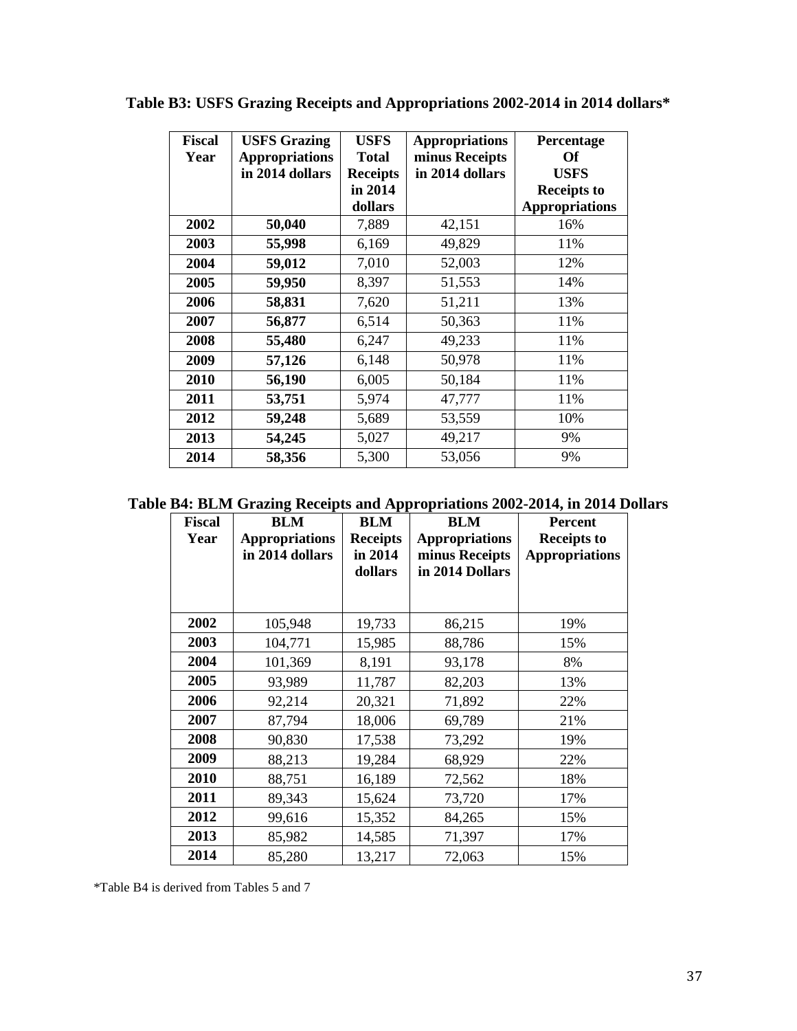**Table B3: USFS Grazing Receipts and Appropriations 2002-2014 in 2014 dollars***

| Fiscal Year | USFS Grazing Appropriations in 2014 dollars | USFS Total Receipts in 2014 dollars | Appropriations minus Receipts in 2014 dollars | Percentage Of USFS Receipts to Appropriations |
|---|---|---|---|---|
| **2002** | **50,040** | 7,889 | 42,151 | 16% |
| **2003** | **55,998** | 6,169 | 49,829 | 11% |
| **2004** | **59,012** | 7,010 | 52,003 | 12% |
| **2005** | **59,950** | 8,397 | 51,553 | 14% |
| **2006** | **58,831** | 7,620 | 51,211 | 13% |
| **2007** | **56,877** | 6,514 | 50,363 | 11% |
| **2008** | **55,480** | 6,247 | 49,233 | 11% |
| **2009** | **57,126** | 6,148 | 50,978 | 11% |
| **2010** | **56,190** | 6,005 | 50,184 | 11% |
| **2011** | **53,751** | 5,974 | 47,777 | 11% |
| **2012** | **59,248** | 5,689 | 53,559 | 10% |
| **2013** | **54,245** | 5,027 | 49,217 | 9% |
| **2014** | **58,356** | 5,300 | 53,056 | 9% |

**Table B4: BLM Grazing Receipts and Appropriations 2002-2014, in 2014 Dollars**

| Fiscal Year | BLM Appropriations in 2014 dollars | BLM Receipts in 2014 dollars | BLM Appropriations minus Receipts in 2014 Dollars | Percent Receipts to Appropriations |
|---|---|---|---|---|
| **2002** | 105,948 | 19,733 | 86,215 | 19% |
| **2003** | 104,771 | 15,985 | 88,786 | 15% |
| **2004** | 101,369 | 8,191 | 93,178 | 8% |
| **2005** | 93,989 | 11,787 | 82,203 | 13% |
| **2006** | 92,214 | 20,321 | 71,892 | 22% |
| **2007** | 87,794 | 18,006 | 69,789 | 21% |
| **2008** | 90,830 | 17,538 | 73,292 | 19% |
| **2009** | 88,213 | 19,284 | 68,929 | 22% |
| **2010** | 88,751 | 16,189 | 72,562 | 18% |
| **2011** | 89,343 | 15,624 | 73,720 | 17% |
| **2012** | 99,616 | 15,352 | 84,265 | 15% |
| **2013** | 85,982 | 14,585 | 71,397 | 17% |
| **2014** | 85,280 | 13,217 | 72,063 | 15% |

*Table B4 is derived from Tables 5 and 7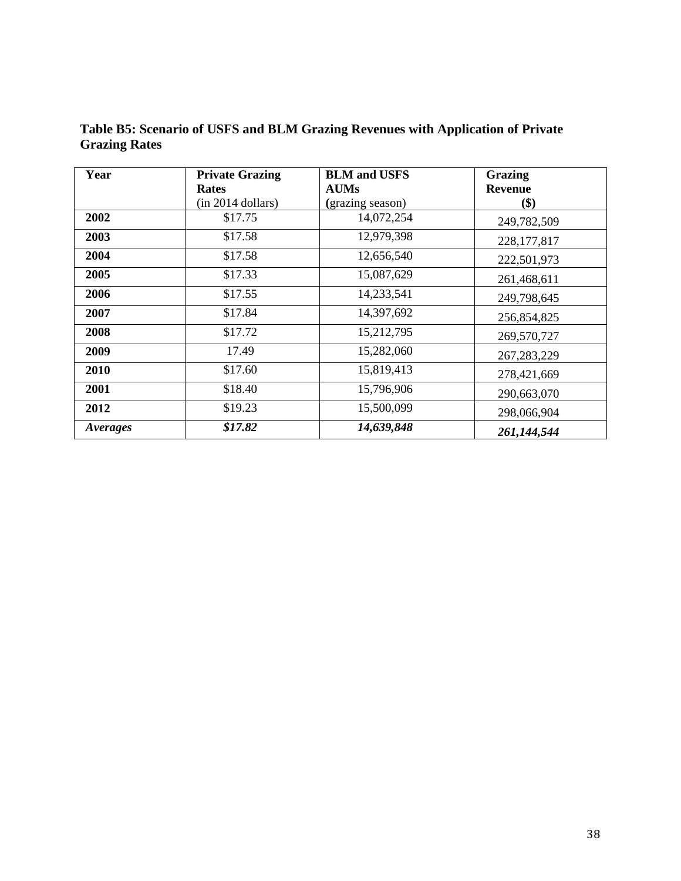**Table B5: Scenario of USFS and BLM Grazing Revenues with Application of Private Grazing Rates**

| Year | Private Grazing Rates (in 2014 dollars) | BLM and USFS AUMs (grazing season) | Grazing Revenue ($) |
|---|---|---|---|
| **2002** | $17.75 | 14,072,254 | 249,782,509 |
| **2003** | $17.58 | 12,979,398 | 228,177,817 |
| **2004** | $17.58 | 12,656,540 | 222,501,973 |
| **2005** | $17.33 | 15,087,629 | 261,468,611 |
| **2006** | $17.55 | 14,233,541 | 249,798,645 |
| **2007** | $17.84 | 14,397,692 | 256,854,825 |
| **2008** | $17.72 | 15,212,795 | 269,570,727 |
| **2009** | 17.49 | 15,282,060 | 267,283,229 |
| **2010** | $17.60 | 15,819,413 | 278,421,669 |
| **2001** | $18.40 | 15,796,906 | 290,663,070 |
| **2012** | $19.23 | 15,500,099 | 298,066,904 |
| ***Averages*** | ***$17.82*** | ***14,639,848*** | ***261,144,544*** |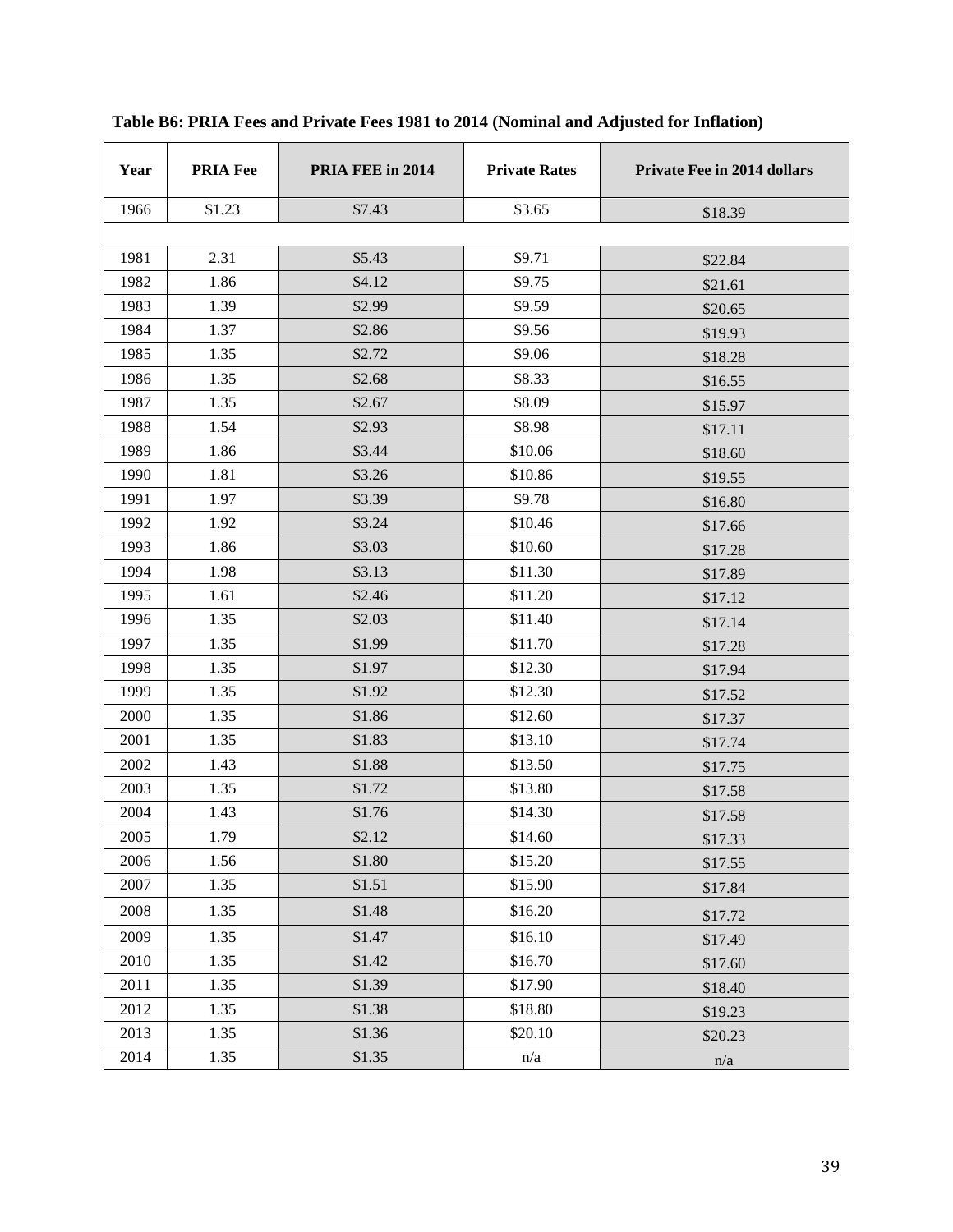**Table B6: PRIA Fees and Private Fees 1981 to 2014 (Nominal and Adjusted for Inflation)**

| Year | PRIA Fee | PRIA FEE in 2014 | Private Rates | Private Fee in 2014 dollars |
|---|---|---|---|---|
| 1966 | $1.23 | $7.43 | $3.65 | $18.39 |
| | | | | |
| 1981 | 2.31 | $5.43 | $9.71 | $22.84 |
| 1982 | 1.86 | $4.12 | $9.75 | $21.61 |
| 1983 | 1.39 | $2.99 | $9.59 | $20.65 |
| 1984 | 1.37 | $2.86 | $9.56 | $19.93 |
| 1985 | 1.35 | $2.72 | $9.06 | $18.28 |
| 1986 | 1.35 | $2.68 | $8.33 | $16.55 |
| 1987 | 1.35 | $2.67 | $8.09 | $15.97 |
| 1988 | 1.54 | $2.93 | $8.98 | $17.11 |
| 1989 | 1.86 | $3.44 | $10.06 | $18.60 |
| 1990 | 1.81 | $3.26 | $10.86 | $19.55 |
| 1991 | 1.97 | $3.39 | $9.78 | $16.80 |
| 1992 | 1.92 | $3.24 | $10.46 | $17.66 |
| 1993 | 1.86 | $3.03 | $10.60 | $17.28 |
| 1994 | 1.98 | $3.13 | $11.30 | $17.89 |
| 1995 | 1.61 | $2.46 | $11.20 | $17.12 |
| 1996 | 1.35 | $2.03 | $11.40 | $17.14 |
| 1997 | 1.35 | $1.99 | $11.70 | $17.28 |
| 1998 | 1.35 | $1.97 | $12.30 | $17.94 |
| 1999 | 1.35 | $1.92 | $12.30 | $17.52 |
| 2000 | 1.35 | $1.86 | $12.60 | $17.37 |
| 2001 | 1.35 | $1.83 | $13.10 | $17.74 |
| 2002 | 1.43 | $1.88 | $13.50 | $17.75 |
| 2003 | 1.35 | $1.72 | $13.80 | $17.58 |
| 2004 | 1.43 | $1.76 | $14.30 | $17.58 |
| 2005 | 1.79 | $2.12 | $14.60 | $17.33 |
| 2006 | 1.56 | $1.80 | $15.20 | $17.55 |
| 2007 | 1.35 | $1.51 | $15.90 | $17.84 |
| 2008 | 1.35 | $1.48 | $16.20 | $17.72 |
| 2009 | 1.35 | $1.47 | $16.10 | $17.49 |
| 2010 | 1.35 | $1.42 | $16.70 | $17.60 |
| 2011 | 1.35 | $1.39 | $17.90 | $18.40 |
| 2012 | 1.35 | $1.38 | $18.80 | $19.23 |
| 2013 | 1.35 | $1.36 | $20.10 | $20.23 |
| 2014 | 1.35 | $1.35 | n/a | n/a |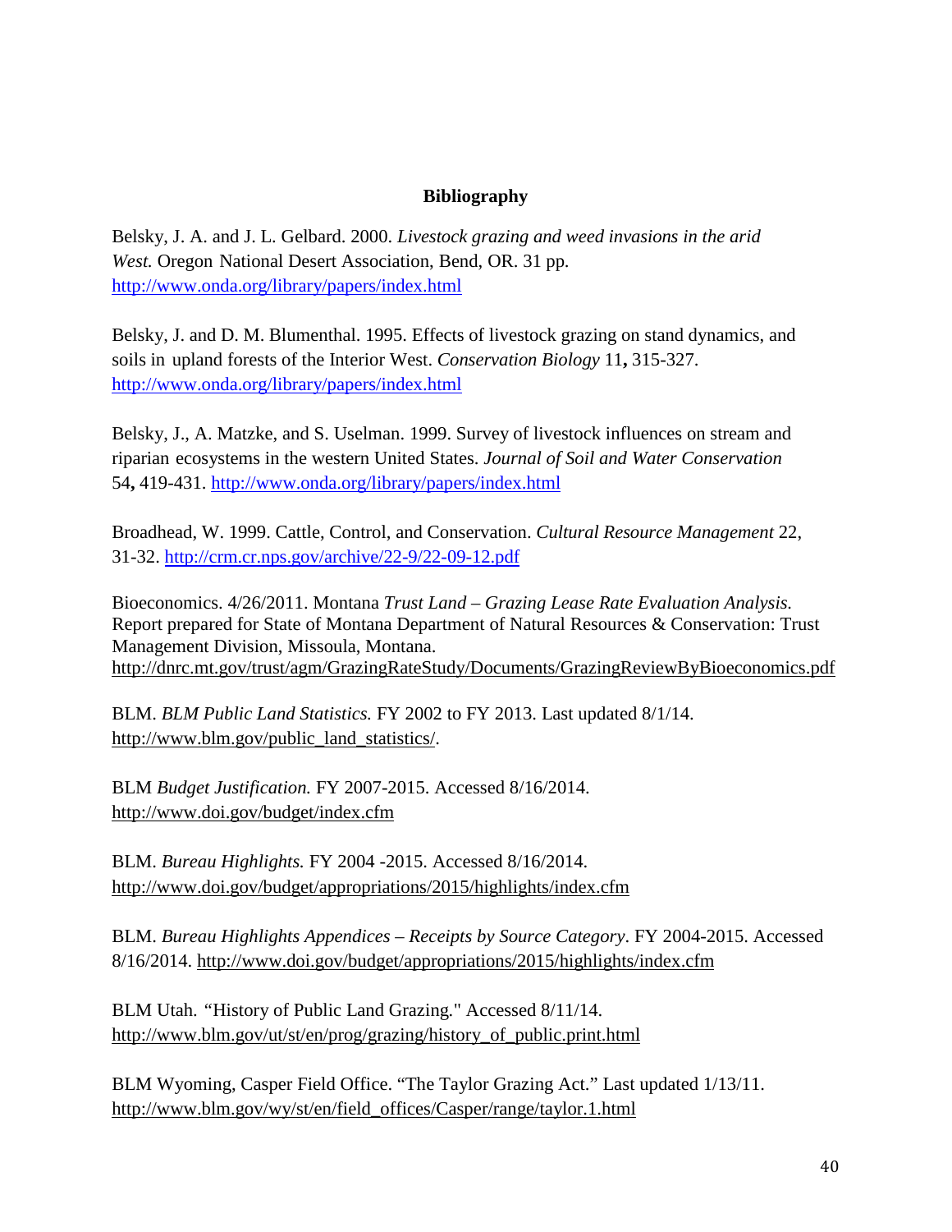## Bibliography

Belsky, J. A. and J. L. Gelbard. 2000. *Livestock grazing and weed invasions in the arid West.* Oregon National Desert Association, Bend, OR. 31 pp. http://www.onda.org/library/papers/index.html

Belsky, J. and D. M. Blumenthal. 1995. Effects of livestock grazing on stand dynamics, and soils in upland forests of the Interior West. *Conservation Biology* 11**,** 315-327. http://www.onda.org/library/papers/index.html

Belsky, J., A. Matzke, and S. Uselman. 1999. Survey of livestock influences on stream and riparian ecosystems in the western United States. *Journal of Soil and Water Conservation* 54**,** 419-431. http://www.onda.org/library/papers/index.html

Broadhead, W. 1999. Cattle, Control, and Conservation. *Cultural Resource Management* 22, 31-32. http://crm.cr.nps.gov/archive/22-9/22-09-12.pdf

Bioeconomics. 4/26/2011. Montana *Trust Land – Grazing Lease Rate Evaluation Analysis.* Report prepared for State of Montana Department of Natural Resources & Conservation: Trust Management Division, Missoula, Montana. http://dnrc.mt.gov/trust/agm/GrazingRateStudy/Documents/GrazingReviewByBioeconomics.pdf

BLM. *BLM Public Land Statistics.* FY 2002 to FY 2013. Last updated 8/1/14. http://www.blm.gov/public_land_statistics/.

BLM *Budget Justification.* FY 2007-2015. Accessed 8/16/2014. http://www.doi.gov/budget/index.cfm

BLM. *Bureau Highlights.* FY 2004 -2015. Accessed 8/16/2014. http://www.doi.gov/budget/appropriations/2015/highlights/index.cfm

BLM. *Bureau Highlights Appendices – Receipts by Source Category*. FY 2004-2015. Accessed 8/16/2014. http://www.doi.gov/budget/appropriations/2015/highlights/index.cfm

BLM Utah. "History of Public Land Grazing." Accessed 8/11/14. http://www.blm.gov/ut/st/en/prog/grazing/history_of_public.print.html

BLM Wyoming, Casper Field Office. "The Taylor Grazing Act." Last updated 1/13/11. http://www.blm.gov/wy/st/en/field_offices/Casper/range/taylor.1.html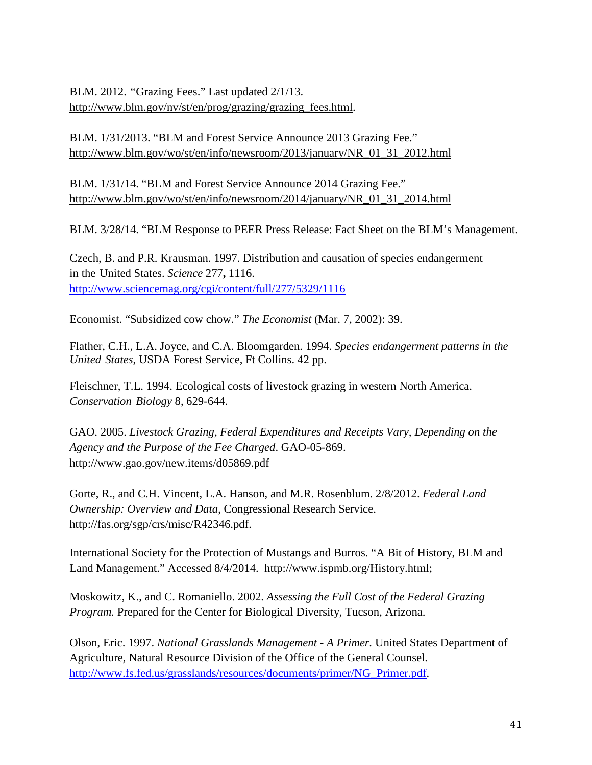BLM. 2012. "Grazing Fees." Last updated 2/1/13. http://www.blm.gov/nv/st/en/prog/grazing/grazing_fees.html.

BLM. 1/31/2013. "BLM and Forest Service Announce 2013 Grazing Fee." http://www.blm.gov/wo/st/en/info/newsroom/2013/january/NR_01_31_2012.html

BLM. 1/31/14. "BLM and Forest Service Announce 2014 Grazing Fee." http://www.blm.gov/wo/st/en/info/newsroom/2014/january/NR_01_31_2014.html

BLM. 3/28/14. "BLM Response to PEER Press Release: Fact Sheet on the BLM's Management.

Czech, B. and P.R. Krausman. 1997. Distribution and causation of species endangerment in the United States. *Science* 277**,** 1116. http://www.sciencemag.org/cgi/content/full/277/5329/1116

Economist. "Subsidized cow chow." *The Economist* (Mar. 7, 2002): 39.

Flather, C.H., L.A. Joyce, and C.A. Bloomgarden. 1994. *Species endangerment patterns in the United States*, USDA Forest Service, Ft Collins. 42 pp.

Fleischner, T.L. 1994. Ecological costs of livestock grazing in western North America. *Conservation Biology* 8, 629-644.

GAO. 2005. *Livestock Grazing, Federal Expenditures and Receipts Vary, Depending on the Agency and the Purpose of the Fee Charged*. GAO-05-869. http://www.gao.gov/new.items/d05869.pdf

Gorte, R., and C.H. Vincent, L.A. Hanson, and M.R. Rosenblum. 2/8/2012. *Federal Land Ownership: Overview and Data*, Congressional Research Service. http://fas.org/sgp/crs/misc/R42346.pdf.

International Society for the Protection of Mustangs and Burros. "A Bit of History, BLM and Land Management." Accessed 8/4/2014. http://www.ispmb.org/History.html;

Moskowitz, K., and C. Romaniello. 2002. *Assessing the Full Cost of the Federal Grazing Program.* Prepared for the Center for Biological Diversity, Tucson, Arizona.

Olson, Eric. 1997. *National Grasslands Management - A Primer.* United States Department of Agriculture, Natural Resource Division of the Office of the General Counsel. http://www.fs.fed.us/grasslands/resources/documents/primer/NG_Primer.pdf.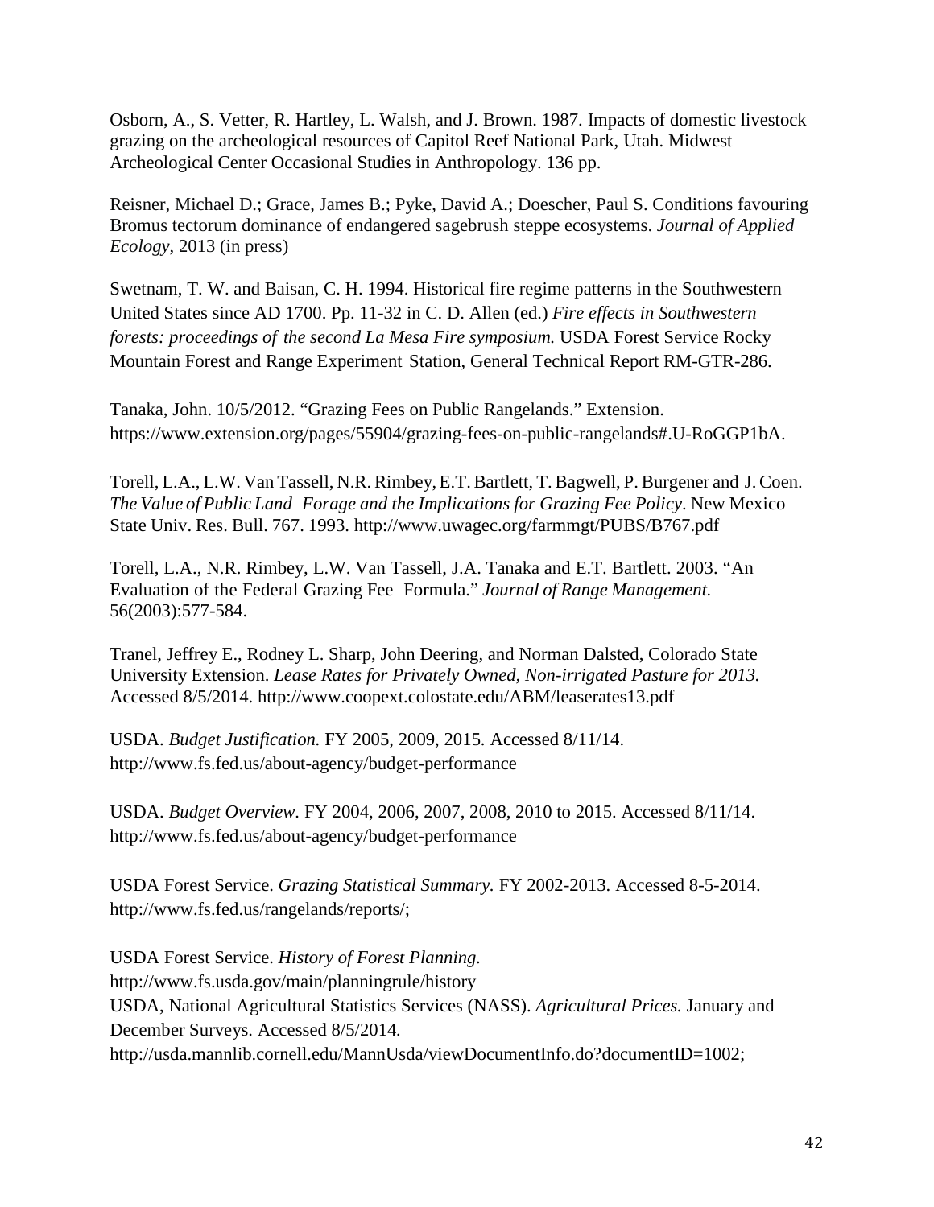Osborn, A., S. Vetter, R. Hartley, L. Walsh, and J. Brown. 1987. Impacts of domestic livestock grazing on the archeological resources of Capitol Reef National Park, Utah. Midwest Archeological Center Occasional Studies in Anthropology. 136 pp.

Reisner, Michael D.; Grace, James B.; Pyke, David A.; Doescher, Paul S. Conditions favouring Bromus tectorum dominance of endangered sagebrush steppe ecosystems. *Journal of Applied Ecology*, 2013 (in press)

Swetnam, T. W. and Baisan, C. H. 1994. Historical fire regime patterns in the Southwestern United States since AD 1700. Pp. 11-32 in C. D. Allen (ed.) *Fire effects in Southwestern forests: proceedings of the second La Mesa Fire symposium.* USDA Forest Service Rocky Mountain Forest and Range Experiment Station, General Technical Report RM-GTR-286.

Tanaka, John. 10/5/2012. "Grazing Fees on Public Rangelands." Extension. https://www.extension.org/pages/55904/grazing-fees-on-public-rangelands#.U-RoGGP1bA.

Torell, L.A., L.W. Van Tassell, N.R. Rimbey, E.T. Bartlett, T. Bagwell, P. Burgener and J. Coen. *The Value of Public Land Forage and the Implications for Grazing Fee Policy*. New Mexico State Univ. Res. Bull. 767. 1993. http://www.uwagec.org/farmmgt/PUBS/B767.pdf

Torell, L.A., N.R. Rimbey, L.W. Van Tassell, J.A. Tanaka and E.T. Bartlett. 2003. "An Evaluation of the Federal Grazing Fee Formula." *Journal of Range Management.* 56(2003):577-584.

Tranel, Jeffrey E., Rodney L. Sharp, John Deering, and Norman Dalsted, Colorado State University Extension. *Lease Rates for Privately Owned, Non-irrigated Pasture for 2013.* Accessed 8/5/2014. http://www.coopext.colostate.edu/ABM/leaserates13.pdf

USDA. *Budget Justification.* FY 2005, 2009, 2015. Accessed 8/11/14. http://www.fs.fed.us/about-agency/budget-performance

USDA. *Budget Overview*. FY 2004, 2006, 2007, 2008, 2010 to 2015. Accessed 8/11/14. http://www.fs.fed.us/about-agency/budget-performance

USDA Forest Service. *Grazing Statistical Summary.* FY 2002-2013. Accessed 8-5-2014. http://www.fs.fed.us/rangelands/reports/;

USDA Forest Service. *History of Forest Planning.*
http://www.fs.usda.gov/main/planningrule/history

USDA, National Agricultural Statistics Services (NASS). *Agricultural Prices.* January and December Surveys. Accessed 8/5/2014.
http://usda.mannlib.cornell.edu/MannUsda/viewDocumentInfo.do?documentID=1002;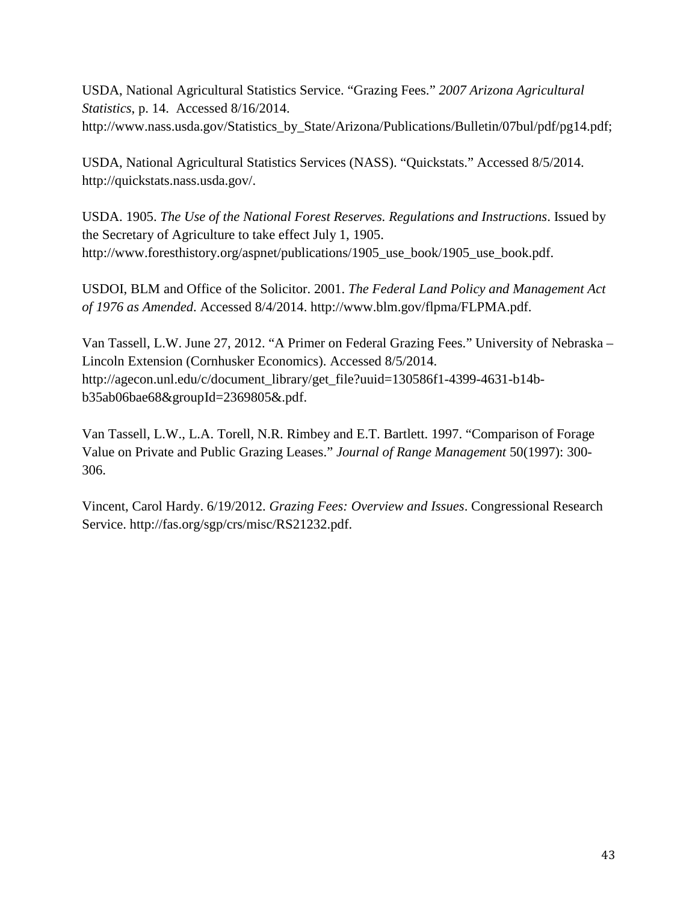USDA, National Agricultural Statistics Service. “Grazing Fees.” *2007 Arizona Agricultural Statistics*, p. 14. Accessed 8/16/2014. http://www.nass.usda.gov/Statistics_by_State/Arizona/Publications/Bulletin/07bul/pdf/pg14.pdf;

USDA, National Agricultural Statistics Services (NASS). “Quickstats.” Accessed 8/5/2014. http://quickstats.nass.usda.gov/.

USDA. 1905. *The Use of the National Forest Reserves. Regulations and Instructions*. Issued by the Secretary of Agriculture to take effect July 1, 1905. http://www.foresthistory.org/aspnet/publications/1905_use_book/1905_use_book.pdf.

USDOI, BLM and Office of the Solicitor. 2001. *The Federal Land Policy and Management Act of 1976 as Amended.* Accessed 8/4/2014. http://www.blm.gov/flpma/FLPMA.pdf.

Van Tassell, L.W. June 27, 2012. “A Primer on Federal Grazing Fees.” University of Nebraska – Lincoln Extension (Cornhusker Economics). Accessed 8/5/2014. http://agecon.unl.edu/c/document_library/get_file?uuid=130586f1-4399-4631-b14b-b35ab06bae68&groupId=2369805&.pdf.

Van Tassell, L.W., L.A. Torell, N.R. Rimbey and E.T. Bartlett. 1997. “Comparison of Forage Value on Private and Public Grazing Leases.” *Journal of Range Management* 50(1997): 300-306.

Vincent, Carol Hardy. 6/19/2012. *Grazing Fees: Overview and Issues*. Congressional Research Service. http://fas.org/sgp/crs/misc/RS21232.pdf.